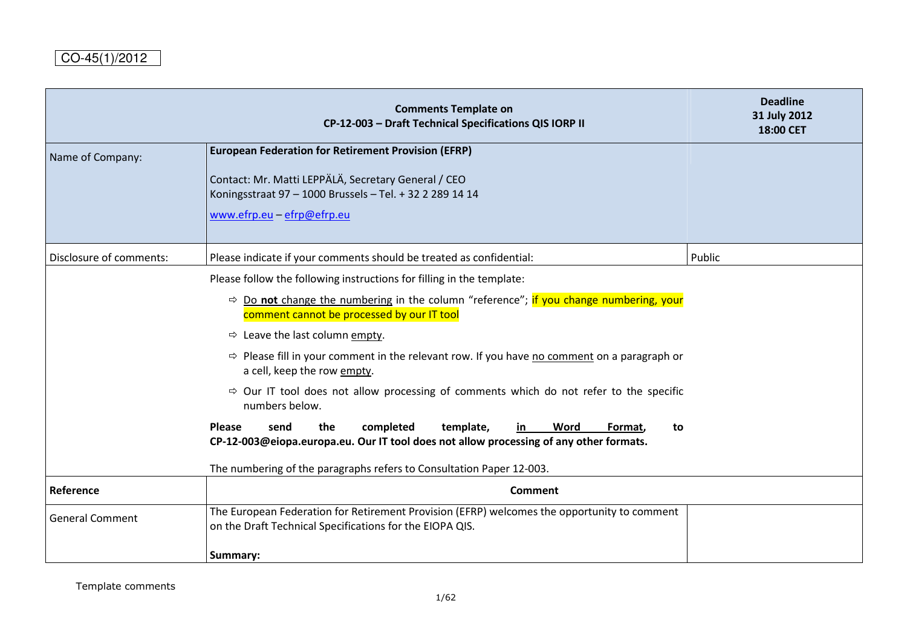CO-45(1)/2012

| Comments Template on CP-12-003 – Draft Technical Specifications QIS IORP II | | Deadline 31 July 2012 18:00 CET |
|---|---|---|
| Name of Company: | **European Federation for Retirement Provision (EFRP)**<br><br>Contact: Mr. Matti LEPPÄLÄ, Secretary General / CEO<br>Koningsstraat 97 – 1000 Brussels – Tel. + 32 2 289 14 14<br>www.efrp.eu – efrp@efrp.eu | |
| Disclosure of comments: | Please indicate if your comments should be treated as confidential: | Public |
| | Please follow the following instructions for filling in the template:<br><br>⇨ Do **not** change the numbering in the column "reference"; if you change numbering, your comment cannot be processed by our IT tool<br><br>⇨ Leave the last column empty.<br><br>⇨ Please fill in your comment in the relevant row. If you have no comment on a paragraph or a cell, keep the row empty.<br><br>⇨ Our IT tool does not allow processing of comments which do not refer to the specific numbers below.<br><br>**Please send the completed template, in Word Format, to CP-12-003@eiopa.europa.eu. Our IT tool does not allow processing of any other formats.**<br><br>The numbering of the paragraphs refers to Consultation Paper 12-003. | |
| **Reference** | **Comment** | |
| General Comment | The European Federation for Retirement Provision (EFRP) welcomes the opportunity to comment on the Draft Technical Specifications for the EIOPA QIS.<br><br>**Summary:** | |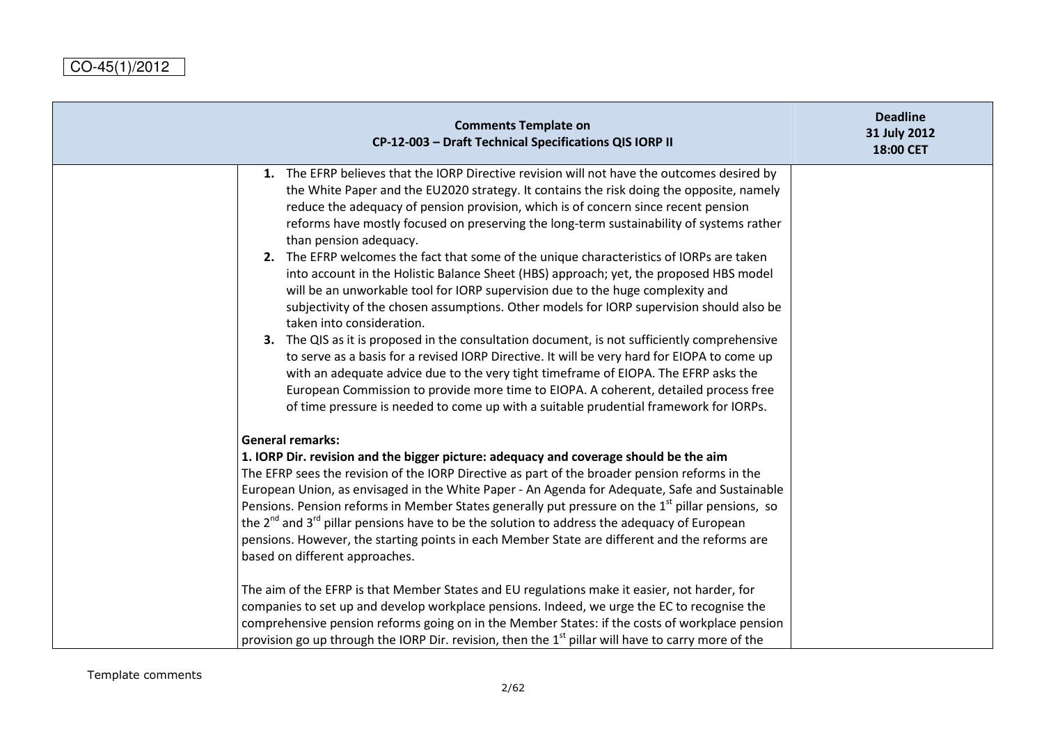CO-45(1)/2012

| | Comments Template on CP-12-003 – Draft Technical Specifications QIS IORP II | Deadline 31 July 2012 18:00 CET |
|---|---|---|
| | **1.** The EFRP believes that the IORP Directive revision will not have the outcomes desired by the White Paper and the EU2020 strategy. It contains the risk doing the opposite, namely reduce the adequacy of pension provision, which is of concern since recent pension reforms have mostly focused on preserving the long-term sustainability of systems rather than pension adequacy.<br>**2.** The EFRP welcomes the fact that some of the unique characteristics of IORPs are taken into account in the Holistic Balance Sheet (HBS) approach; yet, the proposed HBS model will be an unworkable tool for IORP supervision due to the huge complexity and subjectivity of the chosen assumptions. Other models for IORP supervision should also be taken into consideration.<br>**3.** The QIS as it is proposed in the consultation document, is not sufficiently comprehensive to serve as a basis for a revised IORP Directive. It will be very hard for EIOPA to come up with an adequate advice due to the very tight timeframe of EIOPA. The EFRP asks the European Commission to provide more time to EIOPA. A coherent, detailed process free of time pressure is needed to come up with a suitable prudential framework for IORPs.<br><br>**General remarks:**<br>**1. IORP Dir. revision and the bigger picture: adequacy and coverage should be the aim**<br>The EFRP sees the revision of the IORP Directive as part of the broader pension reforms in the European Union, as envisaged in the White Paper - An Agenda for Adequate, Safe and Sustainable Pensions. Pension reforms in Member States generally put pressure on the 1st pillar pensions, so the 2nd and 3rd pillar pensions have to be the solution to address the adequacy of European pensions. However, the starting points in each Member State are different and the reforms are based on different approaches.<br><br>The aim of the EFRP is that Member States and EU regulations make it easier, not harder, for companies to set up and develop workplace pensions. Indeed, we urge the EC to recognise the comprehensive pension reforms going on in the Member States: if the costs of workplace pension provision go up through the IORP Dir. revision, then the 1st pillar will have to carry more of the | |

Template comments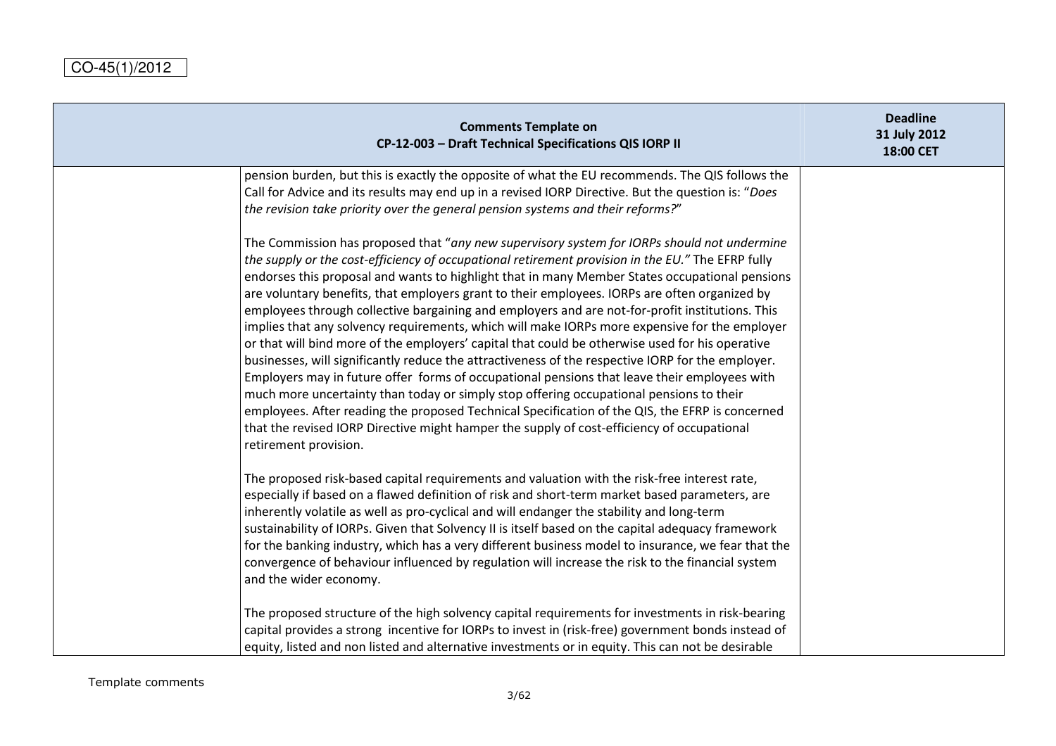CO-45(1)/2012

| | Comments Template on CP-12-003 – Draft Technical Specifications QIS IORP II | Deadline 31 July 2012 18:00 CET |
|---|---|---|
| | pension burden, but this is exactly the opposite of what the EU recommends. The QIS follows the Call for Advice and its results may end up in a revised IORP Directive. But the question is: "*Does the revision take priority over the general pension systems and their reforms?*"<br><br>The Commission has proposed that "*any new supervisory system for IORPs should not undermine the supply or the cost-efficiency of occupational retirement provision in the EU.*" The EFRP fully endorses this proposal and wants to highlight that in many Member States occupational pensions are voluntary benefits, that employers grant to their employees. IORPs are often organized by employees through collective bargaining and employers and are not-for-profit institutions. This implies that any solvency requirements, which will make IORPs more expensive for the employer or that will bind more of the employers' capital that could be otherwise used for his operative businesses, will significantly reduce the attractiveness of the respective IORP for the employer. Employers may in future offer forms of occupational pensions that leave their employees with much more uncertainty than today or simply stop offering occupational pensions to their employees. After reading the proposed Technical Specification of the QIS, the EFRP is concerned that the revised IORP Directive might hamper the supply of cost-efficiency of occupational retirement provision.<br><br>The proposed risk-based capital requirements and valuation with the risk-free interest rate, especially if based on a flawed definition of risk and short-term market based parameters, are inherently volatile as well as pro-cyclical and will endanger the stability and long-term sustainability of IORPs. Given that Solvency II is itself based on the capital adequacy framework for the banking industry, which has a very different business model to insurance, we fear that the convergence of behaviour influenced by regulation will increase the risk to the financial system and the wider economy.<br><br>The proposed structure of the high solvency capital requirements for investments in risk-bearing capital provides a strong incentive for IORPs to invest in (risk-free) government bonds instead of equity, listed and non listed and alternative investments or in equity. This can not be desirable | |

Template comments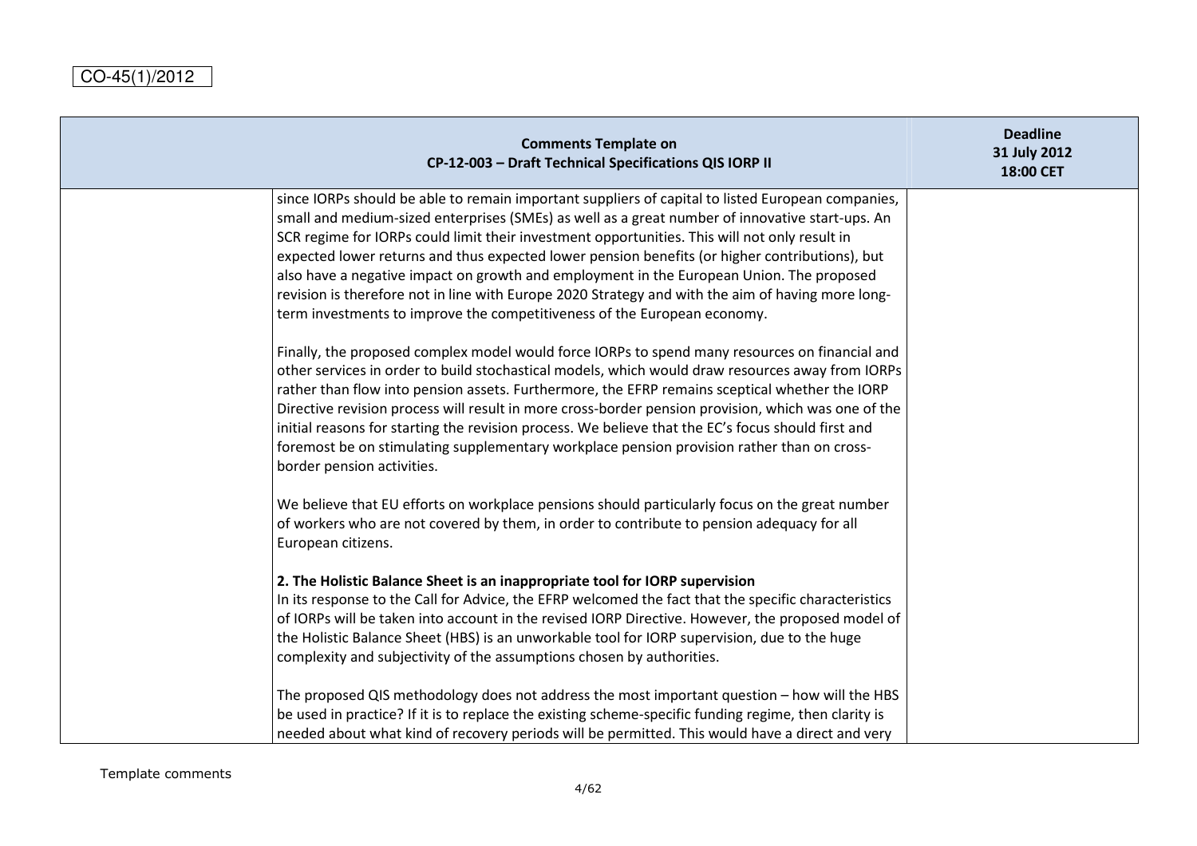CO-45(1)/2012

| Comments Template on CP-12-003 – Draft Technical Specifications QIS IORP II | | Deadline 31 July 2012 18:00 CET |
|---|---|---|
| | since IORPs should be able to remain important suppliers of capital to listed European companies, small and medium-sized enterprises (SMEs) as well as a great number of innovative start-ups. An SCR regime for IORPs could limit their investment opportunities. This will not only result in expected lower returns and thus expected lower pension benefits (or higher contributions), but also have a negative impact on growth and employment in the European Union. The proposed revision is therefore not in line with Europe 2020 Strategy and with the aim of having more long-term investments to improve the competitiveness of the European economy.<br><br>Finally, the proposed complex model would force IORPs to spend many resources on financial and other services in order to build stochastical models, which would draw resources away from IORPs rather than flow into pension assets. Furthermore, the EFRP remains sceptical whether the IORP Directive revision process will result in more cross-border pension provision, which was one of the initial reasons for starting the revision process. We believe that the EC's focus should first and foremost be on stimulating supplementary workplace pension provision rather than on cross-border pension activities.<br><br>We believe that EU efforts on workplace pensions should particularly focus on the great number of workers who are not covered by them, in order to contribute to pension adequacy for all European citizens.<br><br>**2. The Holistic Balance Sheet is an inappropriate tool for IORP supervision**<br>In its response to the Call for Advice, the EFRP welcomed the fact that the specific characteristics of IORPs will be taken into account in the revised IORP Directive. However, the proposed model of the Holistic Balance Sheet (HBS) is an unworkable tool for IORP supervision, due to the huge complexity and subjectivity of the assumptions chosen by authorities.<br><br>The proposed QIS methodology does not address the most important question – how will the HBS be used in practice? If it is to replace the existing scheme-specific funding regime, then clarity is needed about what kind of recovery periods will be permitted. This would have a direct and very | |

Template comments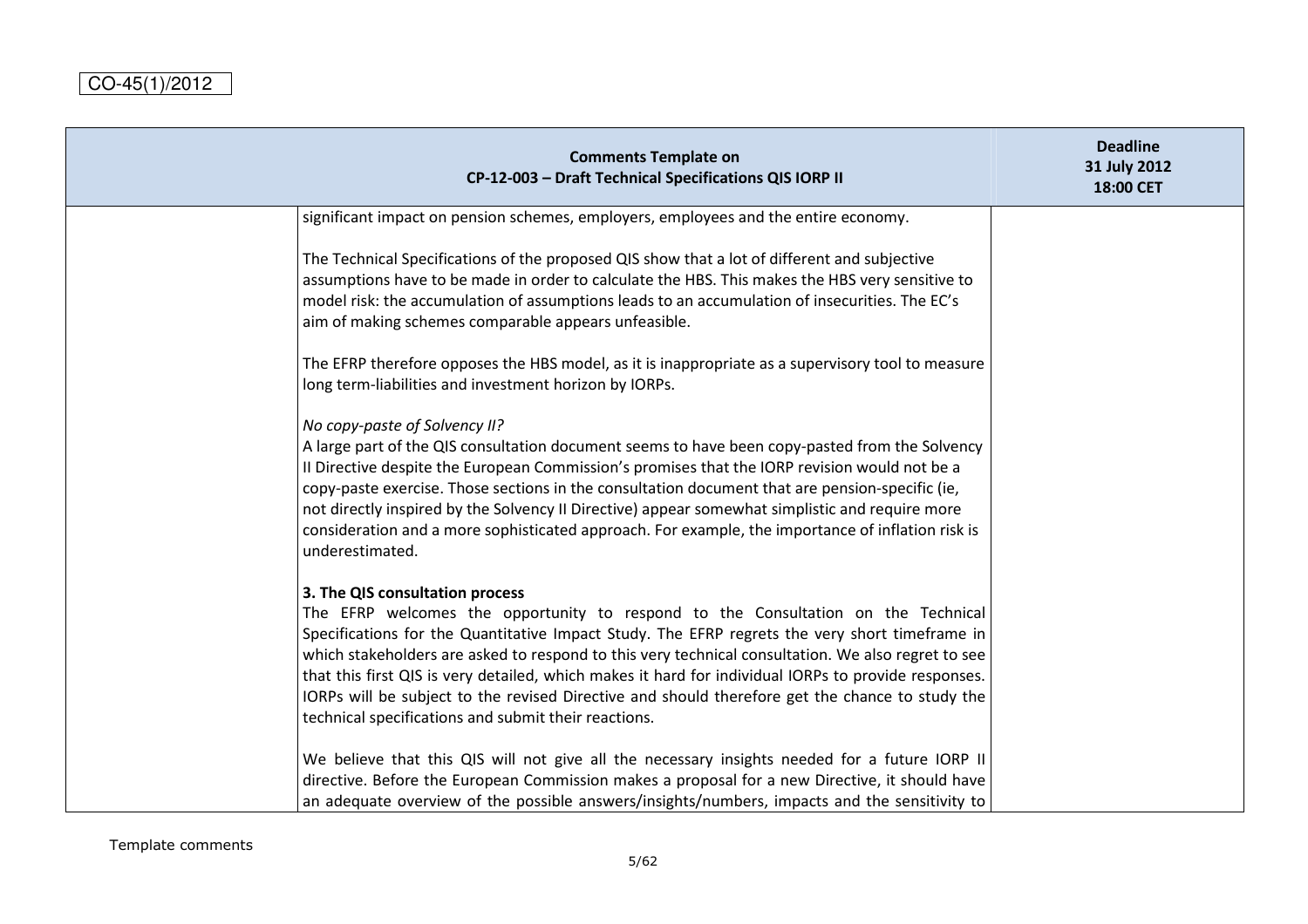CO-45(1)/2012

| Comments Template on CP-12-003 – Draft Technical Specifications QIS IORP II | | Deadline 31 July 2012 18:00 CET |
|---|---|---|
| | significant impact on pension schemes, employers, employees and the entire economy.<br><br>The Technical Specifications of the proposed QIS show that a lot of different and subjective assumptions have to be made in order to calculate the HBS. This makes the HBS very sensitive to model risk: the accumulation of assumptions leads to an accumulation of insecurities. The EC's aim of making schemes comparable appears unfeasible.<br><br>The EFRP therefore opposes the HBS model, as it is inappropriate as a supervisory tool to measure long term-liabilities and investment horizon by IORPs.<br><br>*No copy-paste of Solvency II?*<br>A large part of the QIS consultation document seems to have been copy-pasted from the Solvency II Directive despite the European Commission's promises that the IORP revision would not be a copy-paste exercise. Those sections in the consultation document that are pension-specific (ie, not directly inspired by the Solvency II Directive) appear somewhat simplistic and require more consideration and a more sophisticated approach. For example, the importance of inflation risk is underestimated.<br><br>**3. The QIS consultation process**<br>The EFRP welcomes the opportunity to respond to the Consultation on the Technical Specifications for the Quantitative Impact Study. The EFRP regrets the very short timeframe in which stakeholders are asked to respond to this very technical consultation. We also regret to see that this first QIS is very detailed, which makes it hard for individual IORPs to provide responses. IORPs will be subject to the revised Directive and should therefore get the chance to study the technical specifications and submit their reactions.<br><br>We believe that this QIS will not give all the necessary insights needed for a future IORP II directive. Before the European Commission makes a proposal for a new Directive, it should have an adequate overview of the possible answers/insights/numbers, impacts and the sensitivity to | |

Template comments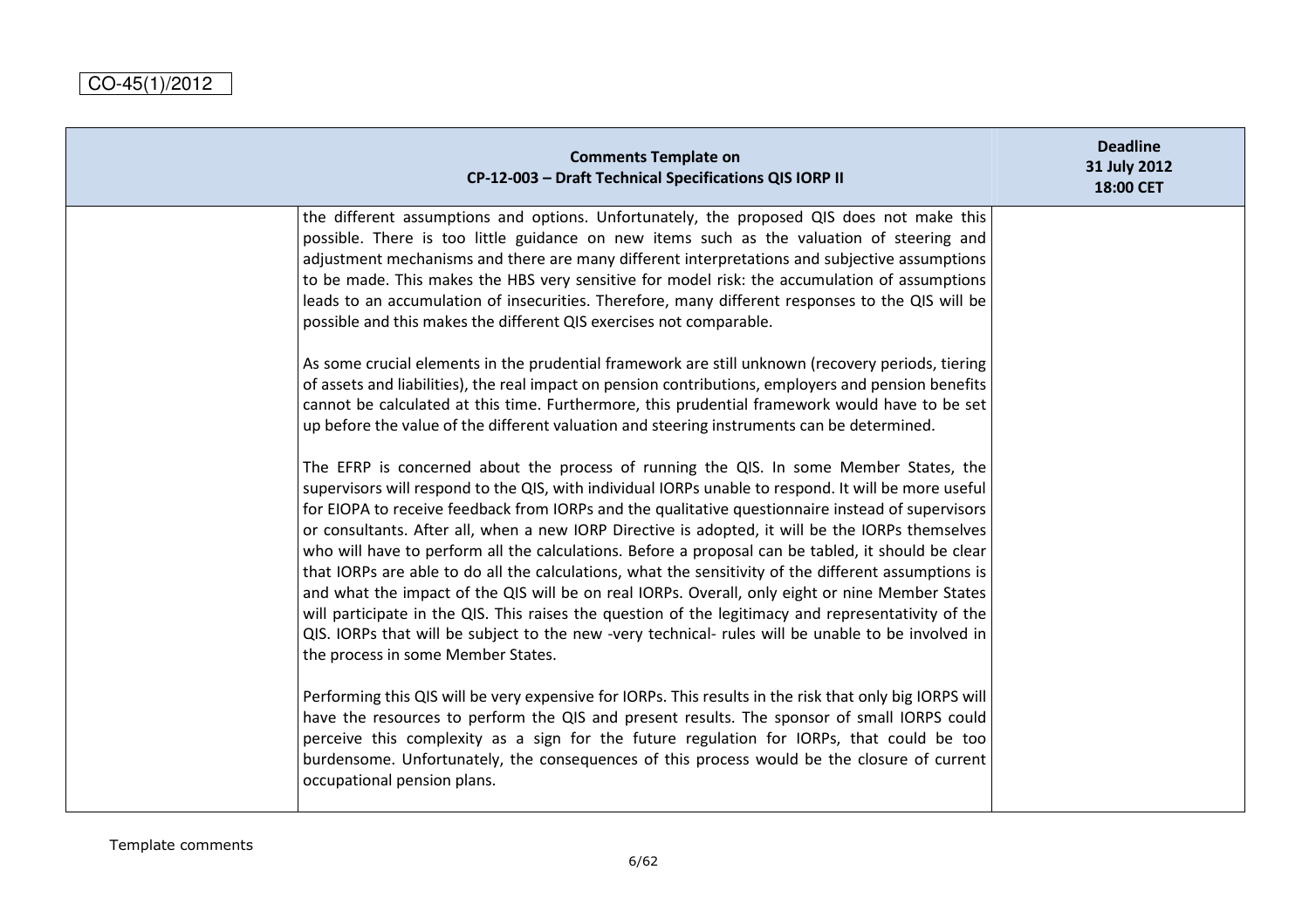| | Comments Template on CP-12-003 – Draft Technical Specifications QIS IORP II | Deadline 31 July 2012 18:00 CET |
|---|---|---|
| | the different assumptions and options. Unfortunately, the proposed QIS does not make this possible. There is too little guidance on new items such as the valuation of steering and adjustment mechanisms and there are many different interpretations and subjective assumptions to be made. This makes the HBS very sensitive for model risk: the accumulation of assumptions leads to an accumulation of insecurities. Therefore, many different responses to the QIS will be possible and this makes the different QIS exercises not comparable.<br><br>As some crucial elements in the prudential framework are still unknown (recovery periods, tiering of assets and liabilities), the real impact on pension contributions, employers and pension benefits cannot be calculated at this time. Furthermore, this prudential framework would have to be set up before the value of the different valuation and steering instruments can be determined.<br><br>The EFRP is concerned about the process of running the QIS. In some Member States, the supervisors will respond to the QIS, with individual IORPs unable to respond. It will be more useful for EIOPA to receive feedback from IORPs and the qualitative questionnaire instead of supervisors or consultants. After all, when a new IORP Directive is adopted, it will be the IORPs themselves who will have to perform all the calculations. Before a proposal can be tabled, it should be clear that IORPs are able to do all the calculations, what the sensitivity of the different assumptions is and what the impact of the QIS will be on real IORPs. Overall, only eight or nine Member States will participate in the QIS. This raises the question of the legitimacy and representativity of the QIS. IORPs that will be subject to the new -very technical- rules will be unable to be involved in the process in some Member States.<br><br>Performing this QIS will be very expensive for IORPs. This results in the risk that only big IORPS will have the resources to perform the QIS and present results. The sponsor of small IORPS could perceive this complexity as a sign for the future regulation for IORPs, that could be too burdensome. Unfortunately, the consequences of this process would be the closure of current occupational pension plans. | |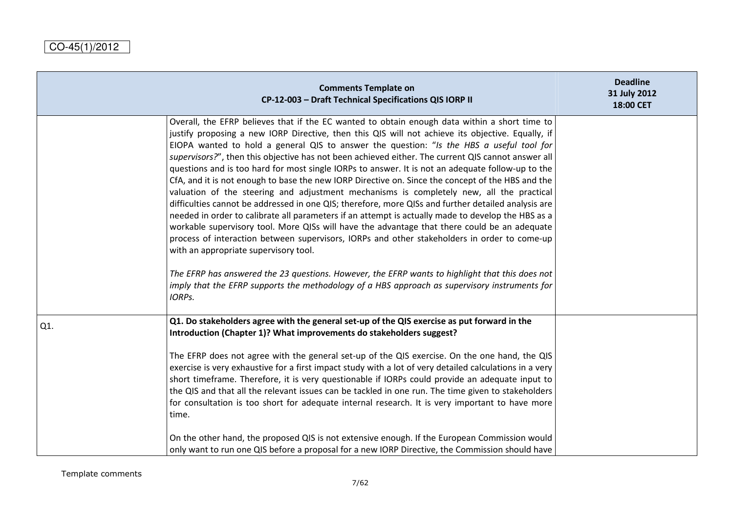CO-45(1)/2012

| | Comments Template on CP-12-003 – Draft Technical Specifications QIS IORP II | Deadline 31 July 2012 18:00 CET |
|---|---|---|
| | Overall, the EFRP believes that if the EC wanted to obtain enough data within a short time to justify proposing a new IORP Directive, then this QIS will not achieve its objective. Equally, if EIOPA wanted to hold a general QIS to answer the question: "*Is the HBS a useful tool for supervisors?*", then this objective has not been achieved either. The current QIS cannot answer all questions and is too hard for most single IORPs to answer. It is not an adequate follow-up to the CfA, and it is not enough to base the new IORP Directive on. Since the concept of the HBS and the valuation of the steering and adjustment mechanisms is completely new, all the practical difficulties cannot be addressed in one QIS; therefore, more QISs and further detailed analysis are needed in order to calibrate all parameters if an attempt is actually made to develop the HBS as a workable supervisory tool. More QISs will have the advantage that there could be an adequate process of interaction between supervisors, IORPs and other stakeholders in order to come-up with an appropriate supervisory tool.<br><br>*The EFRP has answered the 23 questions. However, the EFRP wants to highlight that this does not imply that the EFRP supports the methodology of a HBS approach as supervisory instruments for IORPs.* | |
| Q1. | **Q1. Do stakeholders agree with the general set-up of the QIS exercise as put forward in the Introduction (Chapter 1)? What improvements do stakeholders suggest?**<br><br>The EFRP does not agree with the general set-up of the QIS exercise. On the one hand, the QIS exercise is very exhaustive for a first impact study with a lot of very detailed calculations in a very short timeframe. Therefore, it is very questionable if IORPs could provide an adequate input to the QIS and that all the relevant issues can be tackled in one run. The time given to stakeholders for consultation is too short for adequate internal research. It is very important to have more time.<br><br>On the other hand, the proposed QIS is not extensive enough. If the European Commission would only want to run one QIS before a proposal for a new IORP Directive, the Commission should have | |

Template comments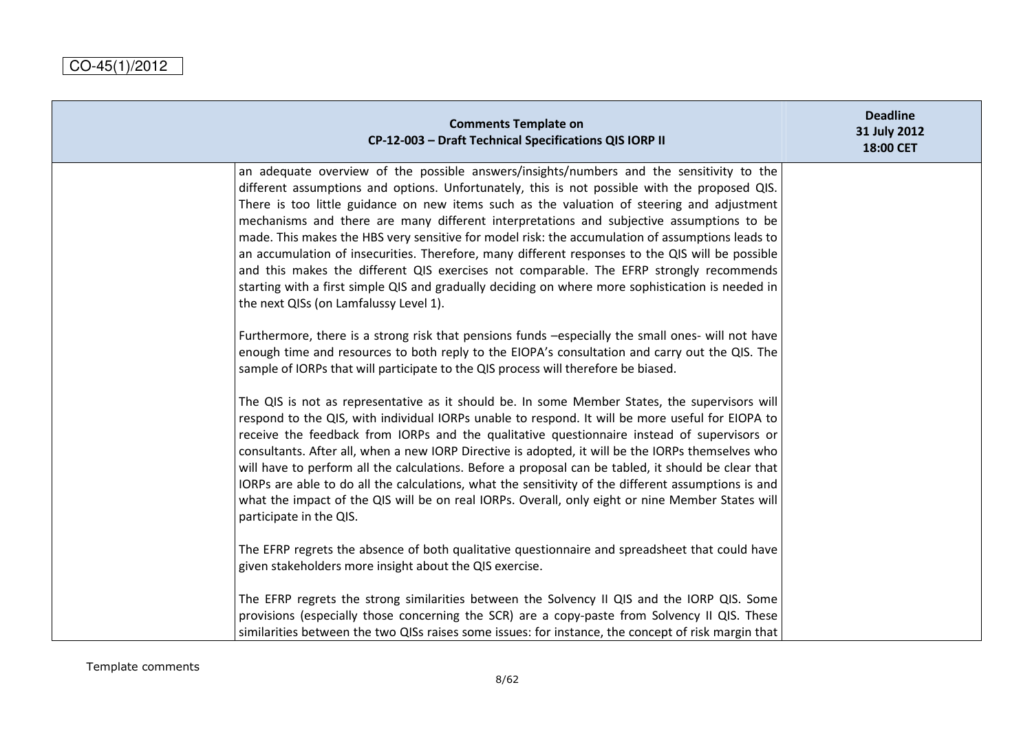CO-45(1)/2012

| Comments Template on CP-12-003 – Draft Technical Specifications QIS IORP II | | Deadline 31 July 2012 18:00 CET |
|---|---|---|
| | an adequate overview of the possible answers/insights/numbers and the sensitivity to the different assumptions and options. Unfortunately, this is not possible with the proposed QIS. There is too little guidance on new items such as the valuation of steering and adjustment mechanisms and there are many different interpretations and subjective assumptions to be made. This makes the HBS very sensitive for model risk: the accumulation of assumptions leads to an accumulation of insecurities. Therefore, many different responses to the QIS will be possible and this makes the different QIS exercises not comparable. The EFRP strongly recommends starting with a first simple QIS and gradually deciding on where more sophistication is needed in the next QISs (on Lamfalussy Level 1).<br><br>Furthermore, there is a strong risk that pensions funds –especially the small ones- will not have enough time and resources to both reply to the EIOPA's consultation and carry out the QIS. The sample of IORPs that will participate to the QIS process will therefore be biased.<br><br>The QIS is not as representative as it should be. In some Member States, the supervisors will respond to the QIS, with individual IORPs unable to respond. It will be more useful for EIOPA to receive the feedback from IORPs and the qualitative questionnaire instead of supervisors or consultants. After all, when a new IORP Directive is adopted, it will be the IORPs themselves who will have to perform all the calculations. Before a proposal can be tabled, it should be clear that IORPs are able to do all the calculations, what the sensitivity of the different assumptions is and what the impact of the QIS will be on real IORPs. Overall, only eight or nine Member States will participate in the QIS.<br><br>The EFRP regrets the absence of both qualitative questionnaire and spreadsheet that could have given stakeholders more insight about the QIS exercise.<br><br>The EFRP regrets the strong similarities between the Solvency II QIS and the IORP QIS. Some provisions (especially those concerning the SCR) are a copy-paste from Solvency II QIS. These similarities between the two QISs raises some issues: for instance, the concept of risk margin that | |

Template comments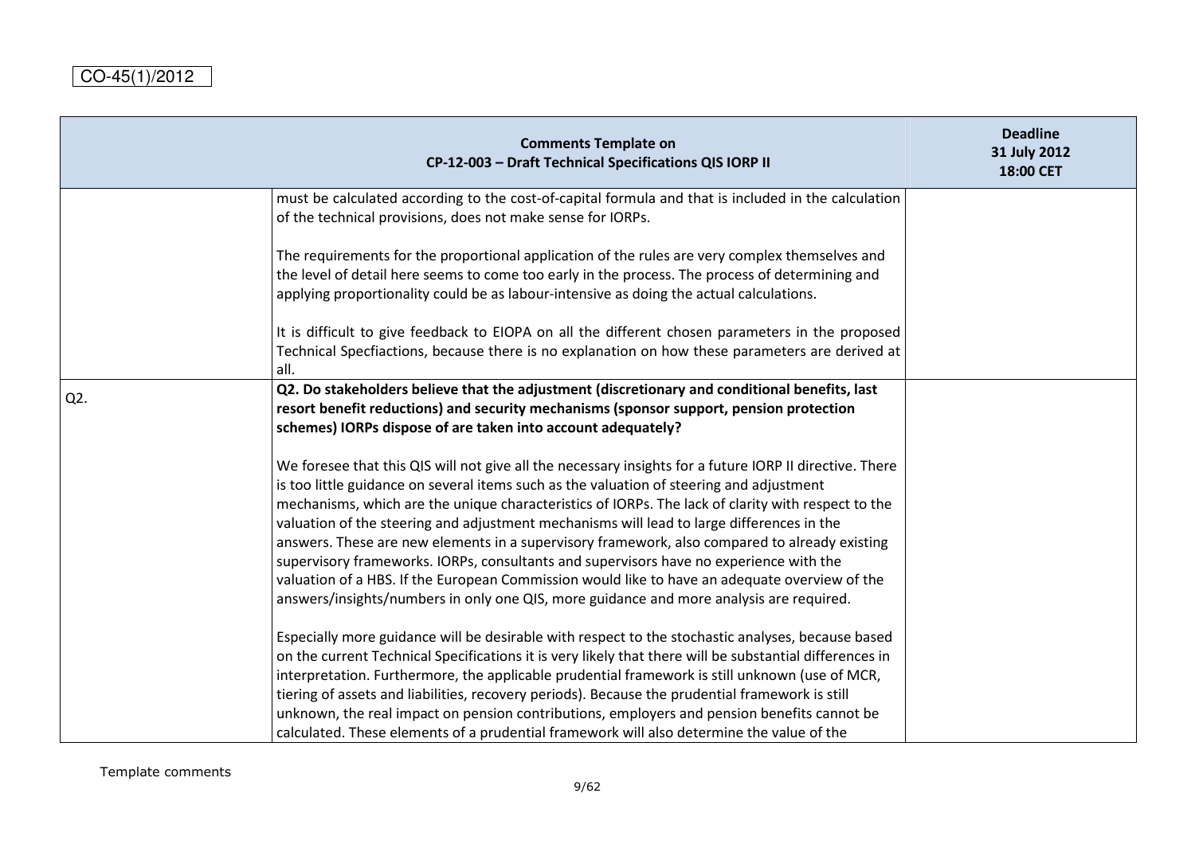CO-45(1)/2012

| Comments Template on CP-12-003 – Draft Technical Specifications QIS IORP II | | Deadline 31 July 2012 18:00 CET |
|---|---|---|
| | must be calculated according to the cost-of-capital formula and that is included in the calculation of the technical provisions, does not make sense for IORPs.<br><br>The requirements for the proportional application of the rules are very complex themselves and the level of detail here seems to come too early in the process. The process of determining and applying proportionality could be as labour-intensive as doing the actual calculations.<br><br>It is difficult to give feedback to EIOPA on all the different chosen parameters in the proposed Technical Specfiactions, because there is no explanation on how these parameters are derived at all. | |
| Q2. | **Q2. Do stakeholders believe that the adjustment (discretionary and conditional benefits, last resort benefit reductions) and security mechanisms (sponsor support, pension protection schemes) IORPs dispose of are taken into account adequately?**<br><br>We foresee that this QIS will not give all the necessary insights for a future IORP II directive. There is too little guidance on several items such as the valuation of steering and adjustment mechanisms, which are the unique characteristics of IORPs. The lack of clarity with respect to the valuation of the steering and adjustment mechanisms will lead to large differences in the answers. These are new elements in a supervisory framework, also compared to already existing supervisory frameworks. IORPs, consultants and supervisors have no experience with the valuation of a HBS. If the European Commission would like to have an adequate overview of the answers/insights/numbers in only one QIS, more guidance and more analysis are required.<br><br>Especially more guidance will be desirable with respect to the stochastic analyses, because based on the current Technical Specifications it is very likely that there will be substantial differences in interpretation. Furthermore, the applicable prudential framework is still unknown (use of MCR, tiering of assets and liabilities, recovery periods). Because the prudential framework is still unknown, the real impact on pension contributions, employers and pension benefits cannot be calculated. These elements of a prudential framework will also determine the value of the | |

Template comments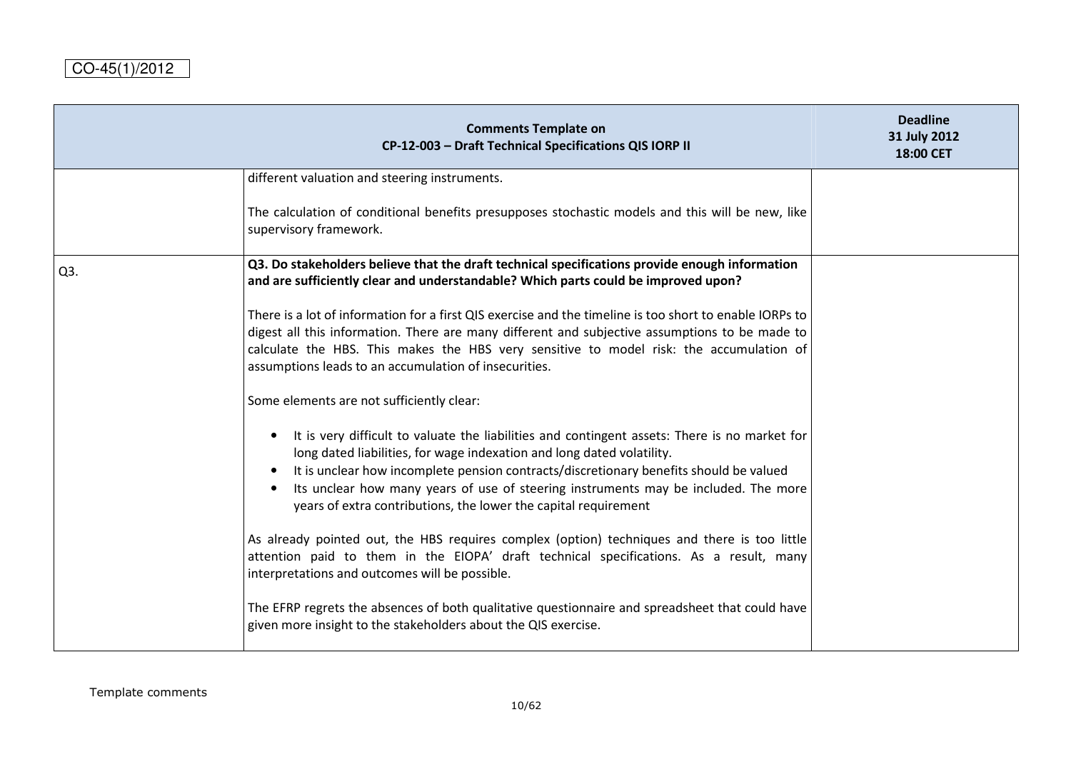CO-45(1)/2012

| | Comments Template on CP-12-003 – Draft Technical Specifications QIS IORP II | Deadline 31 July 2012 18:00 CET |
|---|---|---|
| | different valuation and steering instruments.<br><br>The calculation of conditional benefits presupposes stochastic models and this will be new, like supervisory framework. | |
| Q3. | **Q3. Do stakeholders believe that the draft technical specifications provide enough information and are sufficiently clear and understandable? Which parts could be improved upon?**<br><br>There is a lot of information for a first QIS exercise and the timeline is too short to enable IORPs to digest all this information. There are many different and subjective assumptions to be made to calculate the HBS. This makes the HBS very sensitive to model risk: the accumulation of assumptions leads to an accumulation of insecurities.<br><br>Some elements are not sufficiently clear:<br><br>• It is very difficult to valuate the liabilities and contingent assets: There is no market for long dated liabilities, for wage indexation and long dated volatility.<br>• It is unclear how incomplete pension contracts/discretionary benefits should be valued<br>• Its unclear how many years of use of steering instruments may be included. The more years of extra contributions, the lower the capital requirement<br><br>As already pointed out, the HBS requires complex (option) techniques and there is too little attention paid to them in the EIOPA' draft technical specifications. As a result, many interpretations and outcomes will be possible.<br><br>The EFRP regrets the absences of both qualitative questionnaire and spreadsheet that could have given more insight to the stakeholders about the QIS exercise. | |

Template comments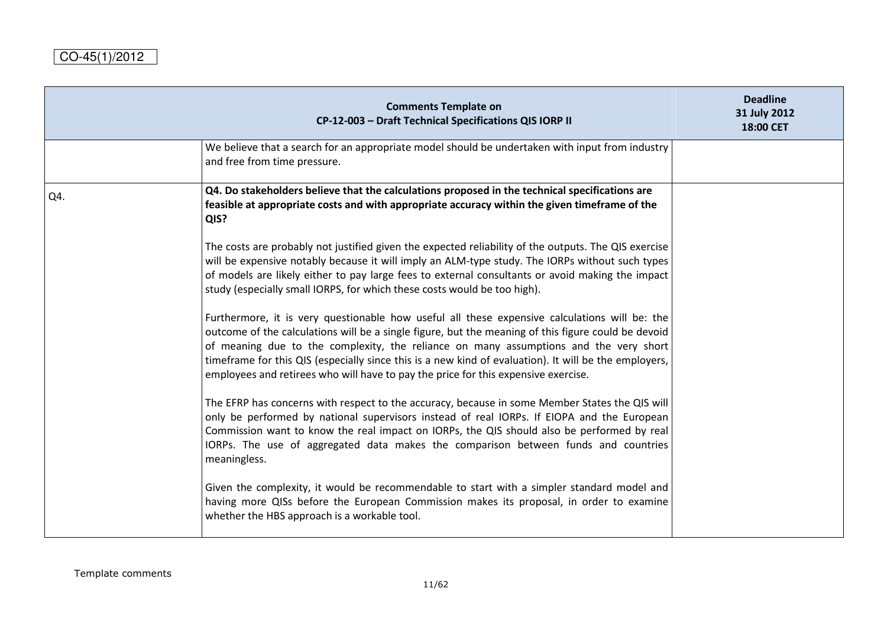CO-45(1)/2012

| | Comments Template on CP-12-003 – Draft Technical Specifications QIS IORP II | Deadline 31 July 2012 18:00 CET |
|---|---|---|
| | We believe that a search for an appropriate model should be undertaken with input from industry and free from time pressure. | |
| Q4. | **Q4. Do stakeholders believe that the calculations proposed in the technical specifications are feasible at appropriate costs and with appropriate accuracy within the given timeframe of the QIS?**<br><br>The costs are probably not justified given the expected reliability of the outputs. The QIS exercise will be expensive notably because it will imply an ALM-type study. The IORPs without such types of models are likely either to pay large fees to external consultants or avoid making the impact study (especially small IORPS, for which these costs would be too high).<br><br>Furthermore, it is very questionable how useful all these expensive calculations will be: the outcome of the calculations will be a single figure, but the meaning of this figure could be devoid of meaning due to the complexity, the reliance on many assumptions and the very short timeframe for this QIS (especially since this is a new kind of evaluation). It will be the employers, employees and retirees who will have to pay the price for this expensive exercise.<br><br>The EFRP has concerns with respect to the accuracy, because in some Member States the QIS will only be performed by national supervisors instead of real IORPs. If EIOPA and the European Commission want to know the real impact on IORPs, the QIS should also be performed by real IORPs. The use of aggregated data makes the comparison between funds and countries meaningless.<br><br>Given the complexity, it would be recommendable to start with a simpler standard model and having more QISs before the European Commission makes its proposal, in order to examine whether the HBS approach is a workable tool. | |

Template comments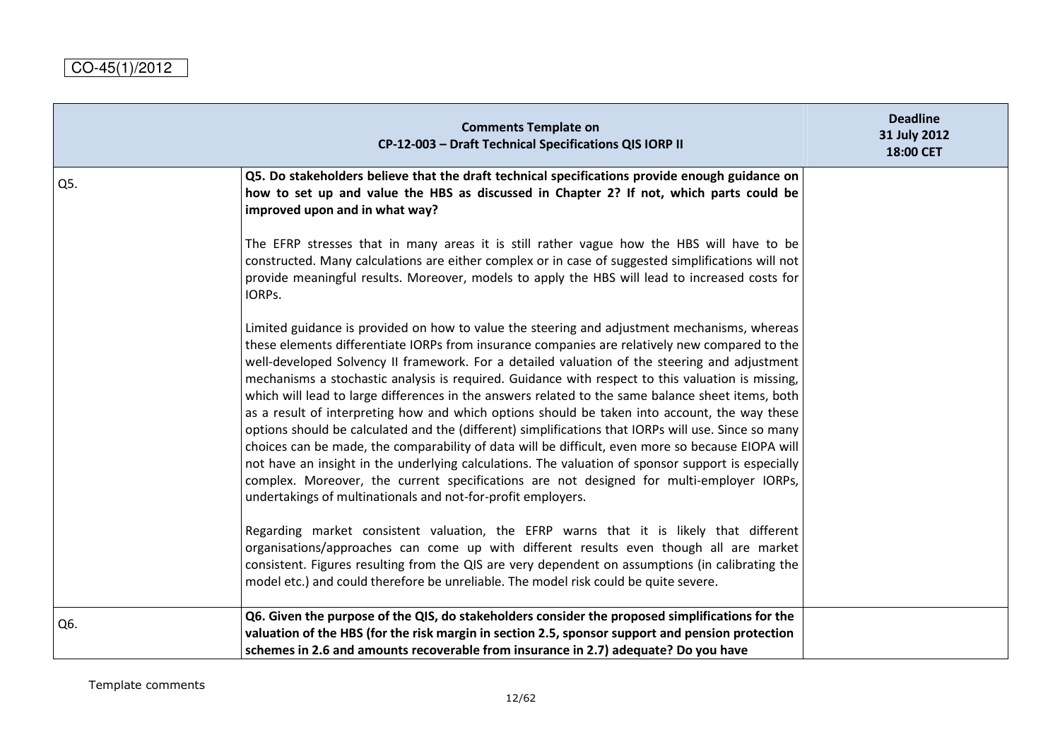CO-45(1)/2012

| Comments Template on CP-12-003 – Draft Technical Specifications QIS IORP II | | Deadline 31 July 2012 18:00 CET |
|---|---|---|
| Q5. | **Q5. Do stakeholders believe that the draft technical specifications provide enough guidance on how to set up and value the HBS as discussed in Chapter 2? If not, which parts could be improved upon and in what way?**<br><br>The EFRP stresses that in many areas it is still rather vague how the HBS will have to be constructed. Many calculations are either complex or in case of suggested simplifications will not provide meaningful results. Moreover, models to apply the HBS will lead to increased costs for IORPs.<br><br>Limited guidance is provided on how to value the steering and adjustment mechanisms, whereas these elements differentiate IORPs from insurance companies are relatively new compared to the well-developed Solvency II framework. For a detailed valuation of the steering and adjustment mechanisms a stochastic analysis is required. Guidance with respect to this valuation is missing, which will lead to large differences in the answers related to the same balance sheet items, both as a result of interpreting how and which options should be taken into account, the way these options should be calculated and the (different) simplifications that IORPs will use. Since so many choices can be made, the comparability of data will be difficult, even more so because EIOPA will not have an insight in the underlying calculations. The valuation of sponsor support is especially complex. Moreover, the current specifications are not designed for multi-employer IORPs, undertakings of multinationals and not-for-profit employers.<br><br>Regarding market consistent valuation, the EFRP warns that it is likely that different organisations/approaches can come up with different results even though all are market consistent. Figures resulting from the QIS are very dependent on assumptions (in calibrating the model etc.) and could therefore be unreliable. The model risk could be quite severe. | |
| Q6. | **Q6. Given the purpose of the QIS, do stakeholders consider the proposed simplifications for the valuation of the HBS (for the risk margin in section 2.5, sponsor support and pension protection schemes in 2.6 and amounts recoverable from insurance in 2.7) adequate? Do you have** | |

Template comments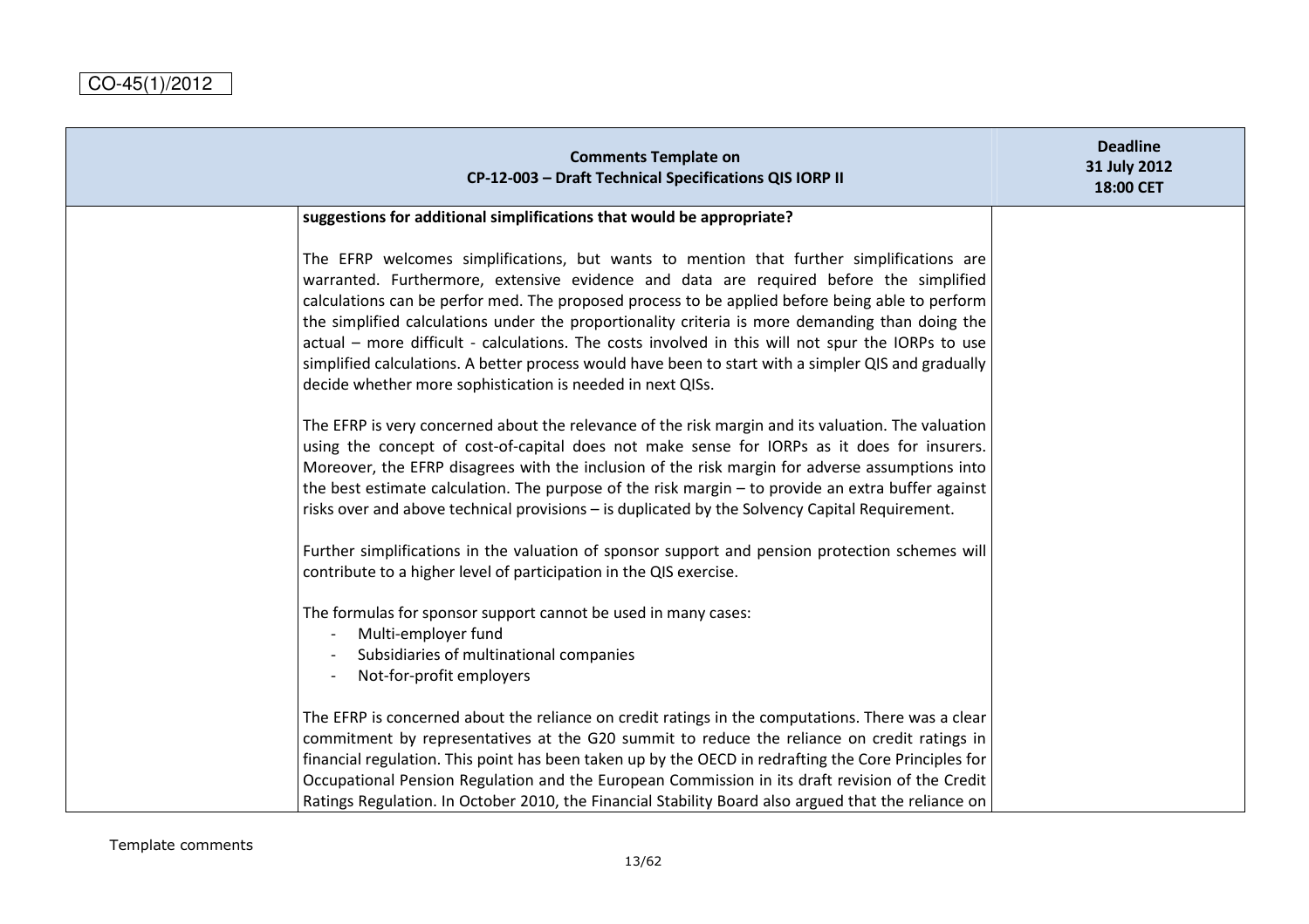CO-45(1)/2012

| | Comments Template on CP-12-003 – Draft Technical Specifications QIS IORP II | Deadline 31 July 2012 18:00 CET |
|---|---|---|
| | **suggestions for additional simplifications that would be appropriate?**<br><br>The EFRP welcomes simplifications, but wants to mention that further simplifications are warranted. Furthermore, extensive evidence and data are required before the simplified calculations can be perfor med. The proposed process to be applied before being able to perform the simplified calculations under the proportionality criteria is more demanding than doing the actual – more difficult - calculations. The costs involved in this will not spur the IORPs to use simplified calculations. A better process would have been to start with a simpler QIS and gradually decide whether more sophistication is needed in next QISs.<br><br>The EFRP is very concerned about the relevance of the risk margin and its valuation. The valuation using the concept of cost-of-capital does not make sense for IORPs as it does for insurers. Moreover, the EFRP disagrees with the inclusion of the risk margin for adverse assumptions into the best estimate calculation. The purpose of the risk margin – to provide an extra buffer against risks over and above technical provisions – is duplicated by the Solvency Capital Requirement.<br><br>Further simplifications in the valuation of sponsor support and pension protection schemes will contribute to a higher level of participation in the QIS exercise.<br><br>The formulas for sponsor support cannot be used in many cases:<br>- Multi-employer fund<br>- Subsidiaries of multinational companies<br>- Not-for-profit employers<br><br>The EFRP is concerned about the reliance on credit ratings in the computations. There was a clear commitment by representatives at the G20 summit to reduce the reliance on credit ratings in financial regulation. This point has been taken up by the OECD in redrafting the Core Principles for Occupational Pension Regulation and the European Commission in its draft revision of the Credit Ratings Regulation. In October 2010, the Financial Stability Board also argued that the reliance on | |

Template comments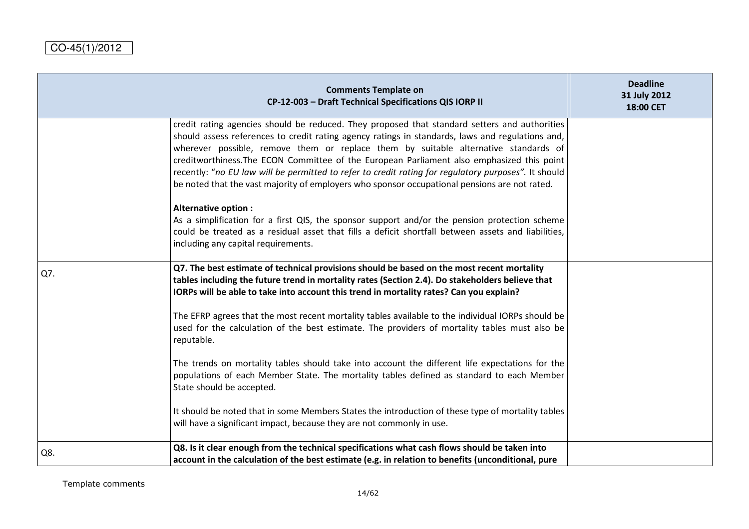CO-45(1)/2012

| Comments Template on CP-12-003 – Draft Technical Specifications QIS IORP II | | Deadline 31 July 2012 18:00 CET |
|---|---|---|
| | credit rating agencies should be reduced. They proposed that standard setters and authorities should assess references to credit rating agency ratings in standards, laws and regulations and, wherever possible, remove them or replace them by suitable alternative standards of creditworthiness.The ECON Committee of the European Parliament also emphasized this point recently: "*no EU law will be permitted to refer to credit rating for regulatory purposes*". It should be noted that the vast majority of employers who sponsor occupational pensions are not rated.<br><br>**Alternative option :**<br>As a simplification for a first QIS, the sponsor support and/or the pension protection scheme could be treated as a residual asset that fills a deficit shortfall between assets and liabilities, including any capital requirements. | |
| Q7. | **Q7. The best estimate of technical provisions should be based on the most recent mortality tables including the future trend in mortality rates (Section 2.4). Do stakeholders believe that IORPs will be able to take into account this trend in mortality rates? Can you explain?**<br><br>The EFRP agrees that the most recent mortality tables available to the individual IORPs should be used for the calculation of the best estimate. The providers of mortality tables must also be reputable.<br><br>The trends on mortality tables should take into account the different life expectations for the populations of each Member State. The mortality tables defined as standard to each Member State should be accepted.<br><br>It should be noted that in some Members States the introduction of these type of mortality tables will have a significant impact, because they are not commonly in use. | |
| Q8. | **Q8. Is it clear enough from the technical specifications what cash flows should be taken into account in the calculation of the best estimate (e.g. in relation to benefits (unconditional, pure** | |

Template comments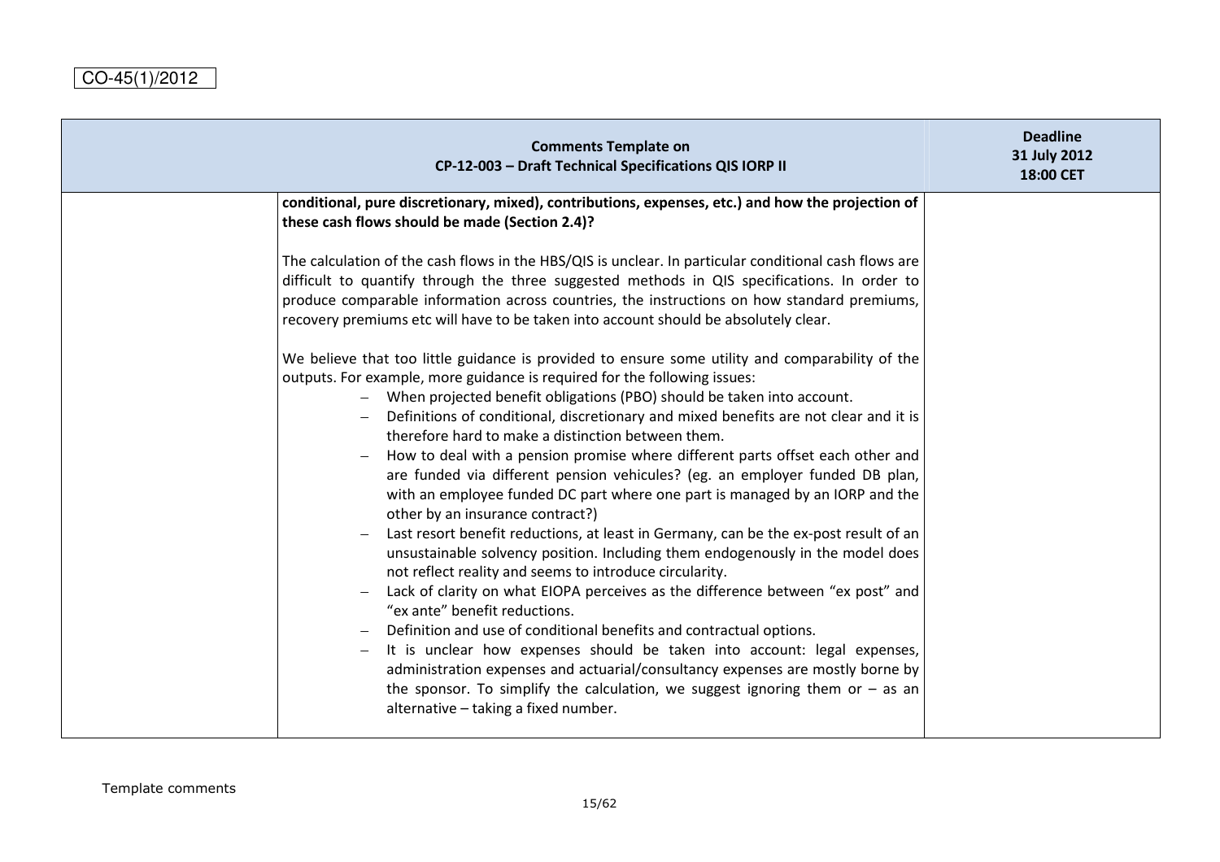CO-45(1)/2012

| Comments Template on CP-12-003 – Draft Technical Specifications QIS IORP II | | Deadline 31 July 2012 18:00 CET |
|---|---|---|
| | **conditional, pure discretionary, mixed), contributions, expenses, etc.) and how the projection of these cash flows should be made (Section 2.4)?**<br><br>The calculation of the cash flows in the HBS/QIS is unclear. In particular conditional cash flows are difficult to quantify through the three suggested methods in QIS specifications. In order to produce comparable information across countries, the instructions on how standard premiums, recovery premiums etc will have to be taken into account should be absolutely clear.<br><br>We believe that too little guidance is provided to ensure some utility and comparability of the outputs. For example, more guidance is required for the following issues:<br>– When projected benefit obligations (PBO) should be taken into account.<br>– Definitions of conditional, discretionary and mixed benefits are not clear and it is therefore hard to make a distinction between them.<br>– How to deal with a pension promise where different parts offset each other and are funded via different pension vehicules? (eg. an employer funded DB plan, with an employee funded DC part where one part is managed by an IORP and the other by an insurance contract?)<br>– Last resort benefit reductions, at least in Germany, can be the ex-post result of an unsustainable solvency position. Including them endogenously in the model does not reflect reality and seems to introduce circularity.<br>– Lack of clarity on what EIOPA perceives as the difference between "ex post" and "ex ante" benefit reductions.<br>– Definition and use of conditional benefits and contractual options.<br>– It is unclear how expenses should be taken into account: legal expenses, administration expenses and actuarial/consultancy expenses are mostly borne by the sponsor. To simplify the calculation, we suggest ignoring them or – as an alternative – taking a fixed number. | |

Template comments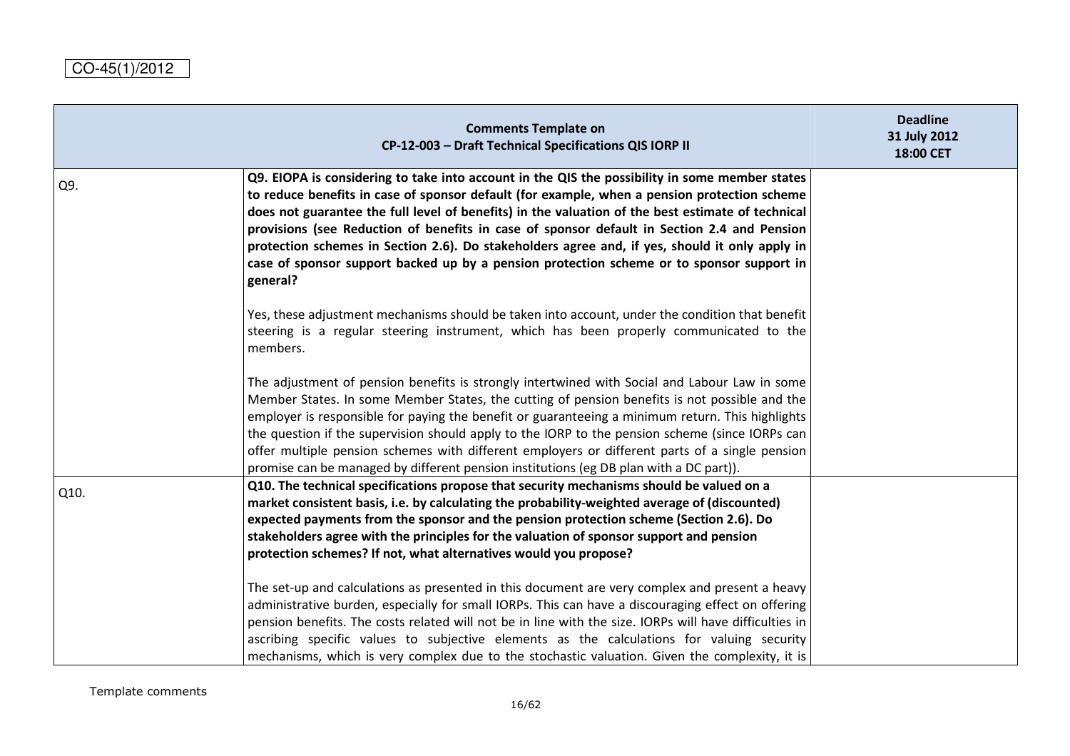CO-45(1)/2012

| | Comments Template on CP-12-003 – Draft Technical Specifications QIS IORP II | Deadline 31 July 2012 18:00 CET |
|---|---|---|
| Q9. | **Q9. EIOPA is considering to take into account in the QIS the possibility in some member states to reduce benefits in case of sponsor default (for example, when a pension protection scheme does not guarantee the full level of benefits) in the valuation of the best estimate of technical provisions (see Reduction of benefits in case of sponsor default in Section 2.4 and Pension protection schemes in Section 2.6). Do stakeholders agree and, if yes, should it only apply in case of sponsor support backed up by a pension protection scheme or to sponsor support in general?**<br><br>Yes, these adjustment mechanisms should be taken into account, under the condition that benefit steering is a regular steering instrument, which has been properly communicated to the members.<br><br>The adjustment of pension benefits is strongly intertwined with Social and Labour Law in some Member States. In some Member States, the cutting of pension benefits is not possible and the employer is responsible for paying the benefit or guaranteeing a minimum return. This highlights the question if the supervision should apply to the IORP to the pension scheme (since IORPs can offer multiple pension schemes with different employers or different parts of a single pension promise can be managed by different pension institutions (eg DB plan with a DC part)). | |
| Q10. | **Q10. The technical specifications propose that security mechanisms should be valued on a market consistent basis, i.e. by calculating the probability-weighted average of (discounted) expected payments from the sponsor and the pension protection scheme (Section 2.6). Do stakeholders agree with the principles for the valuation of sponsor support and pension protection schemes? If not, what alternatives would you propose?**<br><br>The set-up and calculations as presented in this document are very complex and present a heavy administrative burden, especially for small IORPs. This can have a discouraging effect on offering pension benefits. The costs related will not be in line with the size. IORPs will have difficulties in ascribing specific values to subjective elements as the calculations for valuing security mechanisms, which is very complex due to the stochastic valuation. Given the complexity, it is | |

Template comments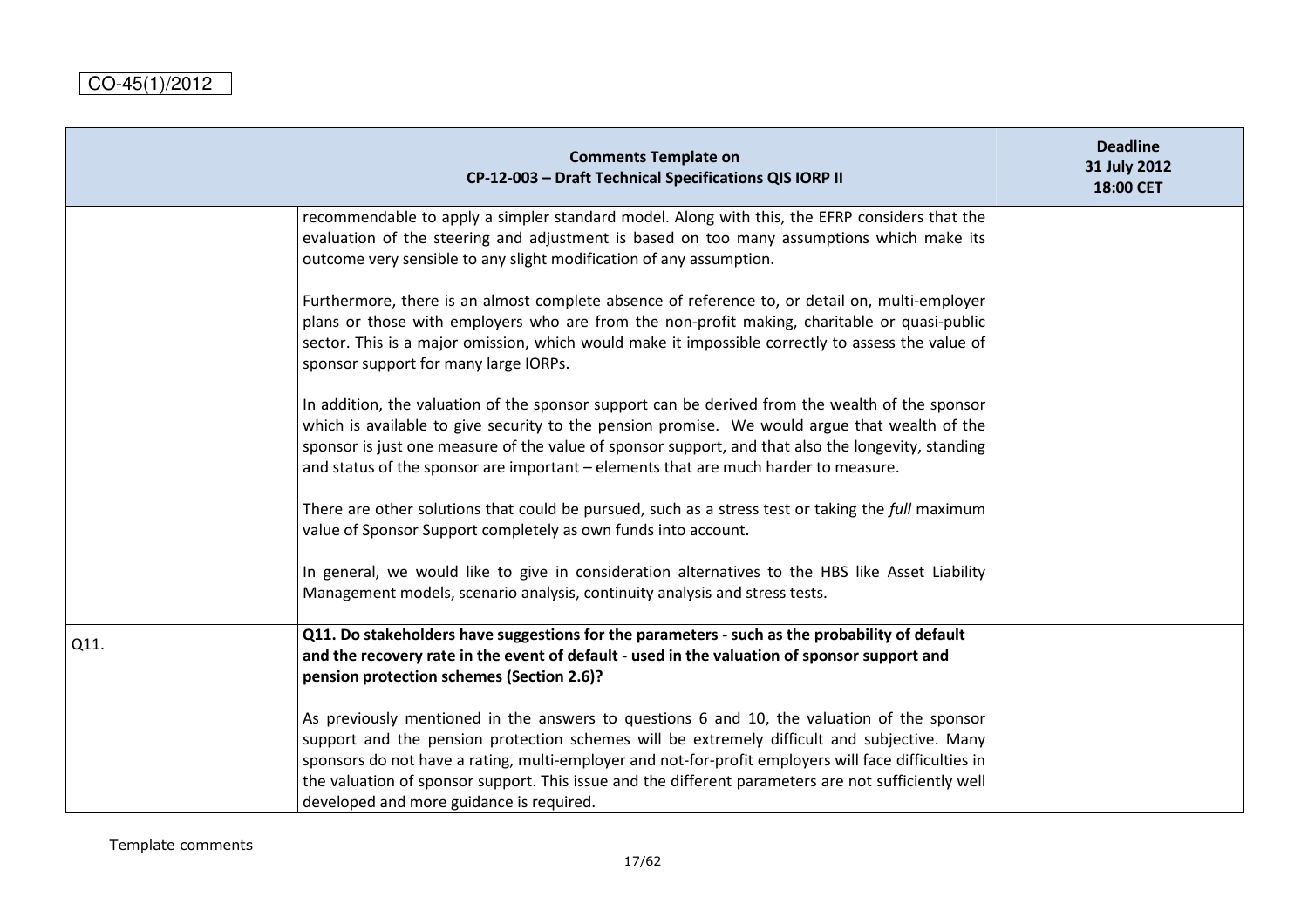CO-45(1)/2012

| | Comments Template on CP-12-003 – Draft Technical Specifications QIS IORP II | Deadline 31 July 2012 18:00 CET |
|---|---|---|
| | recommendable to apply a simpler standard model. Along with this, the EFRP considers that the evaluation of the steering and adjustment is based on too many assumptions which make its outcome very sensible to any slight modification of any assumption.<br><br>Furthermore, there is an almost complete absence of reference to, or detail on, multi-employer plans or those with employers who are from the non-profit making, charitable or quasi-public sector. This is a major omission, which would make it impossible correctly to assess the value of sponsor support for many large IORPs.<br><br>In addition, the valuation of the sponsor support can be derived from the wealth of the sponsor which is available to give security to the pension promise. We would argue that wealth of the sponsor is just one measure of the value of sponsor support, and that also the longevity, standing and status of the sponsor are important – elements that are much harder to measure.<br><br>There are other solutions that could be pursued, such as a stress test or taking the *full* maximum value of Sponsor Support completely as own funds into account.<br><br>In general, we would like to give in consideration alternatives to the HBS like Asset Liability Management models, scenario analysis, continuity analysis and stress tests. | |
| Q11. | **Q11. Do stakeholders have suggestions for the parameters - such as the probability of default and the recovery rate in the event of default - used in the valuation of sponsor support and pension protection schemes (Section 2.6)?**<br><br>As previously mentioned in the answers to questions 6 and 10, the valuation of the sponsor support and the pension protection schemes will be extremely difficult and subjective. Many sponsors do not have a rating, multi-employer and not-for-profit employers will face difficulties in the valuation of sponsor support. This issue and the different parameters are not sufficiently well developed and more guidance is required. | |

Template comments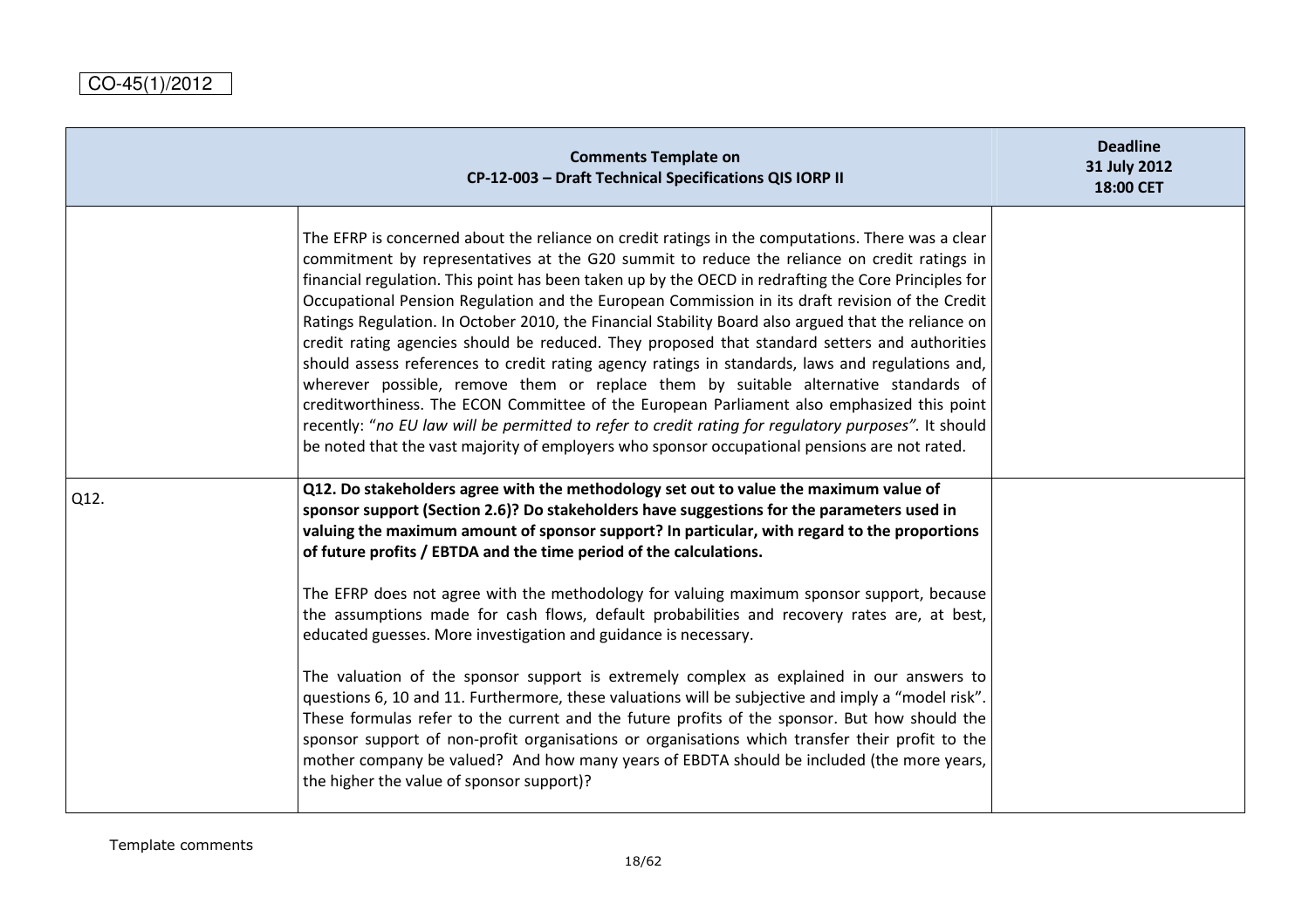CO-45(1)/2012

| Comments Template on CP-12-003 – Draft Technical Specifications QIS IORP II | | Deadline 31 July 2012 18:00 CET |
|---|---|---|
| | The EFRP is concerned about the reliance on credit ratings in the computations. There was a clear commitment by representatives at the G20 summit to reduce the reliance on credit ratings in financial regulation. This point has been taken up by the OECD in redrafting the Core Principles for Occupational Pension Regulation and the European Commission in its draft revision of the Credit Ratings Regulation. In October 2010, the Financial Stability Board also argued that the reliance on credit rating agencies should be reduced. They proposed that standard setters and authorities should assess references to credit rating agency ratings in standards, laws and regulations and, wherever possible, remove them or replace them by suitable alternative standards of creditworthiness. The ECON Committee of the European Parliament also emphasized this point recently: "*no EU law will be permitted to refer to credit rating for regulatory purposes".* It should be noted that the vast majority of employers who sponsor occupational pensions are not rated. | |
| Q12. | **Q12. Do stakeholders agree with the methodology set out to value the maximum value of sponsor support (Section 2.6)? Do stakeholders have suggestions for the parameters used in valuing the maximum amount of sponsor support? In particular, with regard to the proportions of future profits / EBTDA and the time period of the calculations.**<br><br>The EFRP does not agree with the methodology for valuing maximum sponsor support, because the assumptions made for cash flows, default probabilities and recovery rates are, at best, educated guesses. More investigation and guidance is necessary.<br><br>The valuation of the sponsor support is extremely complex as explained in our answers to questions 6, 10 and 11. Furthermore, these valuations will be subjective and imply a "model risk". These formulas refer to the current and the future profits of the sponsor. But how should the sponsor support of non-profit organisations or organisations which transfer their profit to the mother company be valued? And how many years of EBDTA should be included (the more years, the higher the value of sponsor support)? | |

Template comments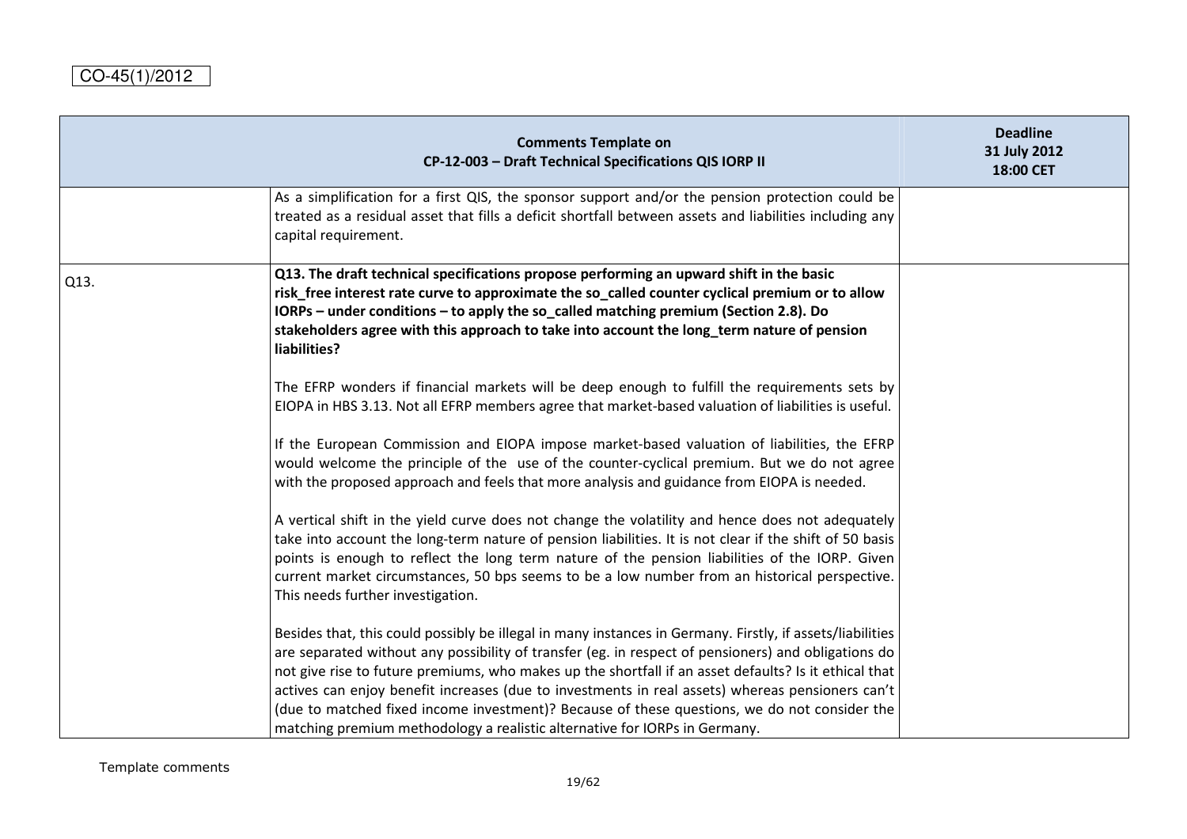CO-45(1)/2012

| | Comments Template on CP-12-003 – Draft Technical Specifications QIS IORP II | Deadline 31 July 2012 18:00 CET |
|---|---|---|
| | As a simplification for a first QIS, the sponsor support and/or the pension protection could be treated as a residual asset that fills a deficit shortfall between assets and liabilities including any capital requirement. | |
| Q13. | **Q13. The draft technical specifications propose performing an upward shift in the basic risk_free interest rate curve to approximate the so_called counter cyclical premium or to allow IORPs – under conditions – to apply the so_called matching premium (Section 2.8). Do stakeholders agree with this approach to take into account the long_term nature of pension liabilities?**<br><br>The EFRP wonders if financial markets will be deep enough to fulfill the requirements sets by EIOPA in HBS 3.13. Not all EFRP members agree that market-based valuation of liabilities is useful.<br><br>If the European Commission and EIOPA impose market-based valuation of liabilities, the EFRP would welcome the principle of the use of the counter-cyclical premium. But we do not agree with the proposed approach and feels that more analysis and guidance from EIOPA is needed.<br><br>A vertical shift in the yield curve does not change the volatility and hence does not adequately take into account the long-term nature of pension liabilities. It is not clear if the shift of 50 basis points is enough to reflect the long term nature of the pension liabilities of the IORP. Given current market circumstances, 50 bps seems to be a low number from an historical perspective. This needs further investigation.<br><br>Besides that, this could possibly be illegal in many instances in Germany. Firstly, if assets/liabilities are separated without any possibility of transfer (eg. in respect of pensioners) and obligations do not give rise to future premiums, who makes up the shortfall if an asset defaults? Is it ethical that actives can enjoy benefit increases (due to investments in real assets) whereas pensioners can't (due to matched fixed income investment)? Because of these questions, we do not consider the matching premium methodology a realistic alternative for IORPs in Germany. | |

Template comments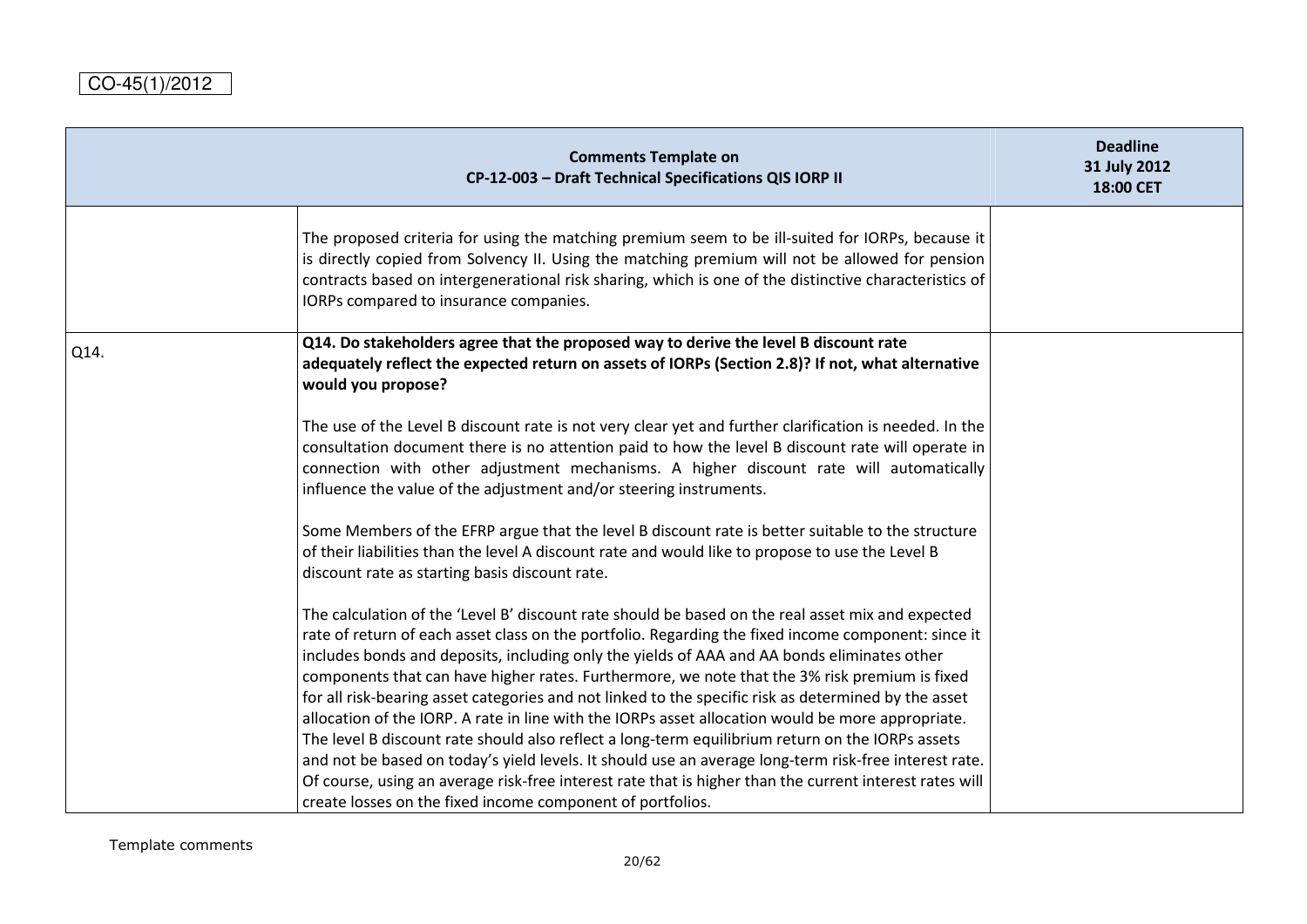CO-45(1)/2012

| | Comments Template on CP-12-003 – Draft Technical Specifications QIS IORP II | Deadline 31 July 2012 18:00 CET |
|---|---|---|
| | The proposed criteria for using the matching premium seem to be ill-suited for IORPs, because it is directly copied from Solvency II. Using the matching premium will not be allowed for pension contracts based on intergenerational risk sharing, which is one of the distinctive characteristics of IORPs compared to insurance companies. | |
| Q14. | **Q14. Do stakeholders agree that the proposed way to derive the level B discount rate adequately reflect the expected return on assets of IORPs (Section 2.8)? If not, what alternative would you propose?**<br><br>The use of the Level B discount rate is not very clear yet and further clarification is needed. In the consultation document there is no attention paid to how the level B discount rate will operate in connection with other adjustment mechanisms. A higher discount rate will automatically influence the value of the adjustment and/or steering instruments.<br><br>Some Members of the EFRP argue that the level B discount rate is better suitable to the structure of their liabilities than the level A discount rate and would like to propose to use the Level B discount rate as starting basis discount rate.<br><br>The calculation of the 'Level B' discount rate should be based on the real asset mix and expected rate of return of each asset class on the portfolio. Regarding the fixed income component: since it includes bonds and deposits, including only the yields of AAA and AA bonds eliminates other components that can have higher rates. Furthermore, we note that the 3% risk premium is fixed for all risk-bearing asset categories and not linked to the specific risk as determined by the asset allocation of the IORP. A rate in line with the IORPs asset allocation would be more appropriate. The level B discount rate should also reflect a long-term equilibrium return on the IORPs assets and not be based on today's yield levels. It should use an average long-term risk-free interest rate. Of course, using an average risk-free interest rate that is higher than the current interest rates will create losses on the fixed income component of portfolios. | |

Template comments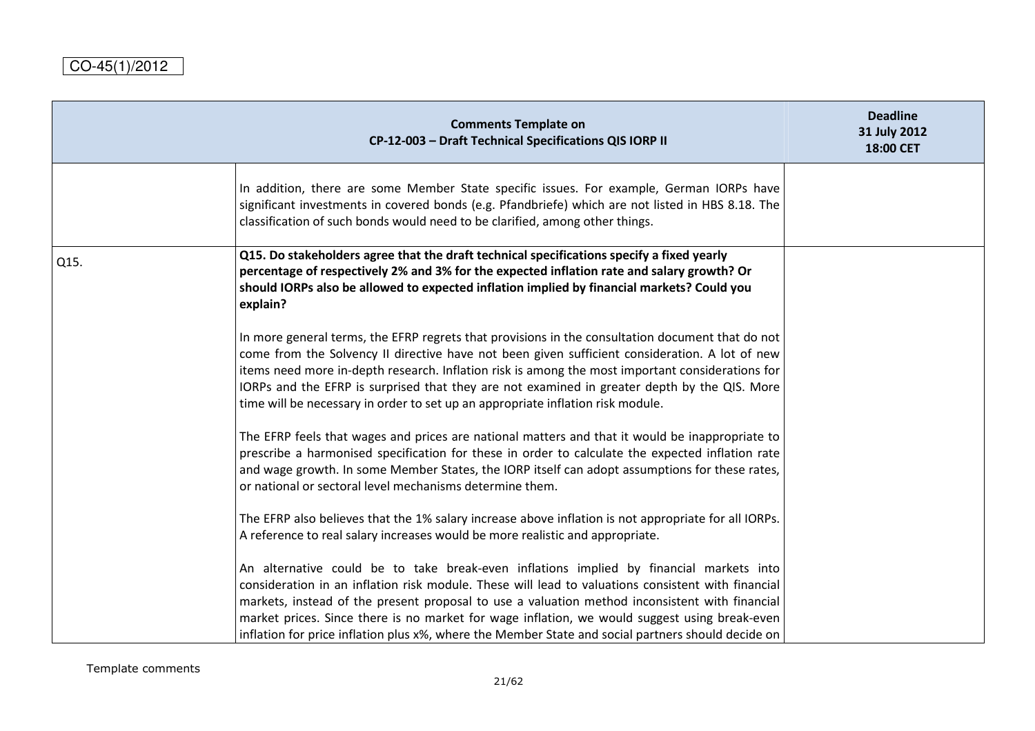CO-45(1)/2012

| Comments Template on CP-12-003 – Draft Technical Specifications QIS IORP II | | Deadline 31 July 2012 18:00 CET |
|---|---|---|
| | In addition, there are some Member State specific issues. For example, German IORPs have significant investments in covered bonds (e.g. Pfandbriefe) which are not listed in HBS 8.18. The classification of such bonds would need to be clarified, among other things. | |
| Q15. | **Q15. Do stakeholders agree that the draft technical specifications specify a fixed yearly percentage of respectively 2% and 3% for the expected inflation rate and salary growth? Or should IORPs also be allowed to expected inflation implied by financial markets? Could you explain?**<br><br>In more general terms, the EFRP regrets that provisions in the consultation document that do not come from the Solvency II directive have not been given sufficient consideration. A lot of new items need more in-depth research. Inflation risk is among the most important considerations for IORPs and the EFRP is surprised that they are not examined in greater depth by the QIS. More time will be necessary in order to set up an appropriate inflation risk module.<br><br>The EFRP feels that wages and prices are national matters and that it would be inappropriate to prescribe a harmonised specification for these in order to calculate the expected inflation rate and wage growth. In some Member States, the IORP itself can adopt assumptions for these rates, or national or sectoral level mechanisms determine them.<br><br>The EFRP also believes that the 1% salary increase above inflation is not appropriate for all IORPs. A reference to real salary increases would be more realistic and appropriate.<br><br>An alternative could be to take break-even inflations implied by financial markets into consideration in an inflation risk module. These will lead to valuations consistent with financial markets, instead of the present proposal to use a valuation method inconsistent with financial market prices. Since there is no market for wage inflation, we would suggest using break-even inflation for price inflation plus x%, where the Member State and social partners should decide on | |

Template comments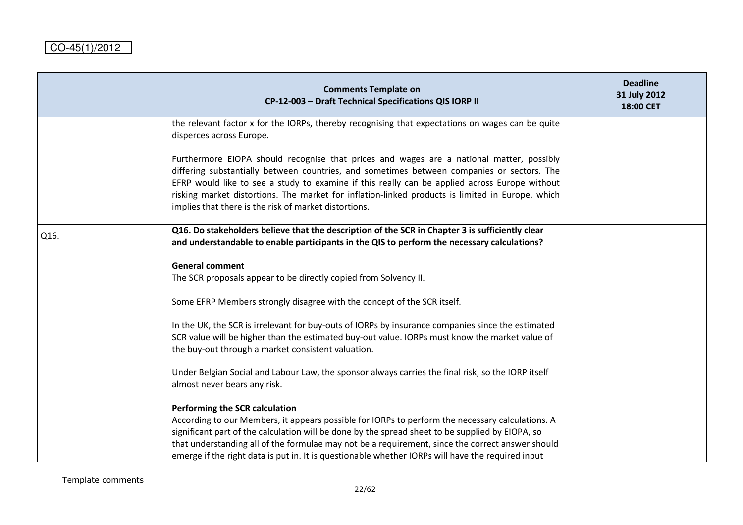CO-45(1)/2012

| Comments Template on CP-12-003 – Draft Technical Specifications QIS IORP II | | Deadline 31 July 2012 18:00 CET |
|---|---|---|
| | the relevant factor x for the IORPs, thereby recognising that expectations on wages can be quite disperces across Europe.<br><br>Furthermore EIOPA should recognise that prices and wages are a national matter, possibly differing substantially between countries, and sometimes between companies or sectors. The EFRP would like to see a study to examine if this really can be applied across Europe without risking market distortions. The market for inflation-linked products is limited in Europe, which implies that there is the risk of market distortions. | |
| Q16. | **Q16. Do stakeholders believe that the description of the SCR in Chapter 3 is sufficiently clear and understandable to enable participants in the QIS to perform the necessary calculations?**<br><br>**General comment**<br>The SCR proposals appear to be directly copied from Solvency II.<br><br>Some EFRP Members strongly disagree with the concept of the SCR itself.<br><br>In the UK, the SCR is irrelevant for buy-outs of IORPs by insurance companies since the estimated SCR value will be higher than the estimated buy-out value. IORPs must know the market value of the buy-out through a market consistent valuation.<br><br>Under Belgian Social and Labour Law, the sponsor always carries the final risk, so the IORP itself almost never bears any risk.<br><br>**Performing the SCR calculation**<br>According to our Members, it appears possible for IORPs to perform the necessary calculations. A significant part of the calculation will be done by the spread sheet to be supplied by EIOPA, so that understanding all of the formulae may not be a requirement, since the correct answer should emerge if the right data is put in. It is questionable whether IORPs will have the required input | |

Template comments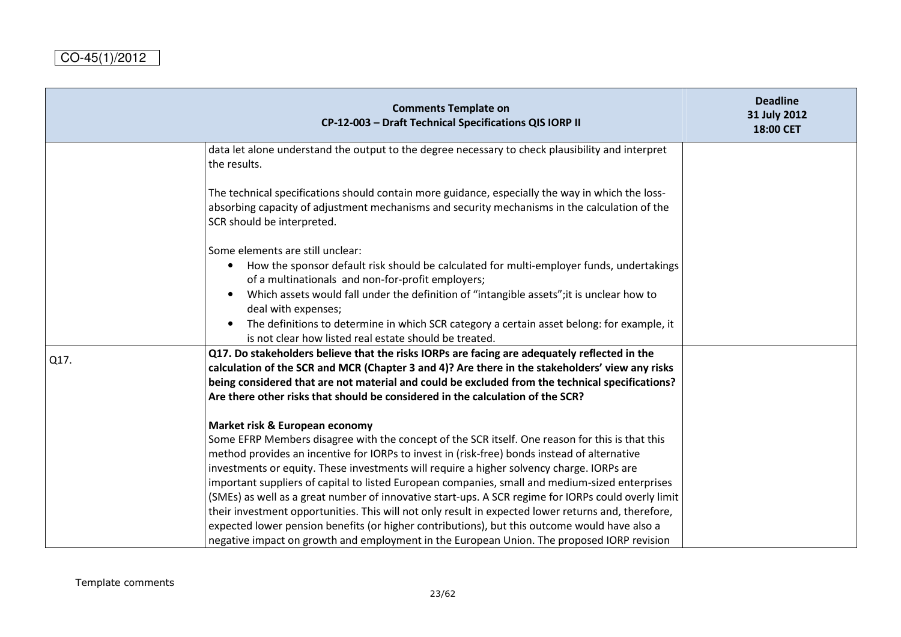CO-45(1)/2012

| | Comments Template on CP-12-003 – Draft Technical Specifications QIS IORP II | Deadline 31 July 2012 18:00 CET |
|---|---|---|
| | data let alone understand the output to the degree necessary to check plausibility and interpret the results.<br><br>The technical specifications should contain more guidance, especially the way in which the loss-absorbing capacity of adjustment mechanisms and security mechanisms in the calculation of the SCR should be interpreted.<br><br>Some elements are still unclear:<br>• How the sponsor default risk should be calculated for multi-employer funds, undertakings of a multinationals and non-for-profit employers;<br>• Which assets would fall under the definition of "intangible assets";it is unclear how to deal with expenses;<br>• The definitions to determine in which SCR category a certain asset belong: for example, it is not clear how listed real estate should be treated. | |
| Q17. | **Q17. Do stakeholders believe that the risks IORPs are facing are adequately reflected in the calculation of the SCR and MCR (Chapter 3 and 4)? Are there in the stakeholders' view any risks being considered that are not material and could be excluded from the technical specifications? Are there other risks that should be considered in the calculation of the SCR?**<br><br>**Market risk & European economy**<br>Some EFRP Members disagree with the concept of the SCR itself. One reason for this is that this method provides an incentive for IORPs to invest in (risk-free) bonds instead of alternative investments or equity. These investments will require a higher solvency charge. IORPs are important suppliers of capital to listed European companies, small and medium-sized enterprises (SMEs) as well as a great number of innovative start-ups. A SCR regime for IORPs could overly limit their investment opportunities. This will not only result in expected lower returns and, therefore, expected lower pension benefits (or higher contributions), but this outcome would have also a negative impact on growth and employment in the European Union. The proposed IORP revision | |

Template comments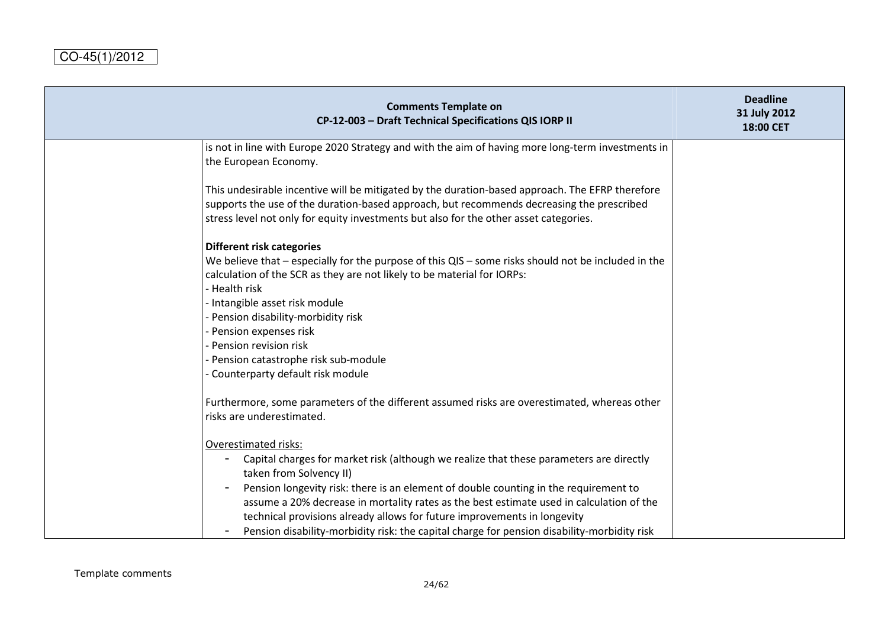CO-45(1)/2012

| Comments Template on CP-12-003 – Draft Technical Specifications QIS IORP II | | Deadline 31 July 2012 18:00 CET |
|---|---|---|
| | is not in line with Europe 2020 Strategy and with the aim of having more long-term investments in the European Economy.<br><br>This undesirable incentive will be mitigated by the duration-based approach. The EFRP therefore supports the use of the duration-based approach, but recommends decreasing the prescribed stress level not only for equity investments but also for the other asset categories.<br><br>**Different risk categories**<br>We believe that – especially for the purpose of this QIS – some risks should not be included in the calculation of the SCR as they are not likely to be material for IORPs:<br>- Health risk<br>- Intangible asset risk module<br>- Pension disability-morbidity risk<br>- Pension expenses risk<br>- Pension revision risk<br>- Pension catastrophe risk sub-module<br>- Counterparty default risk module<br><br>Furthermore, some parameters of the different assumed risks are overestimated, whereas other risks are underestimated.<br><br>Overestimated risks:<br>- Capital charges for market risk (although we realize that these parameters are directly taken from Solvency II)<br>- Pension longevity risk: there is an element of double counting in the requirement to assume a 20% decrease in mortality rates as the best estimate used in calculation of the technical provisions already allows for future improvements in longevity<br>- Pension disability-morbidity risk: the capital charge for pension disability-morbidity risk | |

Template comments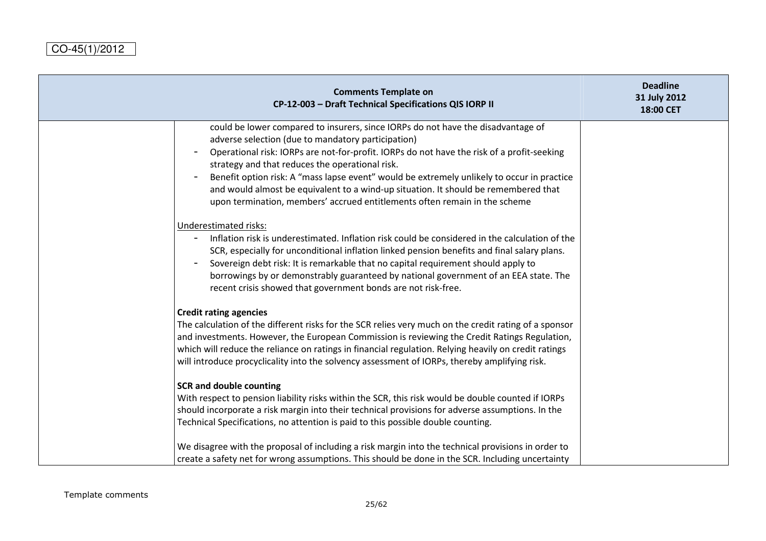| | Comments Template on CP-12-003 – Draft Technical Specifications QIS IORP II | Deadline 31 July 2012 18:00 CET |
|---|---|---|
| | could be lower compared to insurers, since IORPs do not have the disadvantage of adverse selection (due to mandatory participation)<br>- Operational risk: IORPs are not-for-profit. IORPs do not have the risk of a profit-seeking strategy and that reduces the operational risk.<br>- Benefit option risk: A "mass lapse event" would be extremely unlikely to occur in practice and would almost be equivalent to a wind-up situation. It should be remembered that upon termination, members' accrued entitlements often remain in the scheme<br><br>Underestimated risks:<br>- Inflation risk is underestimated. Inflation risk could be considered in the calculation of the SCR, especially for unconditional inflation linked pension benefits and final salary plans.<br>- Sovereign debt risk: It is remarkable that no capital requirement should apply to borrowings by or demonstrably guaranteed by national government of an EEA state. The recent crisis showed that government bonds are not risk-free.<br><br>**Credit rating agencies**<br>The calculation of the different risks for the SCR relies very much on the credit rating of a sponsor and investments. However, the European Commission is reviewing the Credit Ratings Regulation, which will reduce the reliance on ratings in financial regulation. Relying heavily on credit ratings will introduce procyclicality into the solvency assessment of IORPs, thereby amplifying risk.<br><br>**SCR and double counting**<br>With respect to pension liability risks within the SCR, this risk would be double counted if IORPs should incorporate a risk margin into their technical provisions for adverse assumptions. In the Technical Specifications, no attention is paid to this possible double counting.<br><br>We disagree with the proposal of including a risk margin into the technical provisions in order to create a safety net for wrong assumptions. This should be done in the SCR. Including uncertainty | |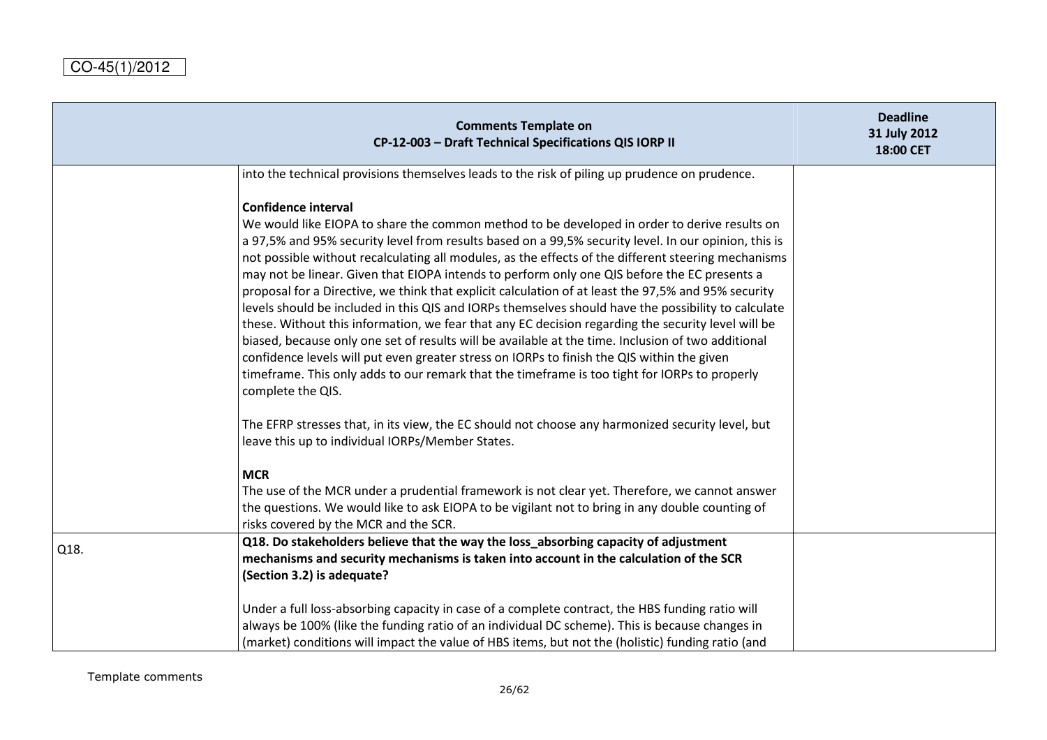CO-45(1)/2012

| Comments Template on CP-12-003 – Draft Technical Specifications QIS IORP II | | Deadline 31 July 2012 18:00 CET |
|---|---|---|
| | into the technical provisions themselves leads to the risk of piling up prudence on prudence.<br><br>**Confidence interval**<br>We would like EIOPA to share the common method to be developed in order to derive results on a 97,5% and 95% security level from results based on a 99,5% security level. In our opinion, this is not possible without recalculating all modules, as the effects of the different steering mechanisms may not be linear. Given that EIOPA intends to perform only one QIS before the EC presents a proposal for a Directive, we think that explicit calculation of at least the 97,5% and 95% security levels should be included in this QIS and IORPs themselves should have the possibility to calculate these. Without this information, we fear that any EC decision regarding the security level will be biased, because only one set of results will be available at the time. Inclusion of two additional confidence levels will put even greater stress on IORPs to finish the QIS within the given timeframe. This only adds to our remark that the timeframe is too tight for IORPs to properly complete the QIS.<br><br>The EFRP stresses that, in its view, the EC should not choose any harmonized security level, but leave this up to individual IORPs/Member States.<br><br>**MCR**<br>The use of the MCR under a prudential framework is not clear yet. Therefore, we cannot answer the questions. We would like to ask EIOPA to be vigilant not to bring in any double counting of risks covered by the MCR and the SCR. | |
| Q18. | **Q18. Do stakeholders believe that the way the loss_absorbing capacity of adjustment mechanisms and security mechanisms is taken into account in the calculation of the SCR (Section 3.2) is adequate?**<br><br>Under a full loss-absorbing capacity in case of a complete contract, the HBS funding ratio will always be 100% (like the funding ratio of an individual DC scheme). This is because changes in (market) conditions will impact the value of HBS items, but not the (holistic) funding ratio (and | |

Template comments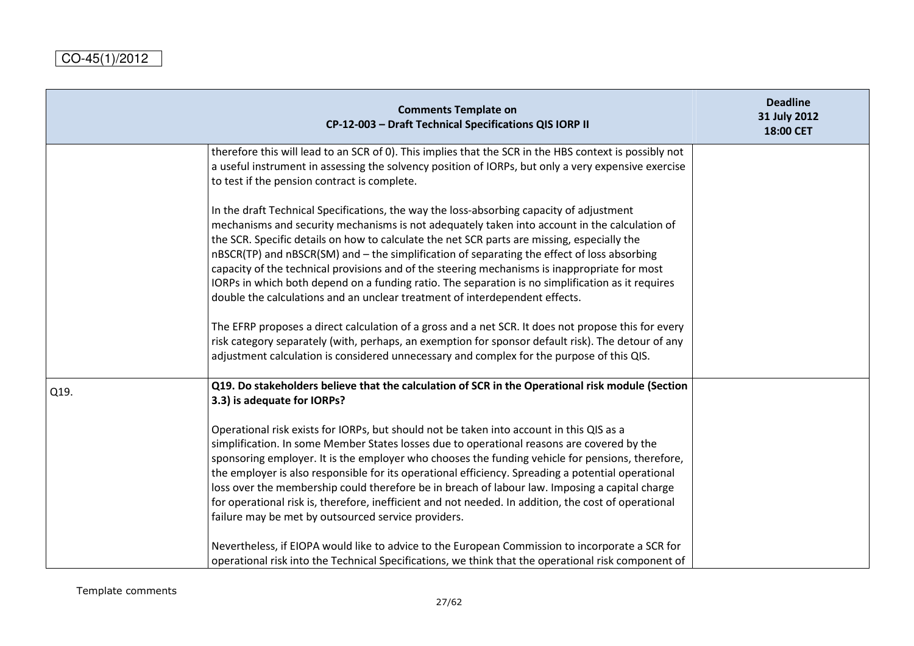CO-45(1)/2012

| | Comments Template on<br>CP-12-003 – Draft Technical Specifications QIS IORP II | Deadline<br>31 July 2012<br>18:00 CET |
|---|---|---|
| | therefore this will lead to an SCR of 0). This implies that the SCR in the HBS context is possibly not a useful instrument in assessing the solvency position of IORPs, but only a very expensive exercise to test if the pension contract is complete.<br><br>In the draft Technical Specifications, the way the loss-absorbing capacity of adjustment mechanisms and security mechanisms is not adequately taken into account in the calculation of the SCR. Specific details on how to calculate the net SCR parts are missing, especially the nBSCR(TP) and nBSCR(SM) and – the simplification of separating the effect of loss absorbing capacity of the technical provisions and of the steering mechanisms is inappropriate for most IORPs in which both depend on a funding ratio. The separation is no simplification as it requires double the calculations and an unclear treatment of interdependent effects.<br><br>The EFRP proposes a direct calculation of a gross and a net SCR. It does not propose this for every risk category separately (with, perhaps, an exemption for sponsor default risk). The detour of any adjustment calculation is considered unnecessary and complex for the purpose of this QIS. | |
| Q19. | **Q19. Do stakeholders believe that the calculation of SCR in the Operational risk module (Section 3.3) is adequate for IORPs?**<br><br>Operational risk exists for IORPs, but should not be taken into account in this QIS as a simplification. In some Member States losses due to operational reasons are covered by the sponsoring employer. It is the employer who chooses the funding vehicle for pensions, therefore, the employer is also responsible for its operational efficiency. Spreading a potential operational loss over the membership could therefore be in breach of labour law. Imposing a capital charge for operational risk is, therefore, inefficient and not needed. In addition, the cost of operational failure may be met by outsourced service providers.<br><br>Nevertheless, if EIOPA would like to advice to the European Commission to incorporate a SCR for operational risk into the Technical Specifications, we think that the operational risk component of | |

Template comments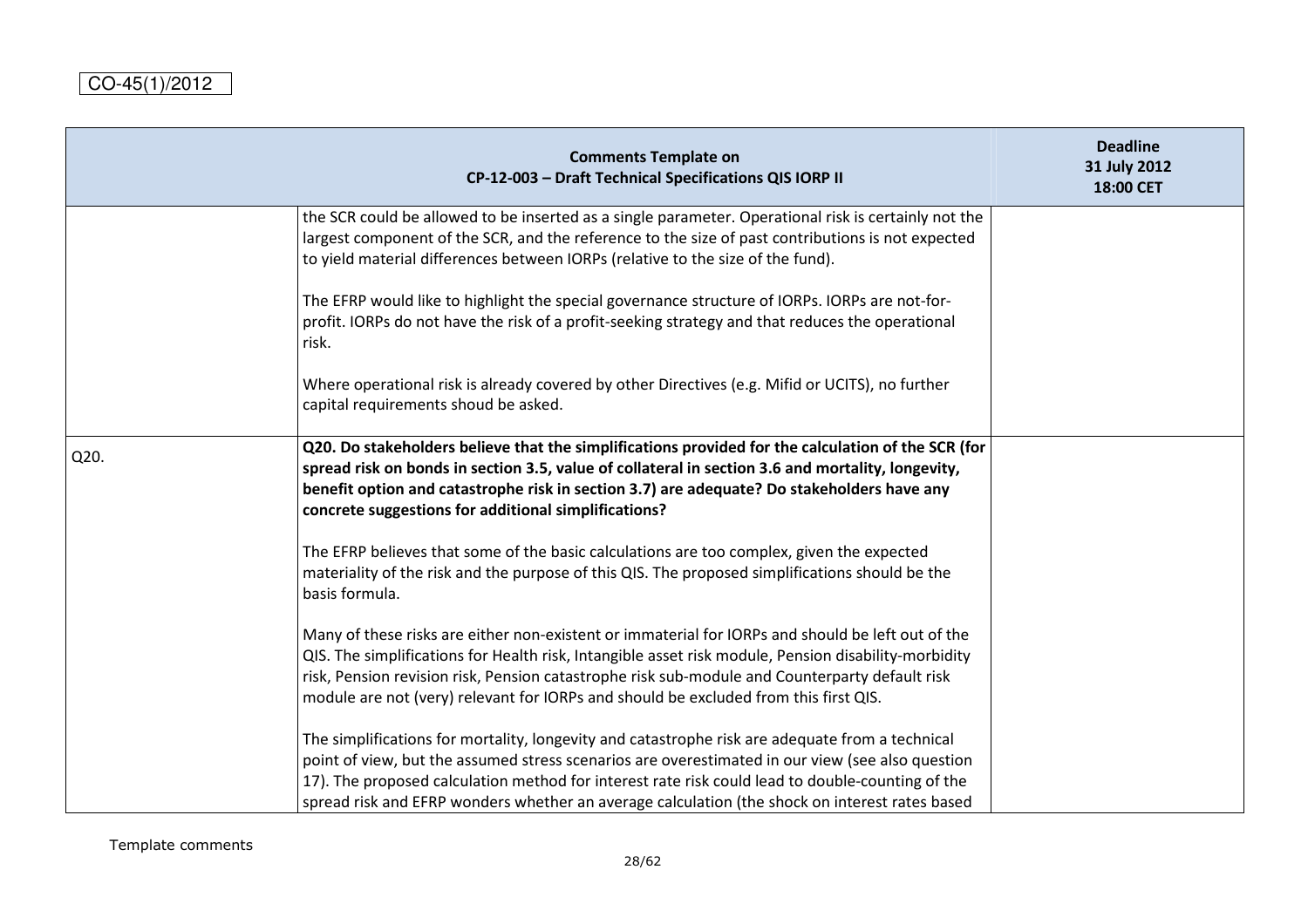CO-45(1)/2012

| | Comments Template on CP-12-003 – Draft Technical Specifications QIS IORP II | Deadline 31 July 2012 18:00 CET |
|---|---|---|
| | the SCR could be allowed to be inserted as a single parameter. Operational risk is certainly not the largest component of the SCR, and the reference to the size of past contributions is not expected to yield material differences between IORPs (relative to the size of the fund).<br><br>The EFRP would like to highlight the special governance structure of IORPs. IORPs are not-for-profit. IORPs do not have the risk of a profit-seeking strategy and that reduces the operational risk.<br><br>Where operational risk is already covered by other Directives (e.g. Mifid or UCITS), no further capital requirements shoud be asked. | |
| Q20. | **Q20. Do stakeholders believe that the simplifications provided for the calculation of the SCR (for spread risk on bonds in section 3.5, value of collateral in section 3.6 and mortality, longevity, benefit option and catastrophe risk in section 3.7) are adequate? Do stakeholders have any concrete suggestions for additional simplifications?**<br><br>The EFRP believes that some of the basic calculations are too complex, given the expected materiality of the risk and the purpose of this QIS. The proposed simplifications should be the basis formula.<br><br>Many of these risks are either non-existent or immaterial for IORPs and should be left out of the QIS. The simplifications for Health risk, Intangible asset risk module, Pension disability-morbidity risk, Pension revision risk, Pension catastrophe risk sub-module and Counterparty default risk module are not (very) relevant for IORPs and should be excluded from this first QIS.<br><br>The simplifications for mortality, longevity and catastrophe risk are adequate from a technical point of view, but the assumed stress scenarios are overestimated in our view (see also question 17). The proposed calculation method for interest rate risk could lead to double-counting of the spread risk and EFRP wonders whether an average calculation (the shock on interest rates based | |

Template comments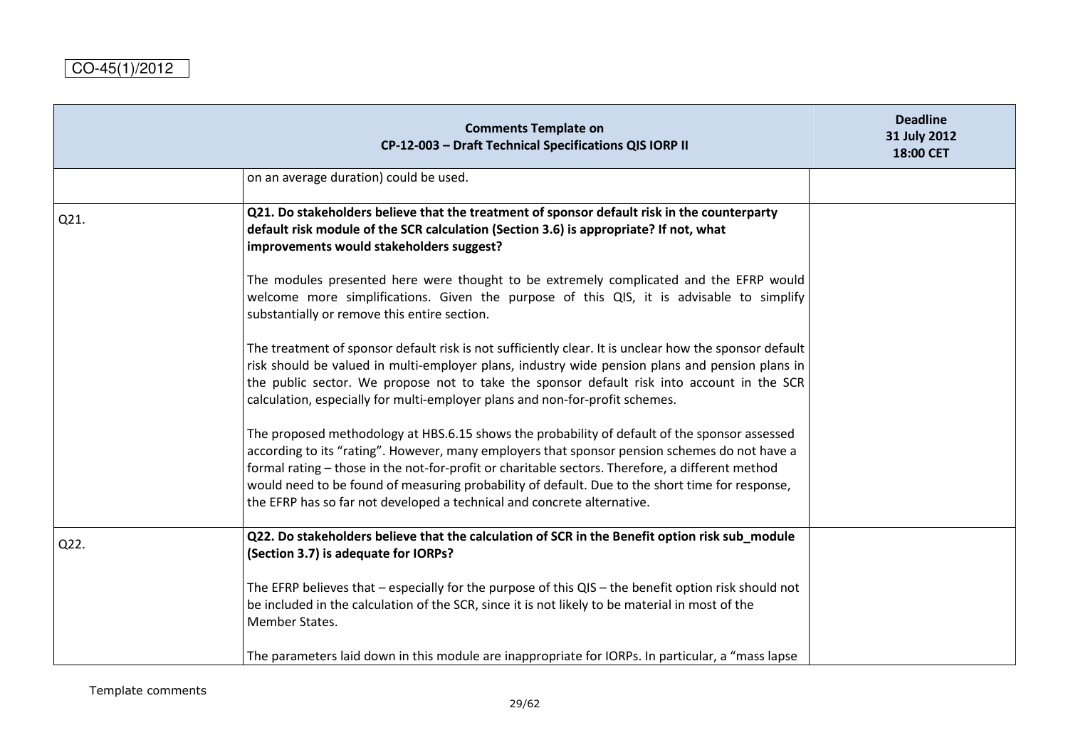| | Comments Template on CP-12-003 – Draft Technical Specifications QIS IORP II | Deadline 31 July 2012 18:00 CET |
|---|---|---|
| | on an average duration) could be used. | |
| Q21. | **Q21. Do stakeholders believe that the treatment of sponsor default risk in the counterparty default risk module of the SCR calculation (Section 3.6) is appropriate? If not, what improvements would stakeholders suggest?**<br><br>The modules presented here were thought to be extremely complicated and the EFRP would welcome more simplifications. Given the purpose of this QIS, it is advisable to simplify substantially or remove this entire section.<br><br>The treatment of sponsor default risk is not sufficiently clear. It is unclear how the sponsor default risk should be valued in multi-employer plans, industry wide pension plans and pension plans in the public sector. We propose not to take the sponsor default risk into account in the SCR calculation, especially for multi-employer plans and non-for-profit schemes.<br><br>The proposed methodology at HBS.6.15 shows the probability of default of the sponsor assessed according to its "rating". However, many employers that sponsor pension schemes do not have a formal rating – those in the not-for-profit or charitable sectors. Therefore, a different method would need to be found of measuring probability of default. Due to the short time for response, the EFRP has so far not developed a technical and concrete alternative. | |
| Q22. | **Q22. Do stakeholders believe that the calculation of SCR in the Benefit option risk sub_module (Section 3.7) is adequate for IORPs?**<br><br>The EFRP believes that – especially for the purpose of this QIS – the benefit option risk should not be included in the calculation of the SCR, since it is not likely to be material in most of the Member States.<br><br>The parameters laid down in this module are inappropriate for IORPs. In particular, a "mass lapse | |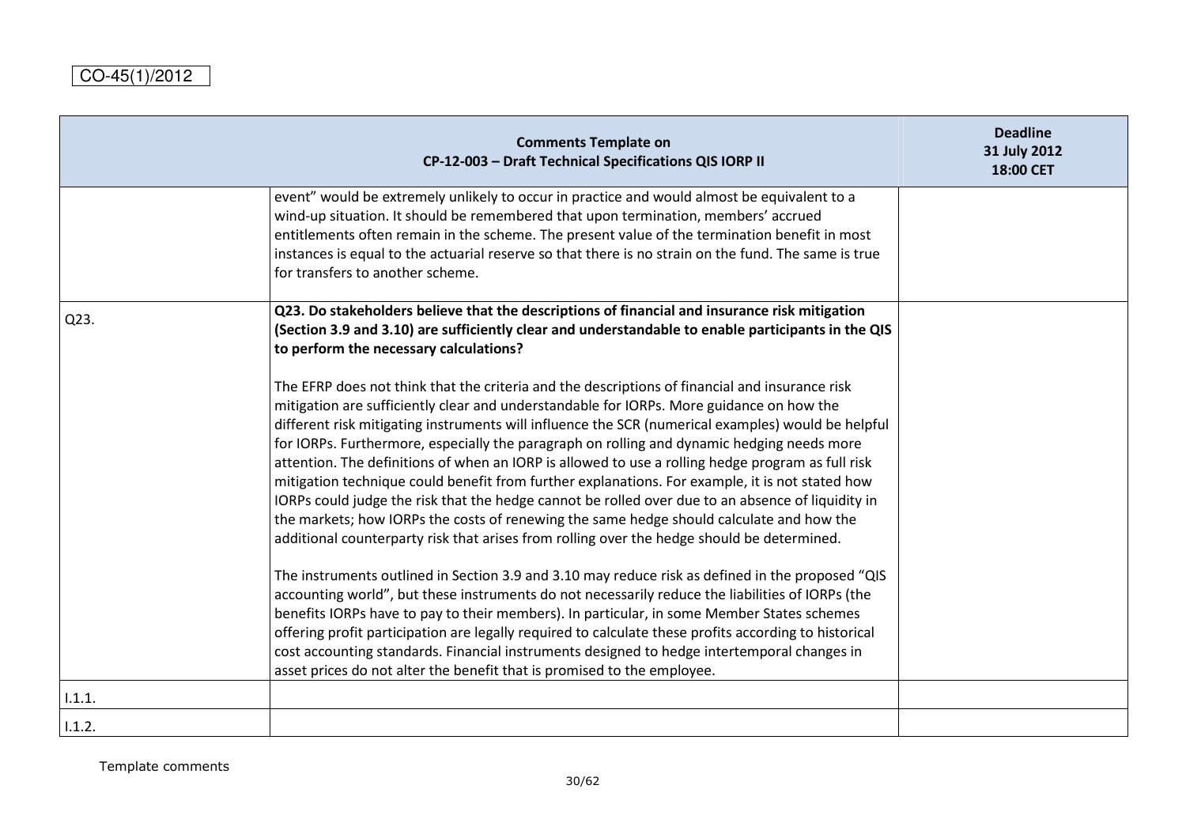CO-45(1)/2012

| Comments Template on CP-12-003 – Draft Technical Specifications QIS IORP II | | Deadline 31 July 2012 18:00 CET |
|---|---|---|
| | event" would be extremely unlikely to occur in practice and would almost be equivalent to a wind-up situation. It should be remembered that upon termination, members' accrued entitlements often remain in the scheme. The present value of the termination benefit in most instances is equal to the actuarial reserve so that there is no strain on the fund. The same is true for transfers to another scheme. | |
| Q23. | **Q23. Do stakeholders believe that the descriptions of financial and insurance risk mitigation (Section 3.9 and 3.10) are sufficiently clear and understandable to enable participants in the QIS to perform the necessary calculations?**<br><br>The EFRP does not think that the criteria and the descriptions of financial and insurance risk mitigation are sufficiently clear and understandable for IORPs. More guidance on how the different risk mitigating instruments will influence the SCR (numerical examples) would be helpful for IORPs. Furthermore, especially the paragraph on rolling and dynamic hedging needs more attention. The definitions of when an IORP is allowed to use a rolling hedge program as full risk mitigation technique could benefit from further explanations. For example, it is not stated how IORPs could judge the risk that the hedge cannot be rolled over due to an absence of liquidity in the markets; how IORPs the costs of renewing the same hedge should calculate and how the additional counterparty risk that arises from rolling over the hedge should be determined.<br><br>The instruments outlined in Section 3.9 and 3.10 may reduce risk as defined in the proposed "QIS accounting world", but these instruments do not necessarily reduce the liabilities of IORPs (the benefits IORPs have to pay to their members). In particular, in some Member States schemes offering profit participation are legally required to calculate these profits according to historical cost accounting standards. Financial instruments designed to hedge intertemporal changes in asset prices do not alter the benefit that is promised to the employee. | |
| I.1.1. | | |
| I.1.2. | | |

Template comments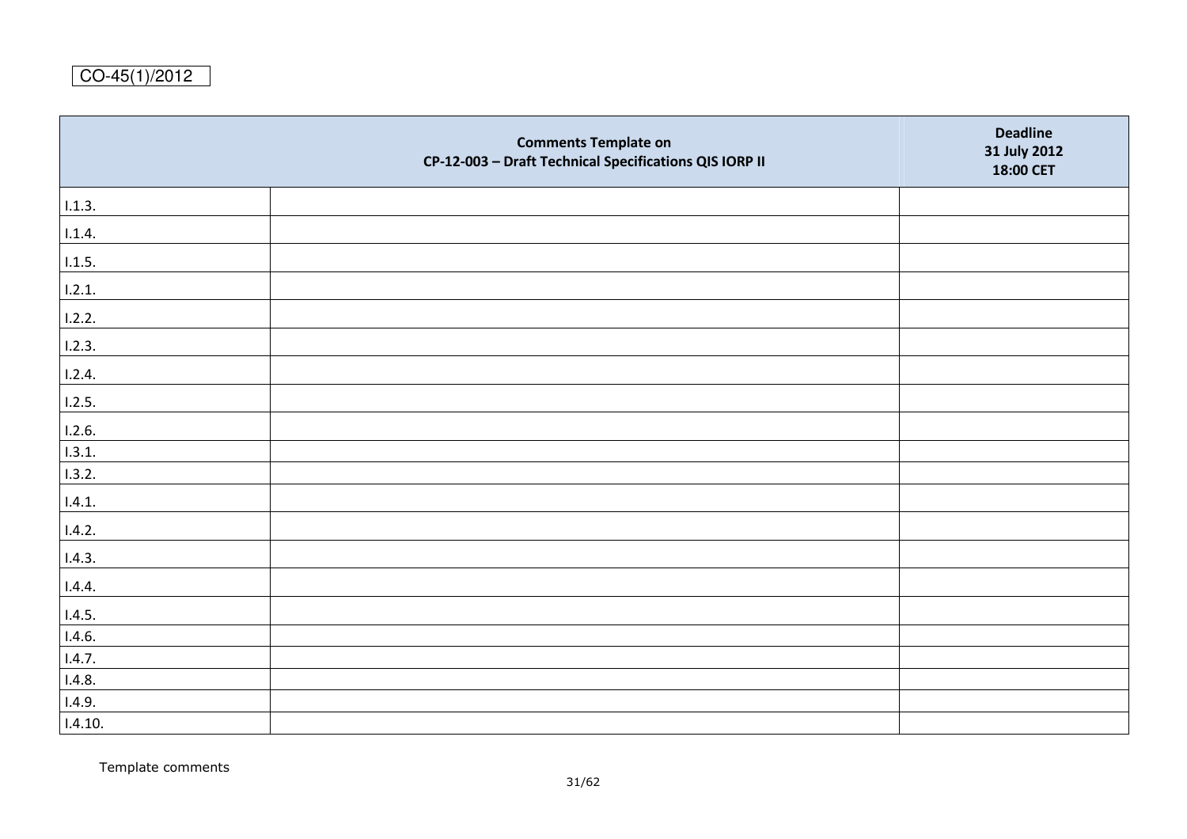CO-45(1)/2012

| Comments Template on CP-12-003 – Draft Technical Specifications QIS IORP II | | Deadline 31 July 2012 18:00 CET |
|---|---|---|
| I.1.3. | | |
| I.1.4. | | |
| I.1.5. | | |
| I.2.1. | | |
| I.2.2. | | |
| I.2.3. | | |
| I.2.4. | | |
| I.2.5. | | |
| I.2.6. | | |
| I.3.1. | | |
| I.3.2. | | |
| I.4.1. | | |
| I.4.2. | | |
| I.4.3. | | |
| I.4.4. | | |
| I.4.5. | | |
| I.4.6. | | |
| I.4.7. | | |
| I.4.8. | | |
| I.4.9. | | |
| I.4.10. | | |

Template comments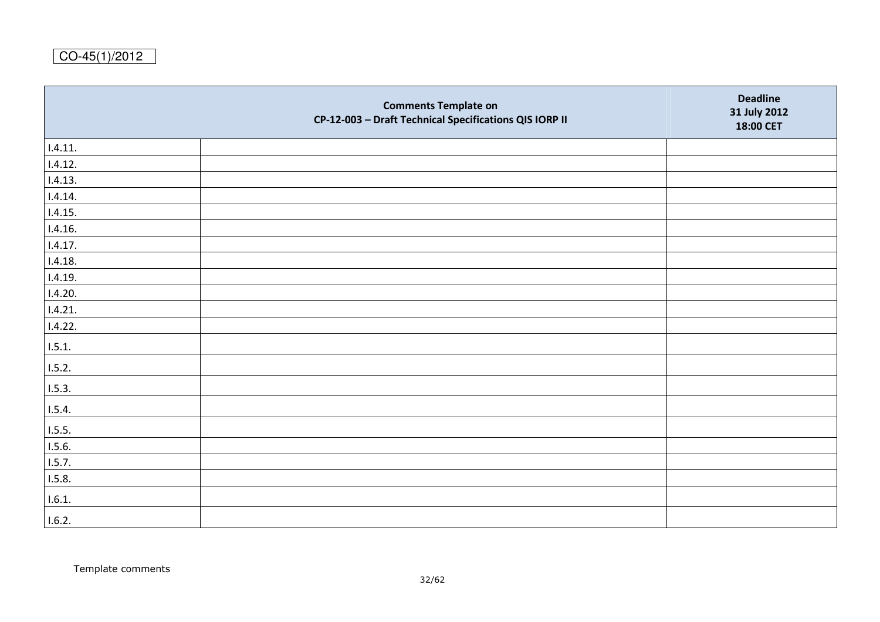CO-45(1)/2012

| Comments Template on<br>CP-12-003 – Draft Technical Specifications QIS IORP II | | Deadline<br>31 July 2012<br>18:00 CET |
|---|---|---|
| I.4.11. | | |
| I.4.12. | | |
| I.4.13. | | |
| I.4.14. | | |
| I.4.15. | | |
| I.4.16. | | |
| I.4.17. | | |
| I.4.18. | | |
| I.4.19. | | |
| I.4.20. | | |
| I.4.21. | | |
| I.4.22. | | |
| I.5.1. | | |
| I.5.2. | | |
| I.5.3. | | |
| I.5.4. | | |
| I.5.5. | | |
| I.5.6. | | |
| I.5.7. | | |
| I.5.8. | | |
| I.6.1. | | |
| I.6.2. | | |

Template comments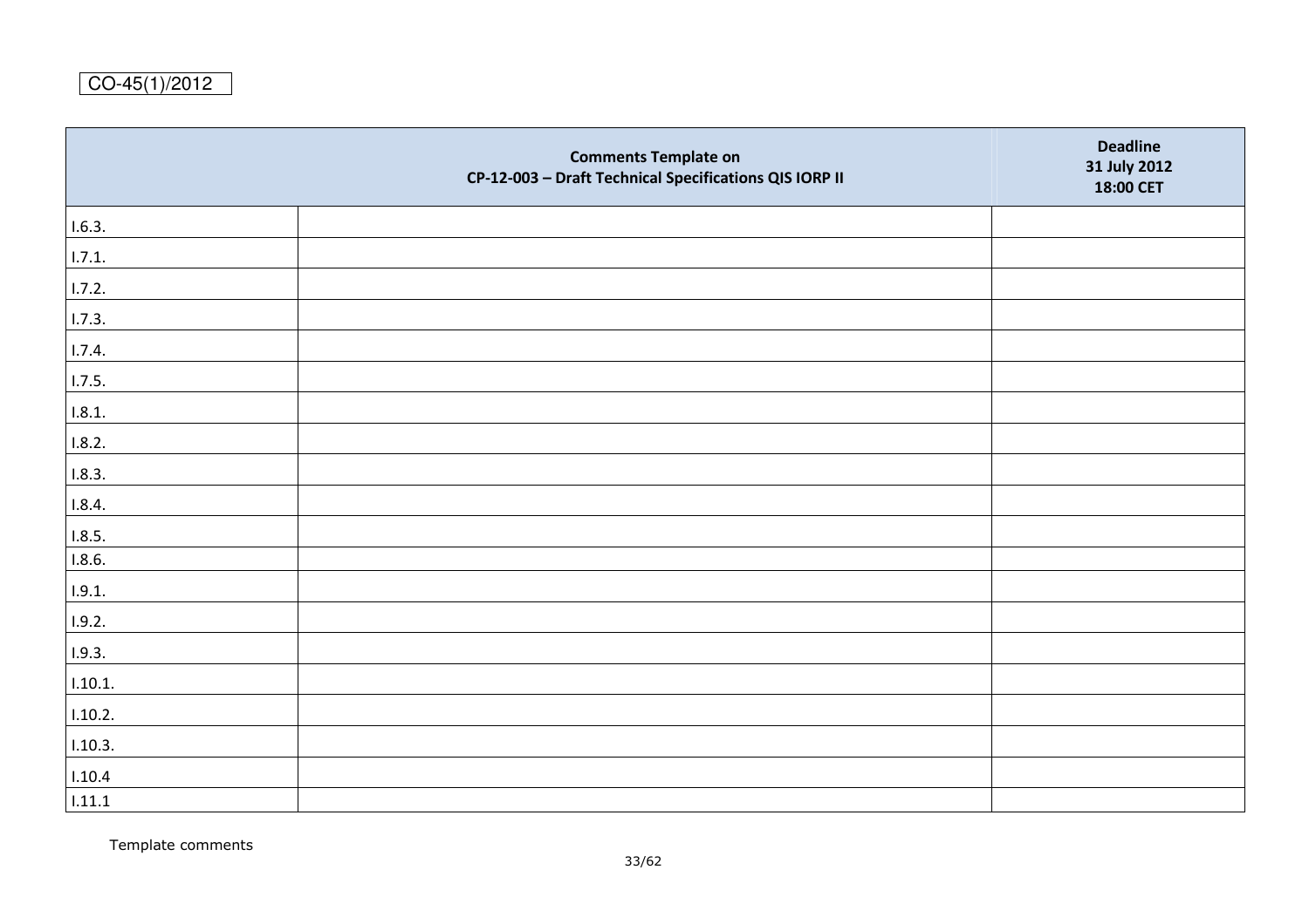CO-45(1)/2012

| Comments Template on CP-12-003 – Draft Technical Specifications QIS IORP II | | Deadline 31 July 2012 18:00 CET |
|---|---|---|
| I.6.3. | | |
| I.7.1. | | |
| I.7.2. | | |
| I.7.3. | | |
| I.7.4. | | |
| I.7.5. | | |
| I.8.1. | | |
| I.8.2. | | |
| I.8.3. | | |
| I.8.4. | | |
| I.8.5. | | |
| I.8.6. | | |
| I.9.1. | | |
| I.9.2. | | |
| I.9.3. | | |
| I.10.1. | | |
| I.10.2. | | |
| I.10.3. | | |
| I.10.4 | | |
| I.11.1 | | |

Template comments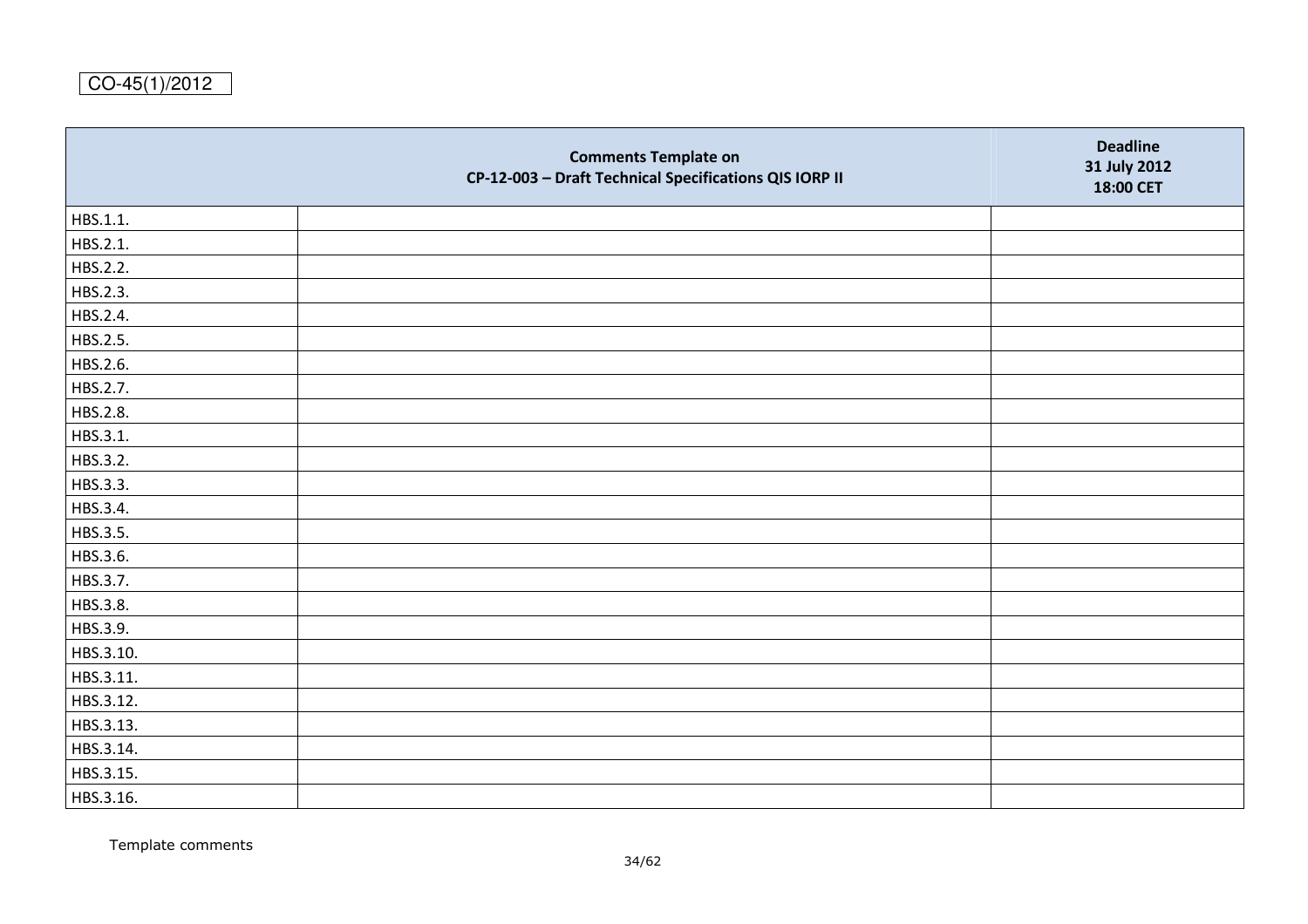CO-45(1)/2012

| Comments Template on CP-12-003 – Draft Technical Specifications QIS IORP II | | Deadline 31 July 2012 18:00 CET |
|---|---|---|
| HBS.1.1. | | |
| HBS.2.1. | | |
| HBS.2.2. | | |
| HBS.2.3. | | |
| HBS.2.4. | | |
| HBS.2.5. | | |
| HBS.2.6. | | |
| HBS.2.7. | | |
| HBS.2.8. | | |
| HBS.3.1. | | |
| HBS.3.2. | | |
| HBS.3.3. | | |
| HBS.3.4. | | |
| HBS.3.5. | | |
| HBS.3.6. | | |
| HBS.3.7. | | |
| HBS.3.8. | | |
| HBS.3.9. | | |
| HBS.3.10. | | |
| HBS.3.11. | | |
| HBS.3.12. | | |
| HBS.3.13. | | |
| HBS.3.14. | | |
| HBS.3.15. | | |
| HBS.3.16. | | |

Template comments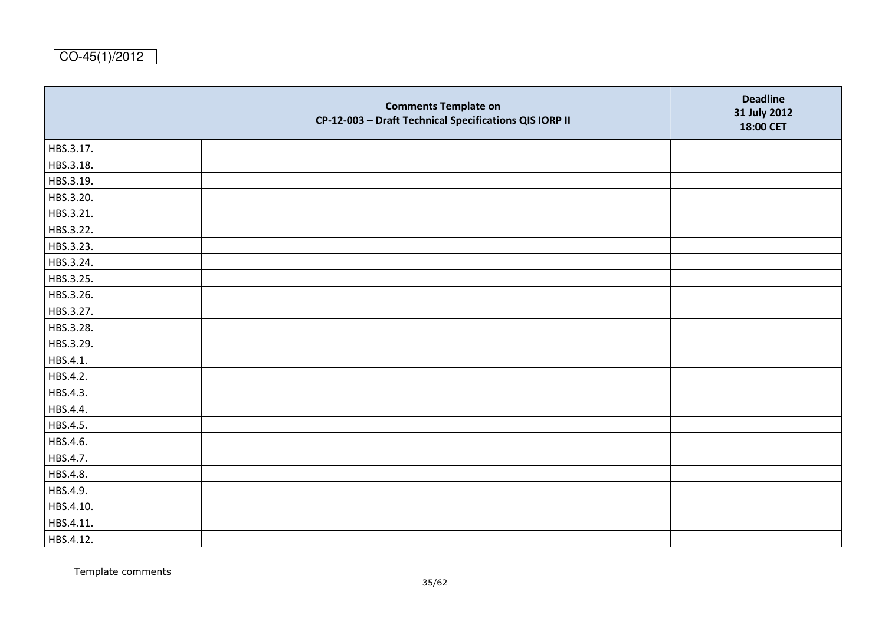CO-45(1)/2012

| Comments Template on CP-12-003 – Draft Technical Specifications QIS IORP II | | Deadline 31 July 2012 18:00 CET |
|---|---|---|
| HBS.3.17. | | |
| HBS.3.18. | | |
| HBS.3.19. | | |
| HBS.3.20. | | |
| HBS.3.21. | | |
| HBS.3.22. | | |
| HBS.3.23. | | |
| HBS.3.24. | | |
| HBS.3.25. | | |
| HBS.3.26. | | |
| HBS.3.27. | | |
| HBS.3.28. | | |
| HBS.3.29. | | |
| HBS.4.1. | | |
| HBS.4.2. | | |
| HBS.4.3. | | |
| HBS.4.4. | | |
| HBS.4.5. | | |
| HBS.4.6. | | |
| HBS.4.7. | | |
| HBS.4.8. | | |
| HBS.4.9. | | |
| HBS.4.10. | | |
| HBS.4.11. | | |
| HBS.4.12. | | |

Template comments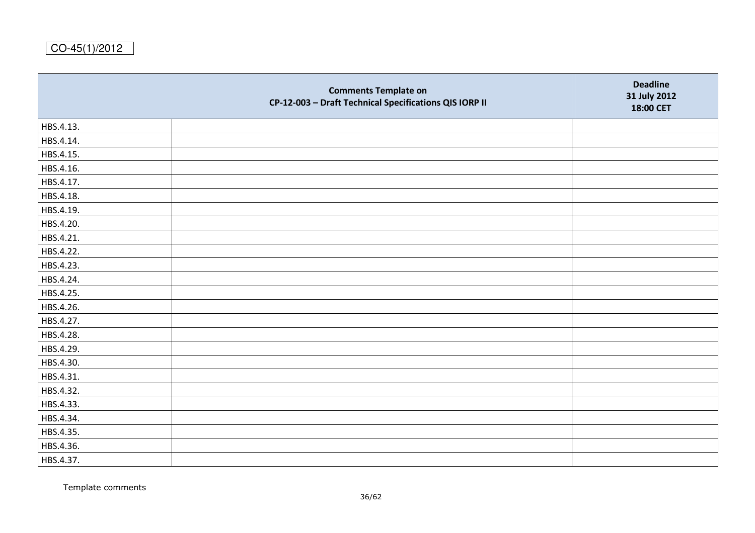CO-45(1)/2012

| Comments Template on<br>CP-12-003 – Draft Technical Specifications QIS IORP II | | Deadline<br>31 July 2012<br>18:00 CET |
|---|---|---|
| HBS.4.13. | | |
| HBS.4.14. | | |
| HBS.4.15. | | |
| HBS.4.16. | | |
| HBS.4.17. | | |
| HBS.4.18. | | |
| HBS.4.19. | | |
| HBS.4.20. | | |
| HBS.4.21. | | |
| HBS.4.22. | | |
| HBS.4.23. | | |
| HBS.4.24. | | |
| HBS.4.25. | | |
| HBS.4.26. | | |
| HBS.4.27. | | |
| HBS.4.28. | | |
| HBS.4.29. | | |
| HBS.4.30. | | |
| HBS.4.31. | | |
| HBS.4.32. | | |
| HBS.4.33. | | |
| HBS.4.34. | | |
| HBS.4.35. | | |
| HBS.4.36. | | |
| HBS.4.37. | | |

Template comments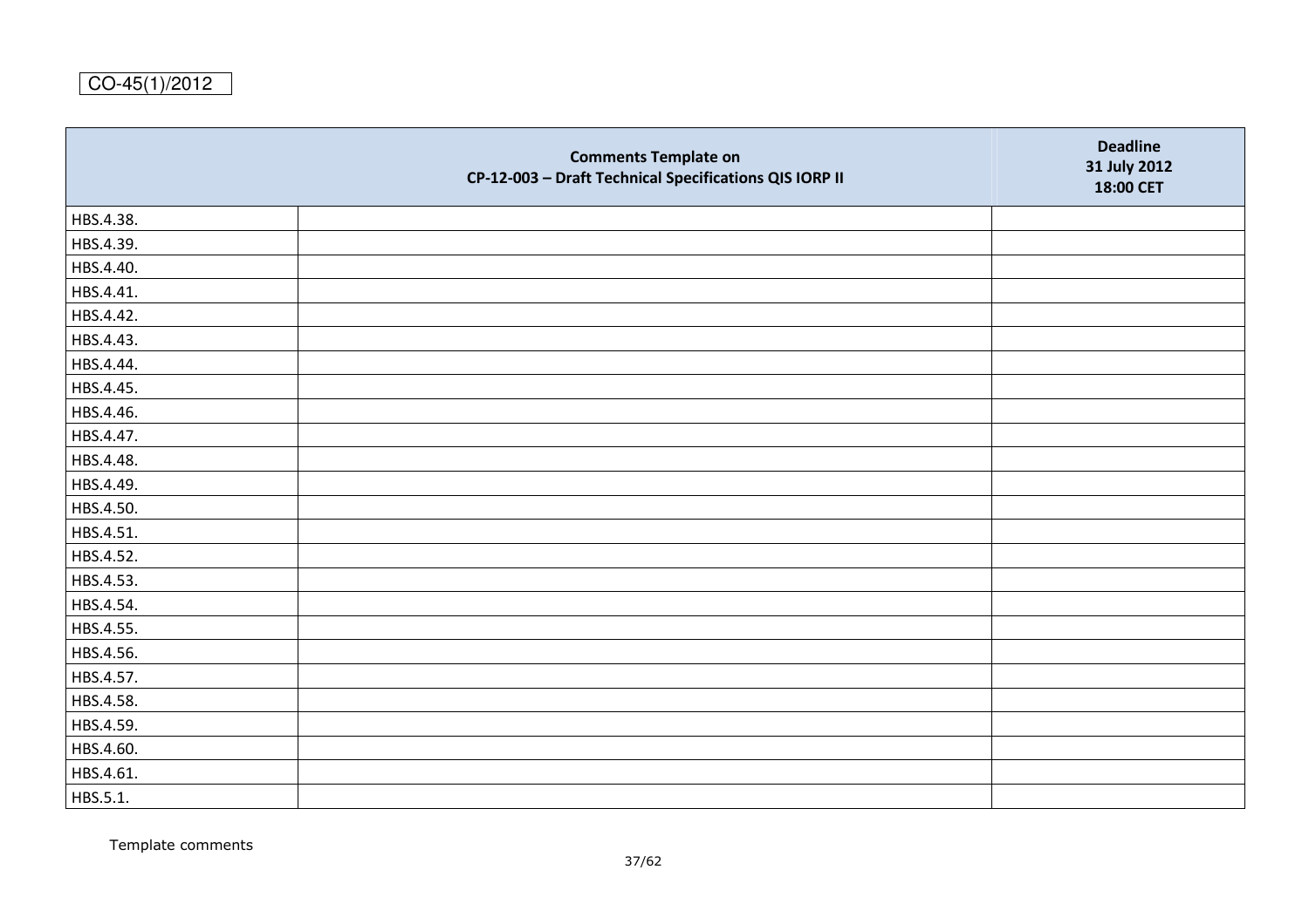CO-45(1)/2012

| | Comments Template on CP-12-003 – Draft Technical Specifications QIS IORP II | Deadline 31 July 2012 18:00 CET |
|---|---|---|
| HBS.4.38. | | |
| HBS.4.39. | | |
| HBS.4.40. | | |
| HBS.4.41. | | |
| HBS.4.42. | | |
| HBS.4.43. | | |
| HBS.4.44. | | |
| HBS.4.45. | | |
| HBS.4.46. | | |
| HBS.4.47. | | |
| HBS.4.48. | | |
| HBS.4.49. | | |
| HBS.4.50. | | |
| HBS.4.51. | | |
| HBS.4.52. | | |
| HBS.4.53. | | |
| HBS.4.54. | | |
| HBS.4.55. | | |
| HBS.4.56. | | |
| HBS.4.57. | | |
| HBS.4.58. | | |
| HBS.4.59. | | |
| HBS.4.60. | | |
| HBS.4.61. | | |
| HBS.5.1. | | |

Template comments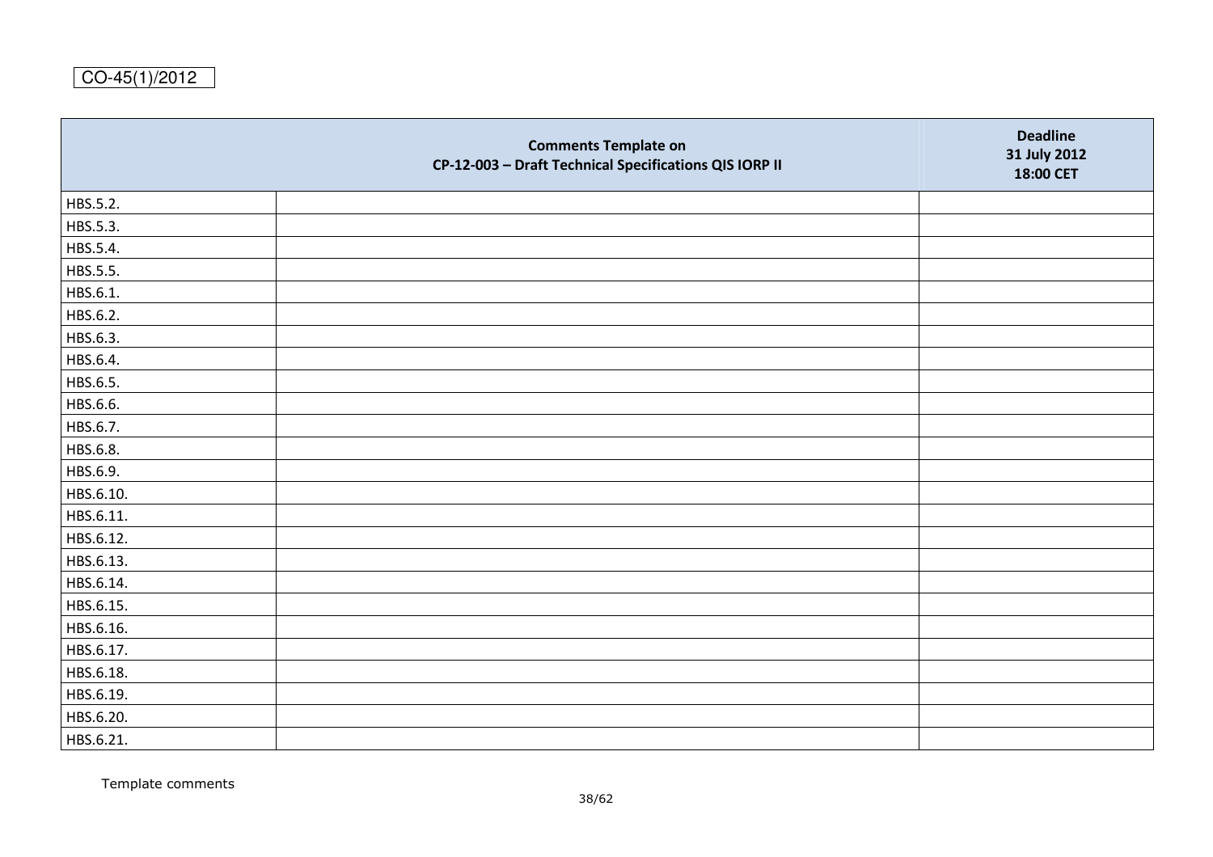CO-45(1)/2012

| Comments Template on CP-12-003 – Draft Technical Specifications QIS IORP II | | Deadline 31 July 2012 18:00 CET |
|---|---|---|
| HBS.5.2. | | |
| HBS.5.3. | | |
| HBS.5.4. | | |
| HBS.5.5. | | |
| HBS.6.1. | | |
| HBS.6.2. | | |
| HBS.6.3. | | |
| HBS.6.4. | | |
| HBS.6.5. | | |
| HBS.6.6. | | |
| HBS.6.7. | | |
| HBS.6.8. | | |
| HBS.6.9. | | |
| HBS.6.10. | | |
| HBS.6.11. | | |
| HBS.6.12. | | |
| HBS.6.13. | | |
| HBS.6.14. | | |
| HBS.6.15. | | |
| HBS.6.16. | | |
| HBS.6.17. | | |
| HBS.6.18. | | |
| HBS.6.19. | | |
| HBS.6.20. | | |
| HBS.6.21. | | |

Template comments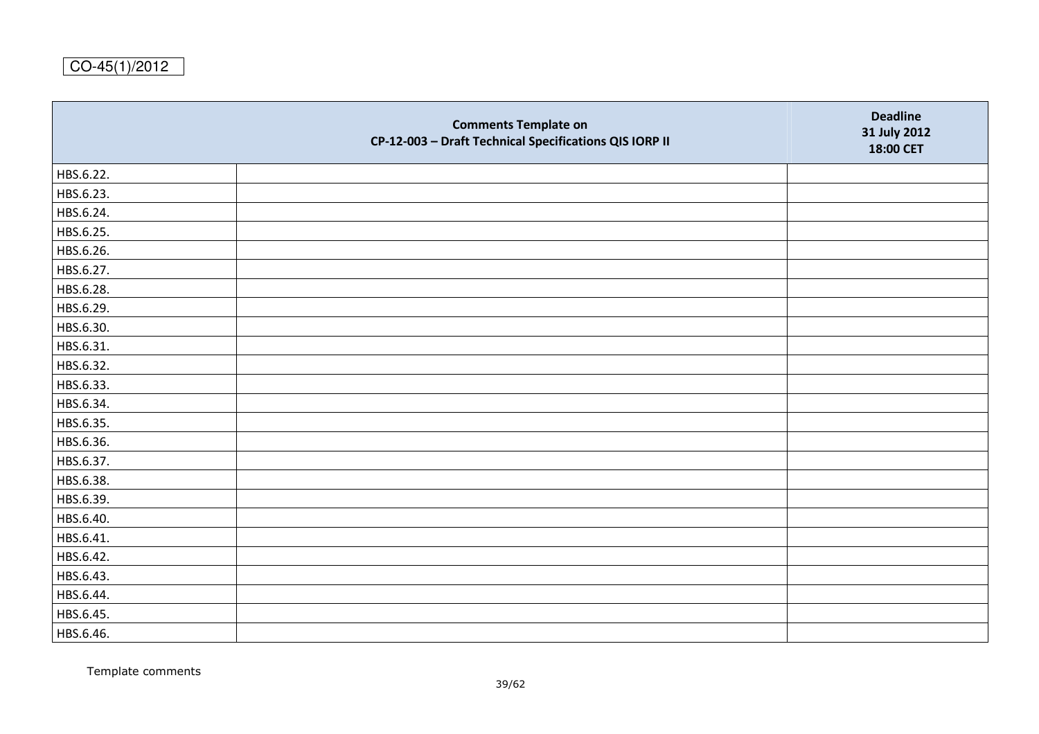CO-45(1)/2012

| Comments Template on CP-12-003 – Draft Technical Specifications QIS IORP II | | Deadline 31 July 2012 18:00 CET |
|---|---|---|
| HBS.6.22. | | |
| HBS.6.23. | | |
| HBS.6.24. | | |
| HBS.6.25. | | |
| HBS.6.26. | | |
| HBS.6.27. | | |
| HBS.6.28. | | |
| HBS.6.29. | | |
| HBS.6.30. | | |
| HBS.6.31. | | |
| HBS.6.32. | | |
| HBS.6.33. | | |
| HBS.6.34. | | |
| HBS.6.35. | | |
| HBS.6.36. | | |
| HBS.6.37. | | |
| HBS.6.38. | | |
| HBS.6.39. | | |
| HBS.6.40. | | |
| HBS.6.41. | | |
| HBS.6.42. | | |
| HBS.6.43. | | |
| HBS.6.44. | | |
| HBS.6.45. | | |
| HBS.6.46. | | |

Template comments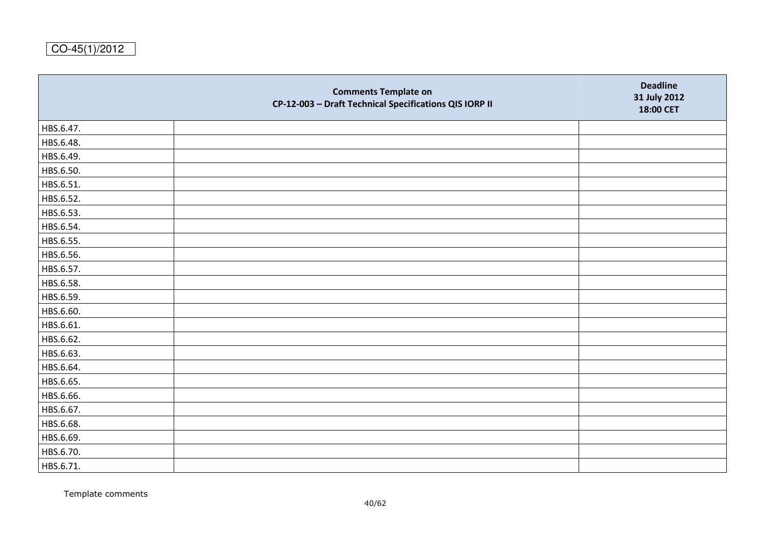CO-45(1)/2012

| Comments Template on CP-12-003 – Draft Technical Specifications QIS IORP II | | Deadline 31 July 2012 18:00 CET |
|---|---|---|
| HBS.6.47. | | |
| HBS.6.48. | | |
| HBS.6.49. | | |
| HBS.6.50. | | |
| HBS.6.51. | | |
| HBS.6.52. | | |
| HBS.6.53. | | |
| HBS.6.54. | | |
| HBS.6.55. | | |
| HBS.6.56. | | |
| HBS.6.57. | | |
| HBS.6.58. | | |
| HBS.6.59. | | |
| HBS.6.60. | | |
| HBS.6.61. | | |
| HBS.6.62. | | |
| HBS.6.63. | | |
| HBS.6.64. | | |
| HBS.6.65. | | |
| HBS.6.66. | | |
| HBS.6.67. | | |
| HBS.6.68. | | |
| HBS.6.69. | | |
| HBS.6.70. | | |
| HBS.6.71. | | |

Template comments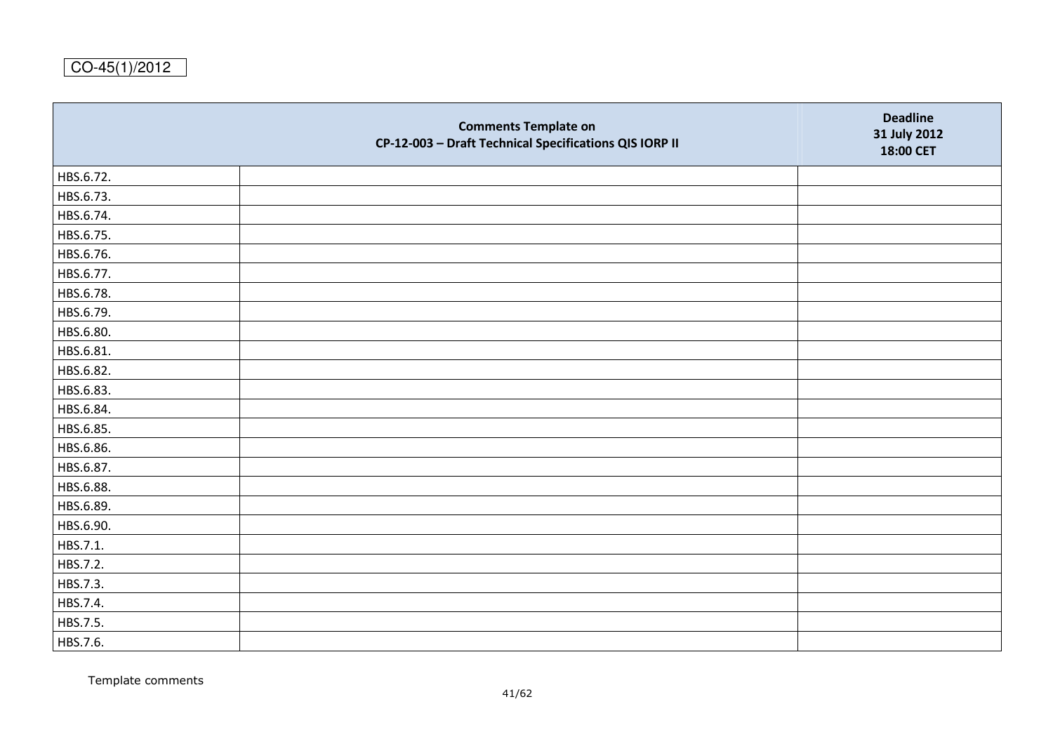CO-45(1)/2012

| Comments Template on CP-12-003 – Draft Technical Specifications QIS IORP II | | Deadline 31 July 2012 18:00 CET |
|---|---|---|
| HBS.6.72. | | |
| HBS.6.73. | | |
| HBS.6.74. | | |
| HBS.6.75. | | |
| HBS.6.76. | | |
| HBS.6.77. | | |
| HBS.6.78. | | |
| HBS.6.79. | | |
| HBS.6.80. | | |
| HBS.6.81. | | |
| HBS.6.82. | | |
| HBS.6.83. | | |
| HBS.6.84. | | |
| HBS.6.85. | | |
| HBS.6.86. | | |
| HBS.6.87. | | |
| HBS.6.88. | | |
| HBS.6.89. | | |
| HBS.6.90. | | |
| HBS.7.1. | | |
| HBS.7.2. | | |
| HBS.7.3. | | |
| HBS.7.4. | | |
| HBS.7.5. | | |
| HBS.7.6. | | |

Template comments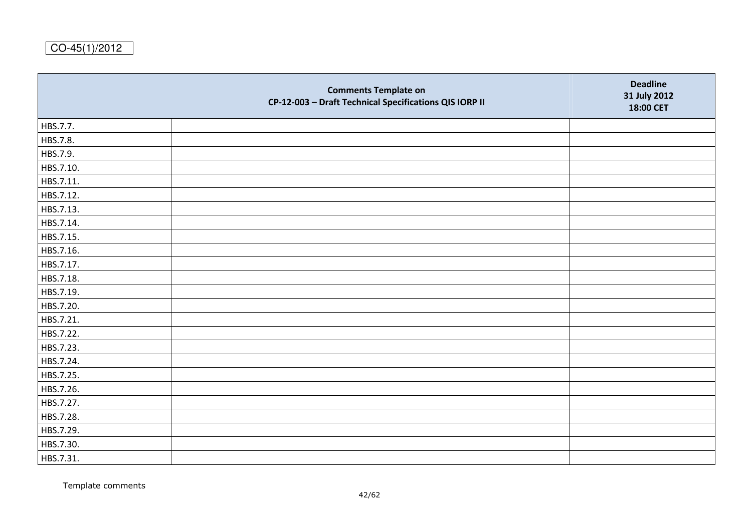CO-45(1)/2012

| Comments Template on CP-12-003 – Draft Technical Specifications QIS IORP II | | Deadline 31 July 2012 18:00 CET |
|---|---|---|
| HBS.7.7. | | |
| HBS.7.8. | | |
| HBS.7.9. | | |
| HBS.7.10. | | |
| HBS.7.11. | | |
| HBS.7.12. | | |
| HBS.7.13. | | |
| HBS.7.14. | | |
| HBS.7.15. | | |
| HBS.7.16. | | |
| HBS.7.17. | | |
| HBS.7.18. | | |
| HBS.7.19. | | |
| HBS.7.20. | | |
| HBS.7.21. | | |
| HBS.7.22. | | |
| HBS.7.23. | | |
| HBS.7.24. | | |
| HBS.7.25. | | |
| HBS.7.26. | | |
| HBS.7.27. | | |
| HBS.7.28. | | |
| HBS.7.29. | | |
| HBS.7.30. | | |
| HBS.7.31. | | |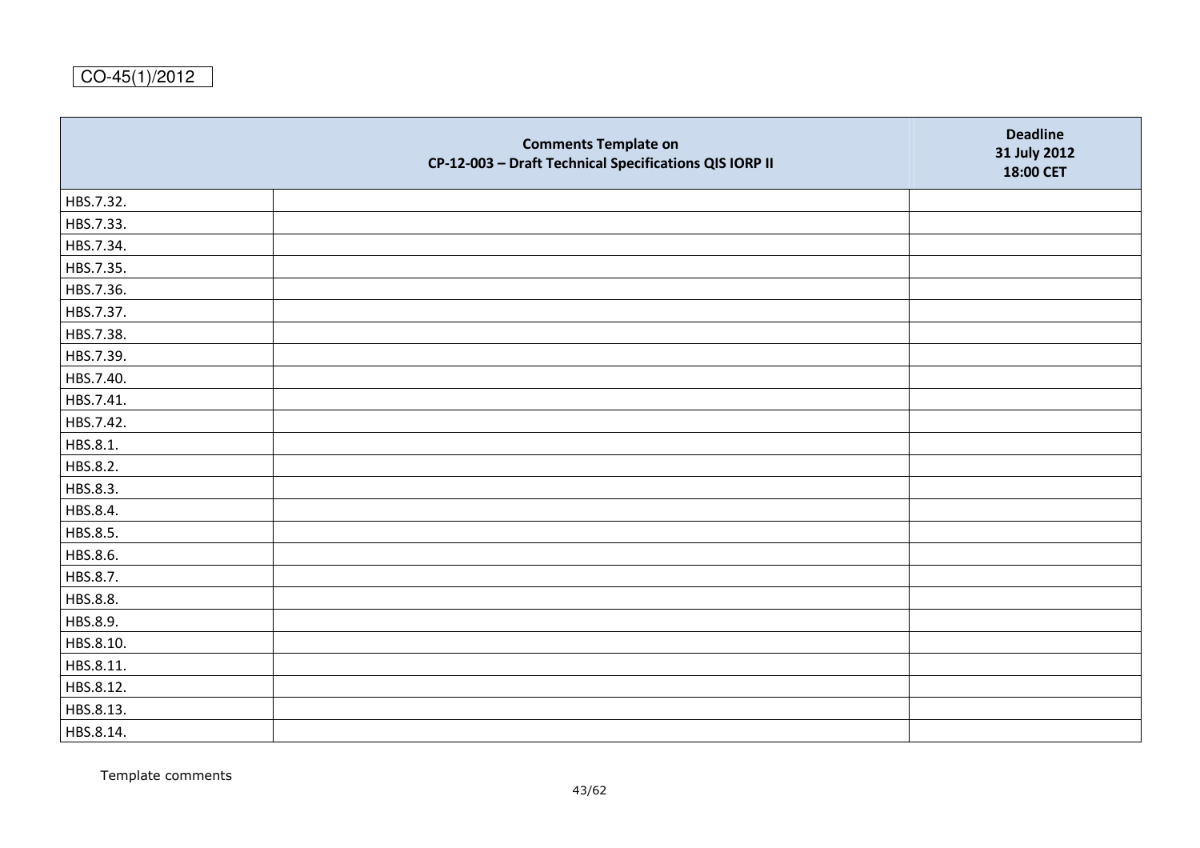CO-45(1)/2012

| Comments Template on CP-12-003 – Draft Technical Specifications QIS IORP II | | Deadline 31 July 2012 18:00 CET |
|---|---|---|
| HBS.7.32. | | |
| HBS.7.33. | | |
| HBS.7.34. | | |
| HBS.7.35. | | |
| HBS.7.36. | | |
| HBS.7.37. | | |
| HBS.7.38. | | |
| HBS.7.39. | | |
| HBS.7.40. | | |
| HBS.7.41. | | |
| HBS.7.42. | | |
| HBS.8.1. | | |
| HBS.8.2. | | |
| HBS.8.3. | | |
| HBS.8.4. | | |
| HBS.8.5. | | |
| HBS.8.6. | | |
| HBS.8.7. | | |
| HBS.8.8. | | |
| HBS.8.9. | | |
| HBS.8.10. | | |
| HBS.8.11. | | |
| HBS.8.12. | | |
| HBS.8.13. | | |
| HBS.8.14. | | |

Template comments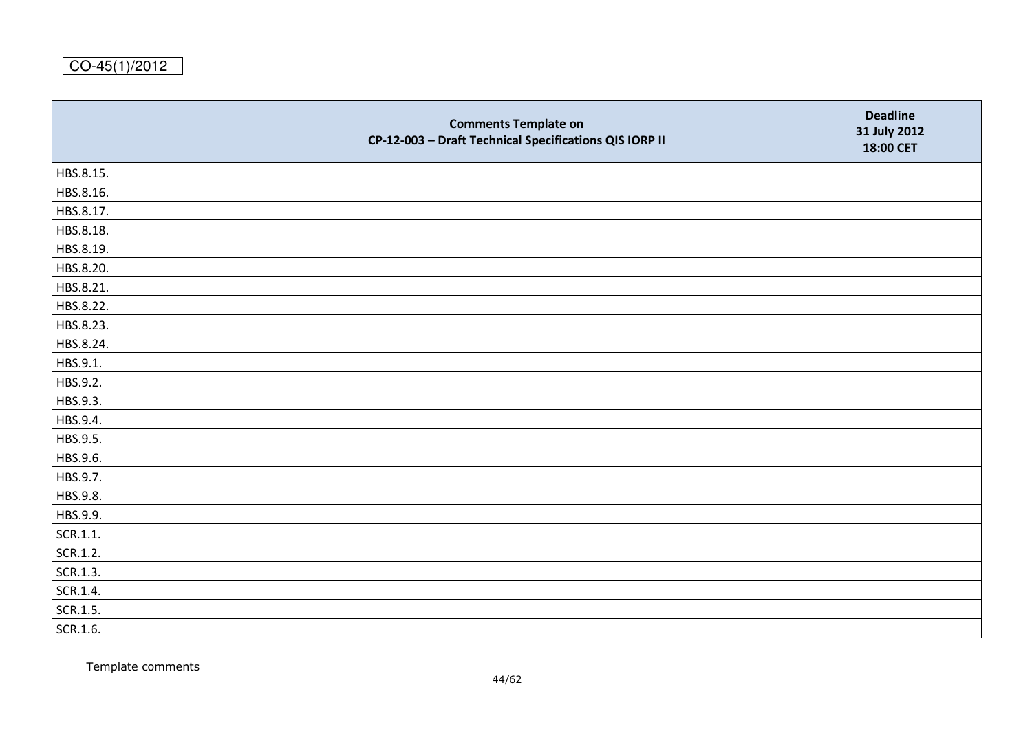CO-45(1)/2012

| Comments Template on CP-12-003 – Draft Technical Specifications QIS IORP II | | Deadline 31 July 2012 18:00 CET |
|---|---|---|
| HBS.8.15. | | |
| HBS.8.16. | | |
| HBS.8.17. | | |
| HBS.8.18. | | |
| HBS.8.19. | | |
| HBS.8.20. | | |
| HBS.8.21. | | |
| HBS.8.22. | | |
| HBS.8.23. | | |
| HBS.8.24. | | |
| HBS.9.1. | | |
| HBS.9.2. | | |
| HBS.9.3. | | |
| HBS.9.4. | | |
| HBS.9.5. | | |
| HBS.9.6. | | |
| HBS.9.7. | | |
| HBS.9.8. | | |
| HBS.9.9. | | |
| SCR.1.1. | | |
| SCR.1.2. | | |
| SCR.1.3. | | |
| SCR.1.4. | | |
| SCR.1.5. | | |
| SCR.1.6. | | |

Template comments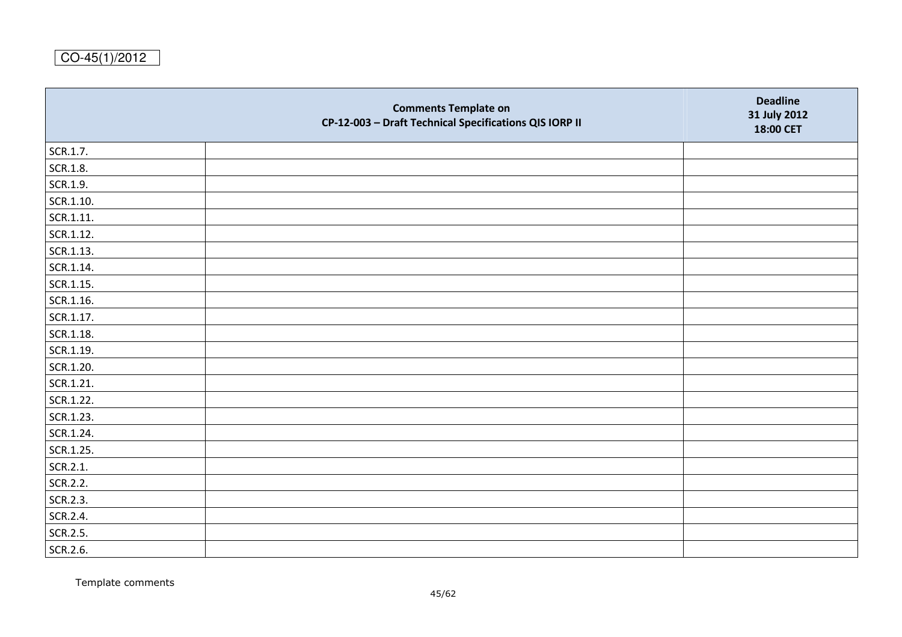CO-45(1)/2012

| Comments Template on CP-12-003 – Draft Technical Specifications QIS IORP II | | Deadline 31 July 2012 18:00 CET |
|---|---|---|
| SCR.1.7. | | |
| SCR.1.8. | | |
| SCR.1.9. | | |
| SCR.1.10. | | |
| SCR.1.11. | | |
| SCR.1.12. | | |
| SCR.1.13. | | |
| SCR.1.14. | | |
| SCR.1.15. | | |
| SCR.1.16. | | |
| SCR.1.17. | | |
| SCR.1.18. | | |
| SCR.1.19. | | |
| SCR.1.20. | | |
| SCR.1.21. | | |
| SCR.1.22. | | |
| SCR.1.23. | | |
| SCR.1.24. | | |
| SCR.1.25. | | |
| SCR.2.1. | | |
| SCR.2.2. | | |
| SCR.2.3. | | |
| SCR.2.4. | | |
| SCR.2.5. | | |
| SCR.2.6. | | |

Template comments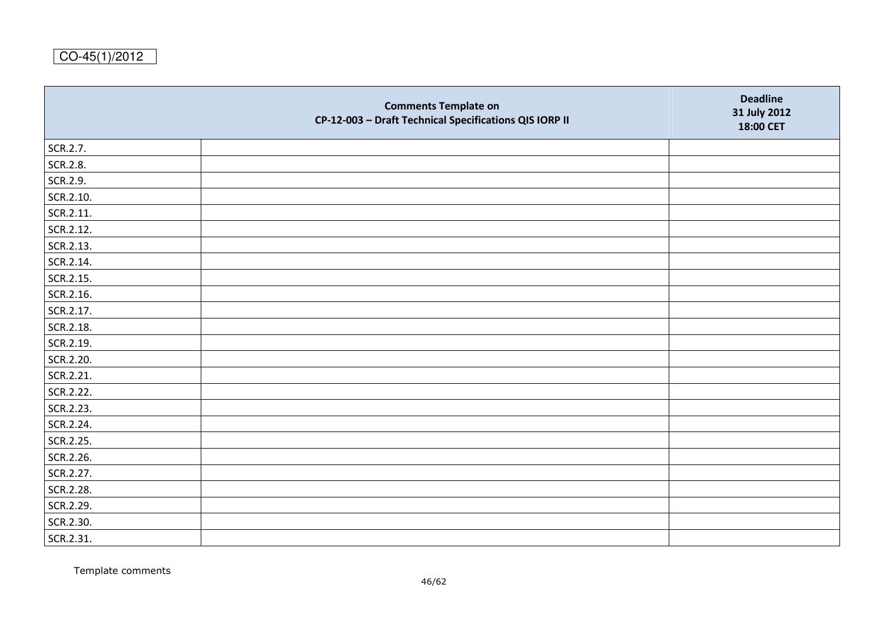CO-45(1)/2012

| Comments Template on CP-12-003 – Draft Technical Specifications QIS IORP II | | Deadline 31 July 2012 18:00 CET |
|---|---|---|
| SCR.2.7. | | |
| SCR.2.8. | | |
| SCR.2.9. | | |
| SCR.2.10. | | |
| SCR.2.11. | | |
| SCR.2.12. | | |
| SCR.2.13. | | |
| SCR.2.14. | | |
| SCR.2.15. | | |
| SCR.2.16. | | |
| SCR.2.17. | | |
| SCR.2.18. | | |
| SCR.2.19. | | |
| SCR.2.20. | | |
| SCR.2.21. | | |
| SCR.2.22. | | |
| SCR.2.23. | | |
| SCR.2.24. | | |
| SCR.2.25. | | |
| SCR.2.26. | | |
| SCR.2.27. | | |
| SCR.2.28. | | |
| SCR.2.29. | | |
| SCR.2.30. | | |
| SCR.2.31. | | |

Template comments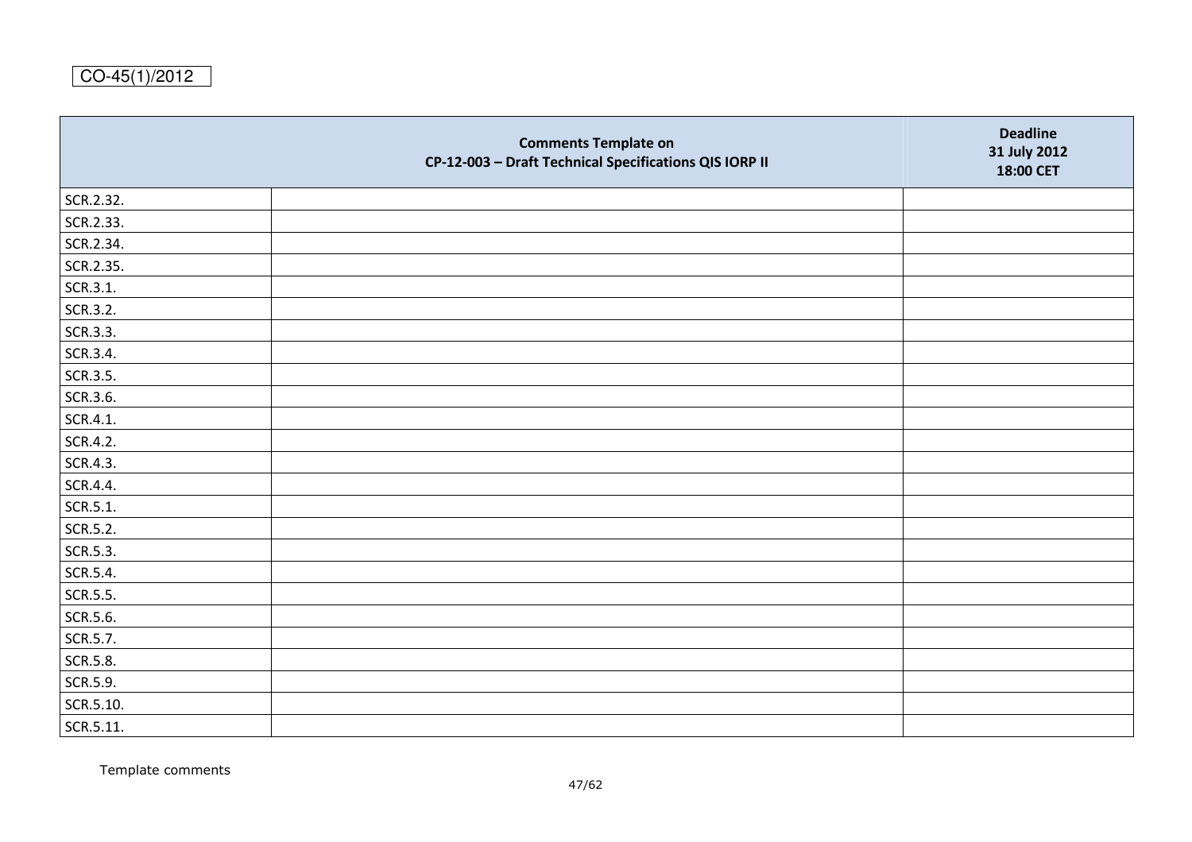CO-45(1)/2012

| | Comments Template on<br>CP-12-003 – Draft Technical Specifications QIS IORP II | Deadline<br>31 July 2012<br>18:00 CET |
|---|---|---|
| SCR.2.32. | | |
| SCR.2.33. | | |
| SCR.2.34. | | |
| SCR.2.35. | | |
| SCR.3.1. | | |
| SCR.3.2. | | |
| SCR.3.3. | | |
| SCR.3.4. | | |
| SCR.3.5. | | |
| SCR.3.6. | | |
| SCR.4.1. | | |
| SCR.4.2. | | |
| SCR.4.3. | | |
| SCR.4.4. | | |
| SCR.5.1. | | |
| SCR.5.2. | | |
| SCR.5.3. | | |
| SCR.5.4. | | |
| SCR.5.5. | | |
| SCR.5.6. | | |
| SCR.5.7. | | |
| SCR.5.8. | | |
| SCR.5.9. | | |
| SCR.5.10. | | |
| SCR.5.11. | | |

Template comments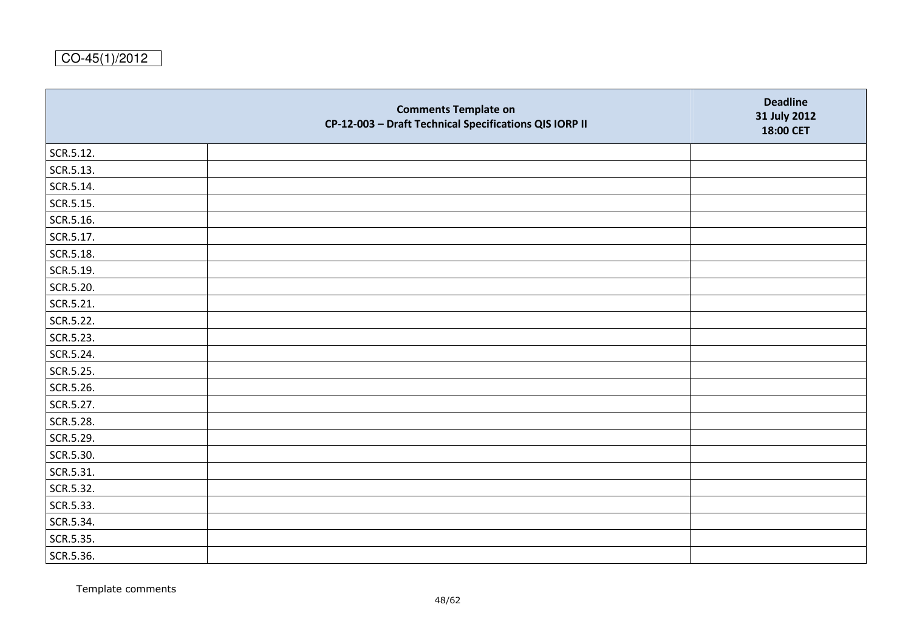CO-45(1)/2012

| Comments Template on<br>CP-12-003 – Draft Technical Specifications QIS IORP II | | Deadline<br>31 July 2012<br>18:00 CET |
|---|---|---|
| SCR.5.12. | | |
| SCR.5.13. | | |
| SCR.5.14. | | |
| SCR.5.15. | | |
| SCR.5.16. | | |
| SCR.5.17. | | |
| SCR.5.18. | | |
| SCR.5.19. | | |
| SCR.5.20. | | |
| SCR.5.21. | | |
| SCR.5.22. | | |
| SCR.5.23. | | |
| SCR.5.24. | | |
| SCR.5.25. | | |
| SCR.5.26. | | |
| SCR.5.27. | | |
| SCR.5.28. | | |
| SCR.5.29. | | |
| SCR.5.30. | | |
| SCR.5.31. | | |
| SCR.5.32. | | |
| SCR.5.33. | | |
| SCR.5.34. | | |
| SCR.5.35. | | |
| SCR.5.36. | | |

Template comments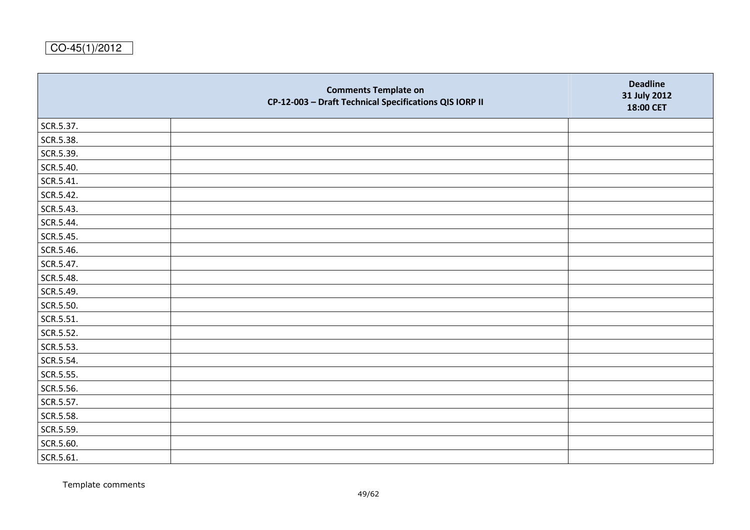CO-45(1)/2012

| | Comments Template on CP-12-003 – Draft Technical Specifications QIS IORP II | Deadline 31 July 2012 18:00 CET |
|---|---|---|
| SCR.5.37. | | |
| SCR.5.38. | | |
| SCR.5.39. | | |
| SCR.5.40. | | |
| SCR.5.41. | | |
| SCR.5.42. | | |
| SCR.5.43. | | |
| SCR.5.44. | | |
| SCR.5.45. | | |
| SCR.5.46. | | |
| SCR.5.47. | | |
| SCR.5.48. | | |
| SCR.5.49. | | |
| SCR.5.50. | | |
| SCR.5.51. | | |
| SCR.5.52. | | |
| SCR.5.53. | | |
| SCR.5.54. | | |
| SCR.5.55. | | |
| SCR.5.56. | | |
| SCR.5.57. | | |
| SCR.5.58. | | |
| SCR.5.59. | | |
| SCR.5.60. | | |
| SCR.5.61. | | |

Template comments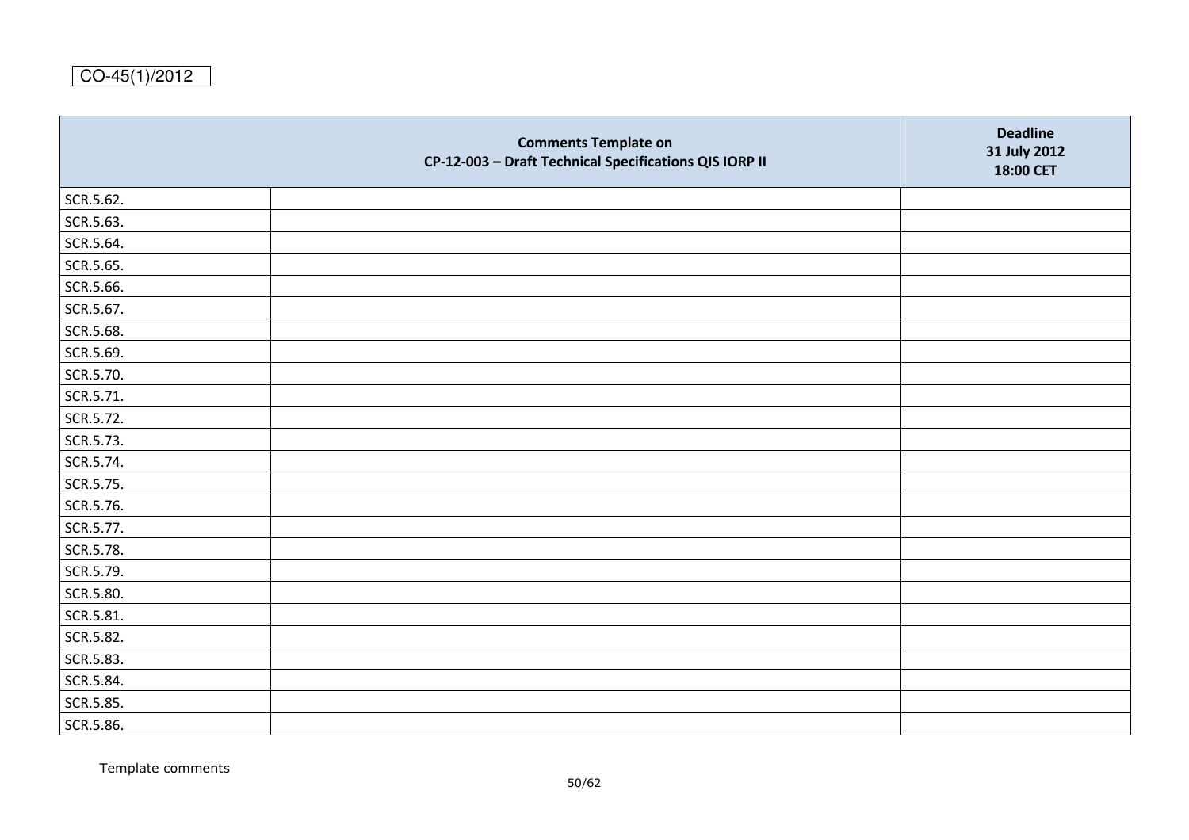CO-45(1)/2012

| Comments Template on CP-12-003 – Draft Technical Specifications QIS IORP II | | Deadline 31 July 2012 18:00 CET |
| --- | --- | --- |
| SCR.5.62. | | |
| SCR.5.63. | | |
| SCR.5.64. | | |
| SCR.5.65. | | |
| SCR.5.66. | | |
| SCR.5.67. | | |
| SCR.5.68. | | |
| SCR.5.69. | | |
| SCR.5.70. | | |
| SCR.5.71. | | |
| SCR.5.72. | | |
| SCR.5.73. | | |
| SCR.5.74. | | |
| SCR.5.75. | | |
| SCR.5.76. | | |
| SCR.5.77. | | |
| SCR.5.78. | | |
| SCR.5.79. | | |
| SCR.5.80. | | |
| SCR.5.81. | | |
| SCR.5.82. | | |
| SCR.5.83. | | |
| SCR.5.84. | | |
| SCR.5.85. | | |
| SCR.5.86. | | |

Template comments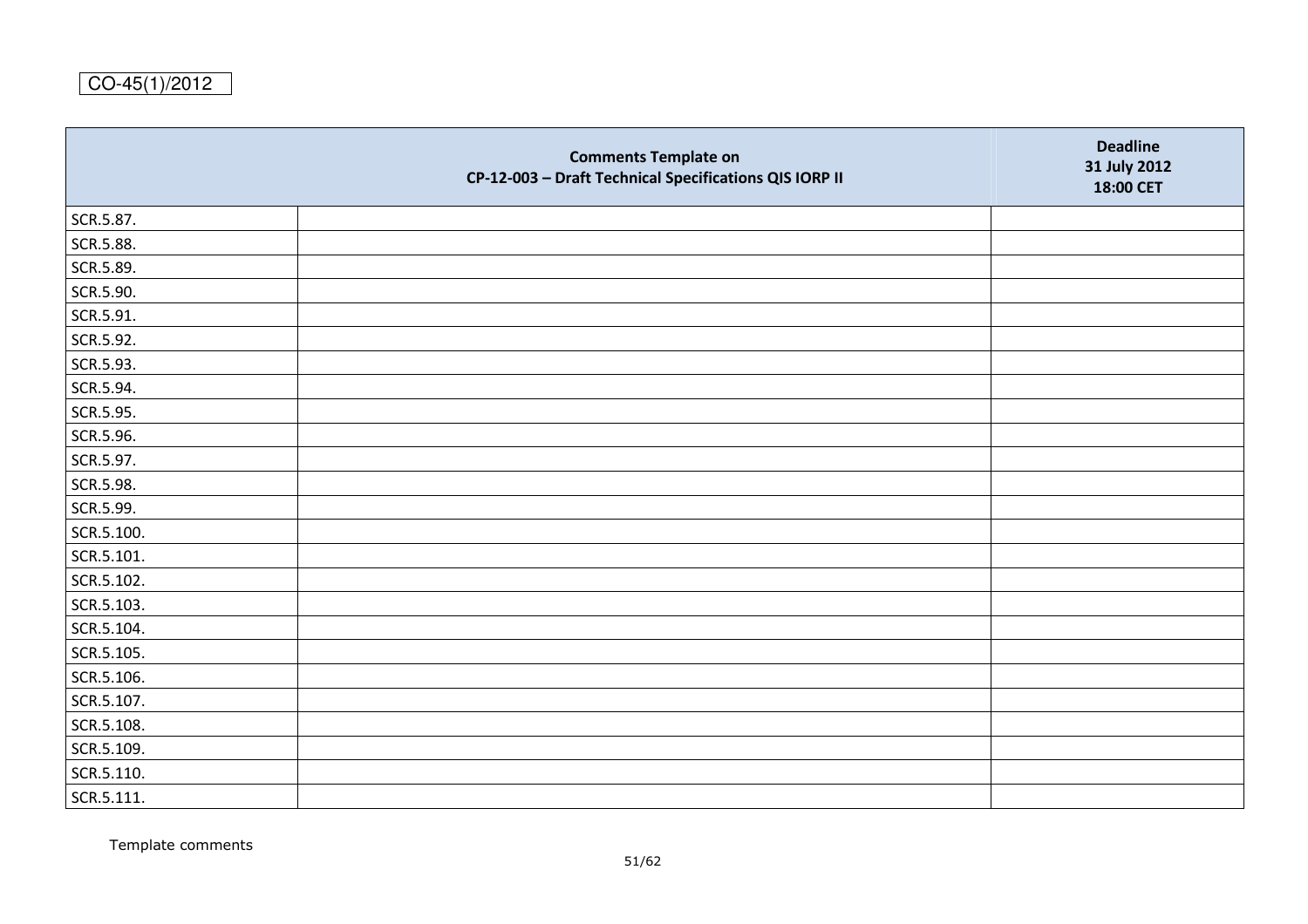CO-45(1)/2012

| Comments Template on CP-12-003 – Draft Technical Specifications QIS IORP II | | Deadline 31 July 2012 18:00 CET |
|---|---|---|
| SCR.5.87. | | |
| SCR.5.88. | | |
| SCR.5.89. | | |
| SCR.5.90. | | |
| SCR.5.91. | | |
| SCR.5.92. | | |
| SCR.5.93. | | |
| SCR.5.94. | | |
| SCR.5.95. | | |
| SCR.5.96. | | |
| SCR.5.97. | | |
| SCR.5.98. | | |
| SCR.5.99. | | |
| SCR.5.100. | | |
| SCR.5.101. | | |
| SCR.5.102. | | |
| SCR.5.103. | | |
| SCR.5.104. | | |
| SCR.5.105. | | |
| SCR.5.106. | | |
| SCR.5.107. | | |
| SCR.5.108. | | |
| SCR.5.109. | | |
| SCR.5.110. | | |
| SCR.5.111. | | |

Template comments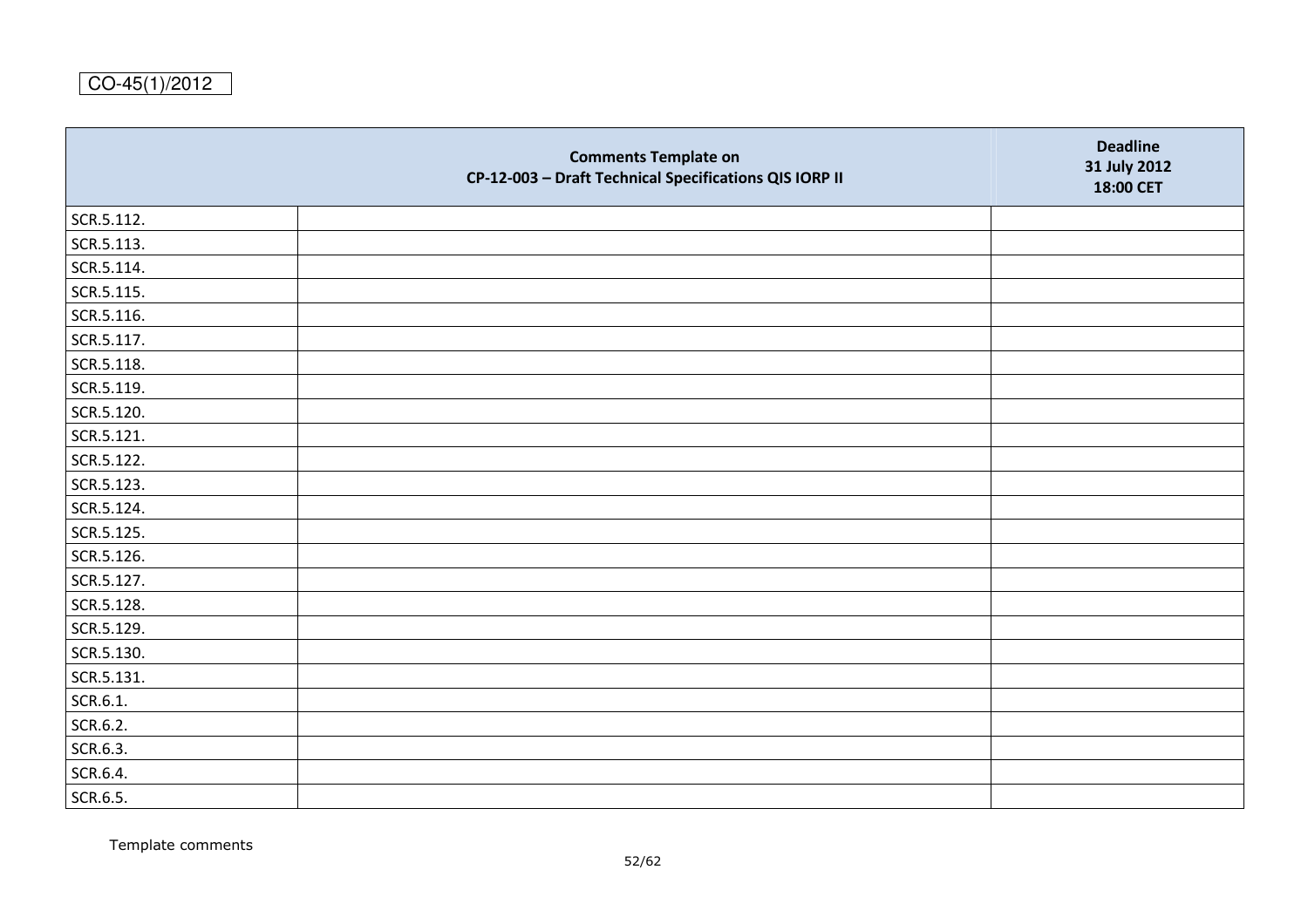CO-45(1)/2012

| Comments Template on<br>CP-12-003 – Draft Technical Specifications QIS IORP II | | Deadline<br>31 July 2012<br>18:00 CET |
|---|---|---|
| SCR.5.112. | | |
| SCR.5.113. | | |
| SCR.5.114. | | |
| SCR.5.115. | | |
| SCR.5.116. | | |
| SCR.5.117. | | |
| SCR.5.118. | | |
| SCR.5.119. | | |
| SCR.5.120. | | |
| SCR.5.121. | | |
| SCR.5.122. | | |
| SCR.5.123. | | |
| SCR.5.124. | | |
| SCR.5.125. | | |
| SCR.5.126. | | |
| SCR.5.127. | | |
| SCR.5.128. | | |
| SCR.5.129. | | |
| SCR.5.130. | | |
| SCR.5.131. | | |
| SCR.6.1. | | |
| SCR.6.2. | | |
| SCR.6.3. | | |
| SCR.6.4. | | |
| SCR.6.5. | | |

Template comments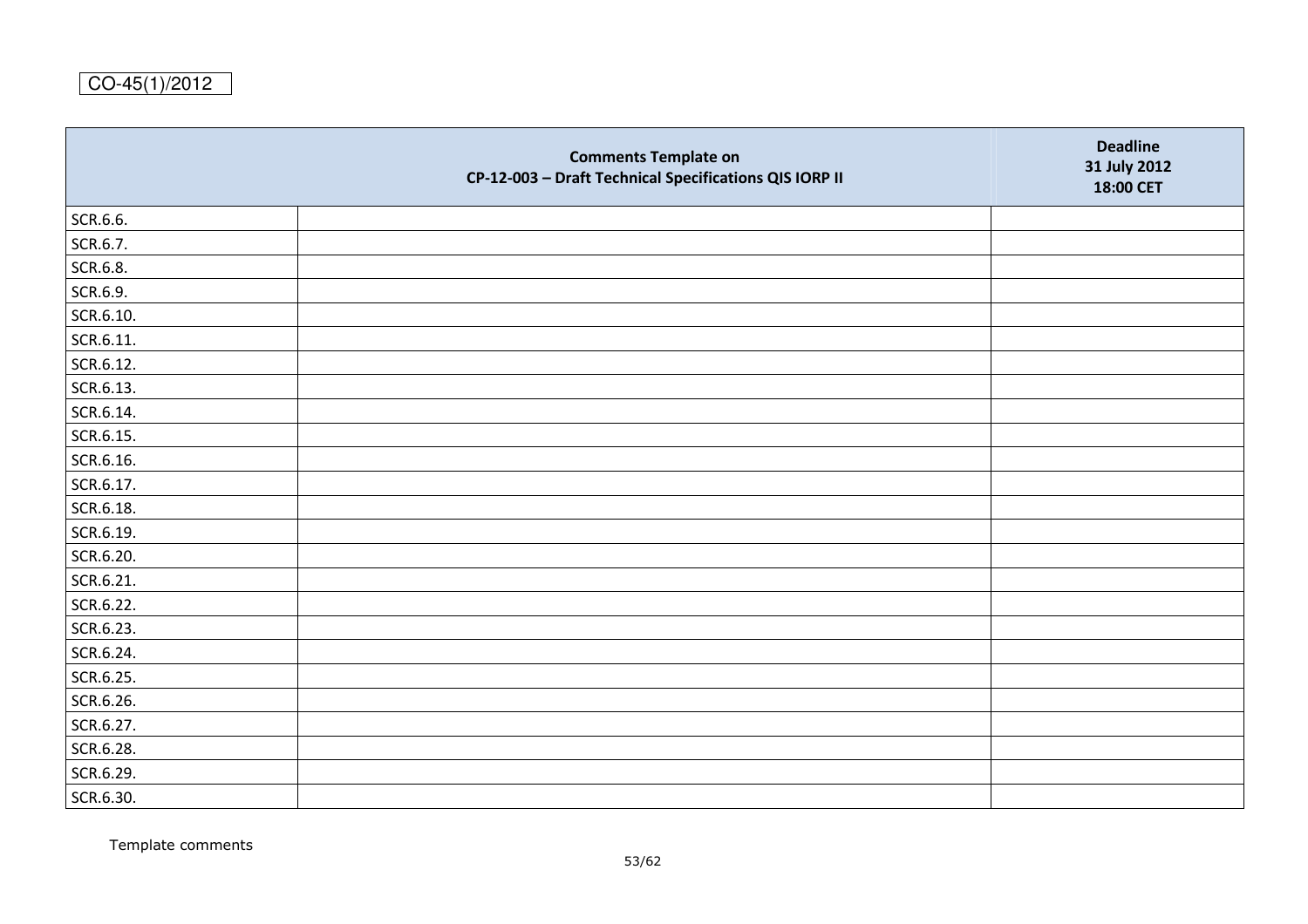CO-45(1)/2012

| Comments Template on CP-12-003 – Draft Technical Specifications QIS IORP II | | Deadline 31 July 2012 18:00 CET |
|---|---|---|
| SCR.6.6. | | |
| SCR.6.7. | | |
| SCR.6.8. | | |
| SCR.6.9. | | |
| SCR.6.10. | | |
| SCR.6.11. | | |
| SCR.6.12. | | |
| SCR.6.13. | | |
| SCR.6.14. | | |
| SCR.6.15. | | |
| SCR.6.16. | | |
| SCR.6.17. | | |
| SCR.6.18. | | |
| SCR.6.19. | | |
| SCR.6.20. | | |
| SCR.6.21. | | |
| SCR.6.22. | | |
| SCR.6.23. | | |
| SCR.6.24. | | |
| SCR.6.25. | | |
| SCR.6.26. | | |
| SCR.6.27. | | |
| SCR.6.28. | | |
| SCR.6.29. | | |
| SCR.6.30. | | |

Template comments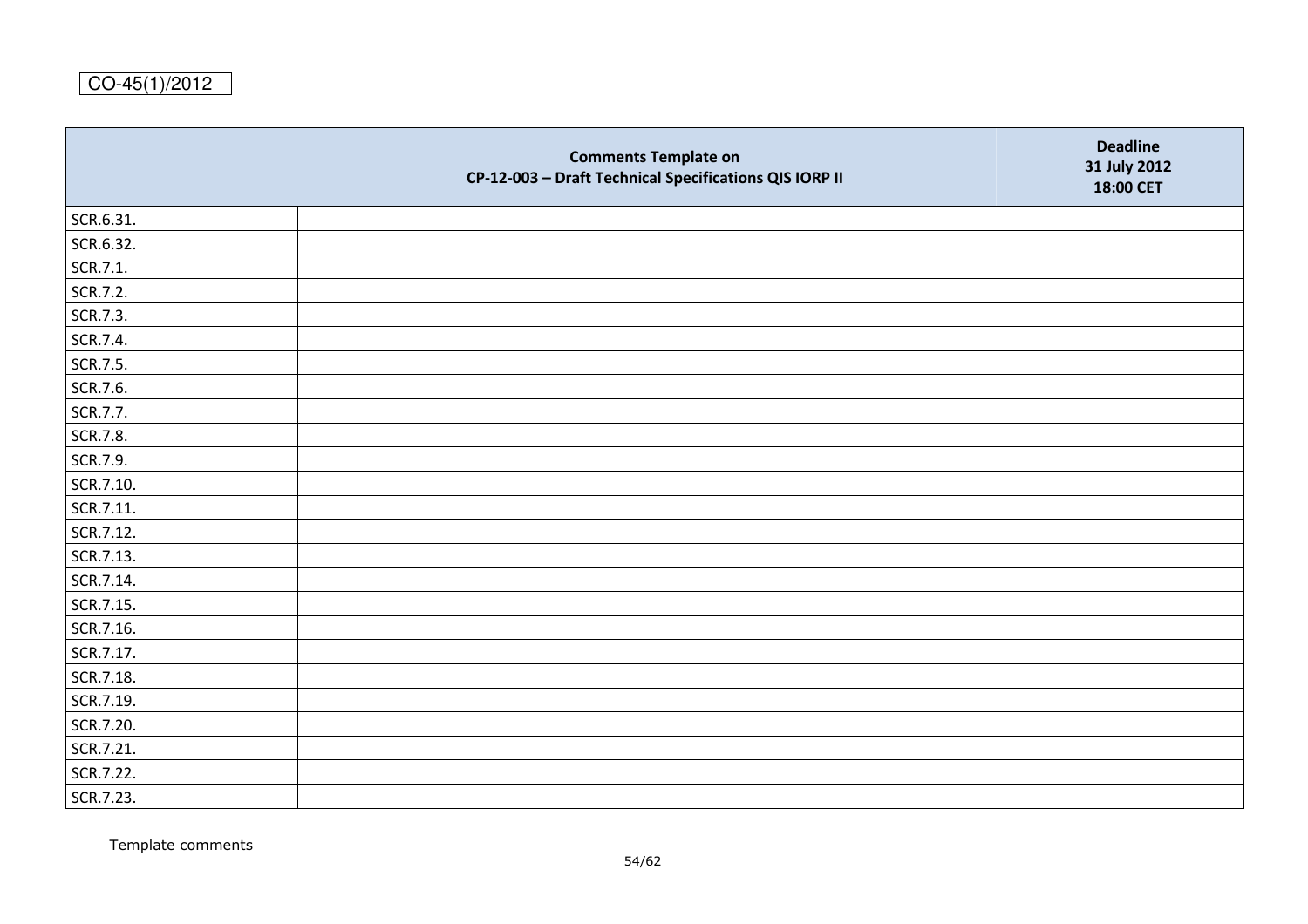CO-45(1)/2012

| | Comments Template on CP-12-003 – Draft Technical Specifications QIS IORP II | Deadline 31 July 2012 18:00 CET |
|---|---|---|
| SCR.6.31. | | |
| SCR.6.32. | | |
| SCR.7.1. | | |
| SCR.7.2. | | |
| SCR.7.3. | | |
| SCR.7.4. | | |
| SCR.7.5. | | |
| SCR.7.6. | | |
| SCR.7.7. | | |
| SCR.7.8. | | |
| SCR.7.9. | | |
| SCR.7.10. | | |
| SCR.7.11. | | |
| SCR.7.12. | | |
| SCR.7.13. | | |
| SCR.7.14. | | |
| SCR.7.15. | | |
| SCR.7.16. | | |
| SCR.7.17. | | |
| SCR.7.18. | | |
| SCR.7.19. | | |
| SCR.7.20. | | |
| SCR.7.21. | | |
| SCR.7.22. | | |
| SCR.7.23. | | |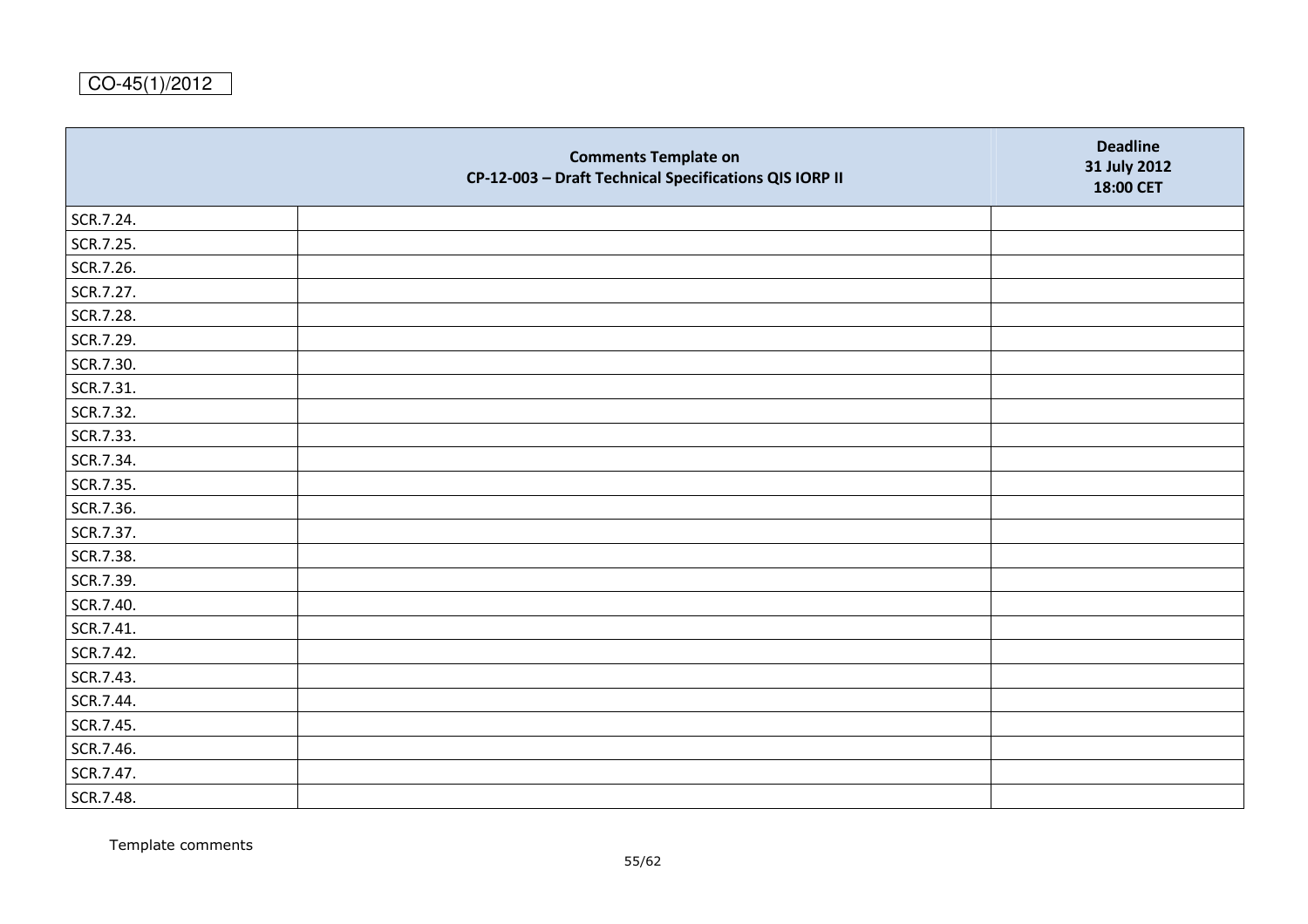CO-45(1)/2012

| Comments Template on<br>CP-12-003 – Draft Technical Specifications QIS IORP II | | Deadline<br>31 July 2012<br>18:00 CET |
|---|---|---|
| SCR.7.24. | | |
| SCR.7.25. | | |
| SCR.7.26. | | |
| SCR.7.27. | | |
| SCR.7.28. | | |
| SCR.7.29. | | |
| SCR.7.30. | | |
| SCR.7.31. | | |
| SCR.7.32. | | |
| SCR.7.33. | | |
| SCR.7.34. | | |
| SCR.7.35. | | |
| SCR.7.36. | | |
| SCR.7.37. | | |
| SCR.7.38. | | |
| SCR.7.39. | | |
| SCR.7.40. | | |
| SCR.7.41. | | |
| SCR.7.42. | | |
| SCR.7.43. | | |
| SCR.7.44. | | |
| SCR.7.45. | | |
| SCR.7.46. | | |
| SCR.7.47. | | |
| SCR.7.48. | | |

Template comments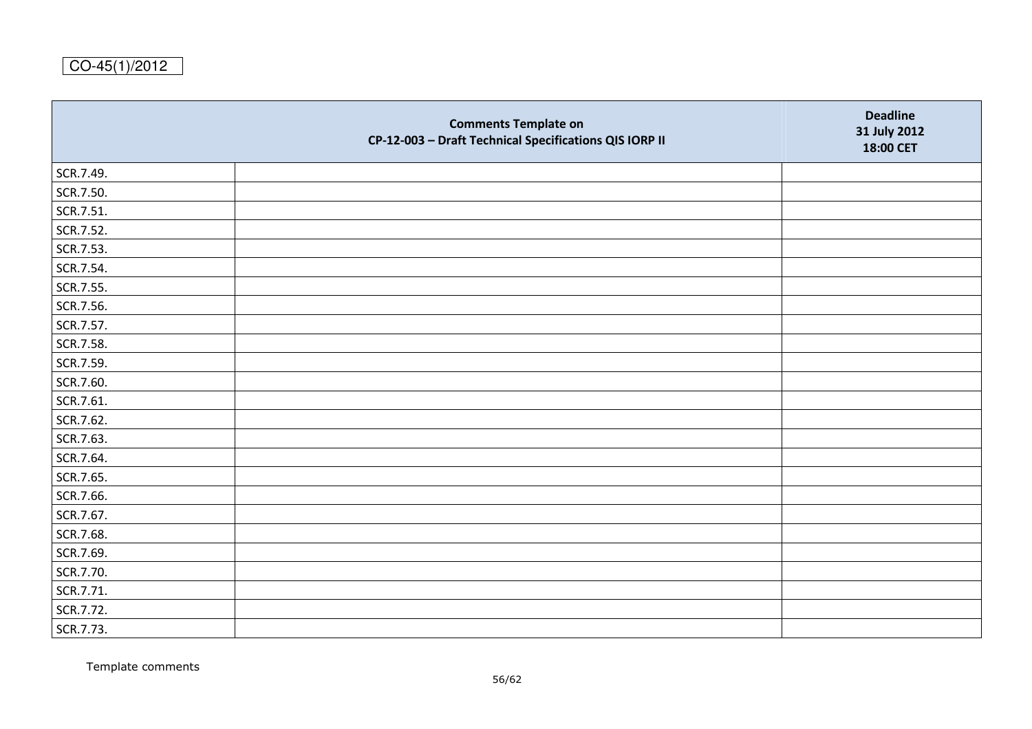CO-45(1)/2012

| | Comments Template on CP-12-003 – Draft Technical Specifications QIS IORP II | Deadline 31 July 2012 18:00 CET |
|---|---|---|
| SCR.7.49. | | |
| SCR.7.50. | | |
| SCR.7.51. | | |
| SCR.7.52. | | |
| SCR.7.53. | | |
| SCR.7.54. | | |
| SCR.7.55. | | |
| SCR.7.56. | | |
| SCR.7.57. | | |
| SCR.7.58. | | |
| SCR.7.59. | | |
| SCR.7.60. | | |
| SCR.7.61. | | |
| SCR.7.62. | | |
| SCR.7.63. | | |
| SCR.7.64. | | |
| SCR.7.65. | | |
| SCR.7.66. | | |
| SCR.7.67. | | |
| SCR.7.68. | | |
| SCR.7.69. | | |
| SCR.7.70. | | |
| SCR.7.71. | | |
| SCR.7.72. | | |
| SCR.7.73. | | |

Template comments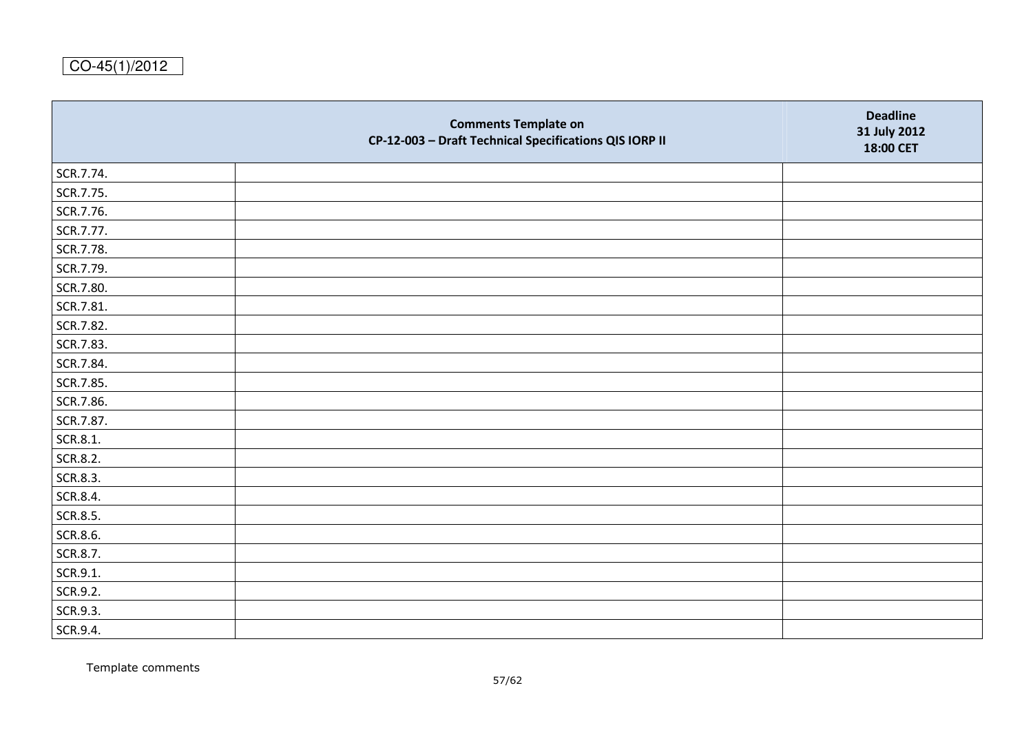CO-45(1)/2012

| Comments Template on CP-12-003 – Draft Technical Specifications QIS IORP II | | Deadline 31 July 2012 18:00 CET |
|---|---|---|
| SCR.7.74. | | |
| SCR.7.75. | | |
| SCR.7.76. | | |
| SCR.7.77. | | |
| SCR.7.78. | | |
| SCR.7.79. | | |
| SCR.7.80. | | |
| SCR.7.81. | | |
| SCR.7.82. | | |
| SCR.7.83. | | |
| SCR.7.84. | | |
| SCR.7.85. | | |
| SCR.7.86. | | |
| SCR.7.87. | | |
| SCR.8.1. | | |
| SCR.8.2. | | |
| SCR.8.3. | | |
| SCR.8.4. | | |
| SCR.8.5. | | |
| SCR.8.6. | | |
| SCR.8.7. | | |
| SCR.9.1. | | |
| SCR.9.2. | | |
| SCR.9.3. | | |
| SCR.9.4. | | |

Template comments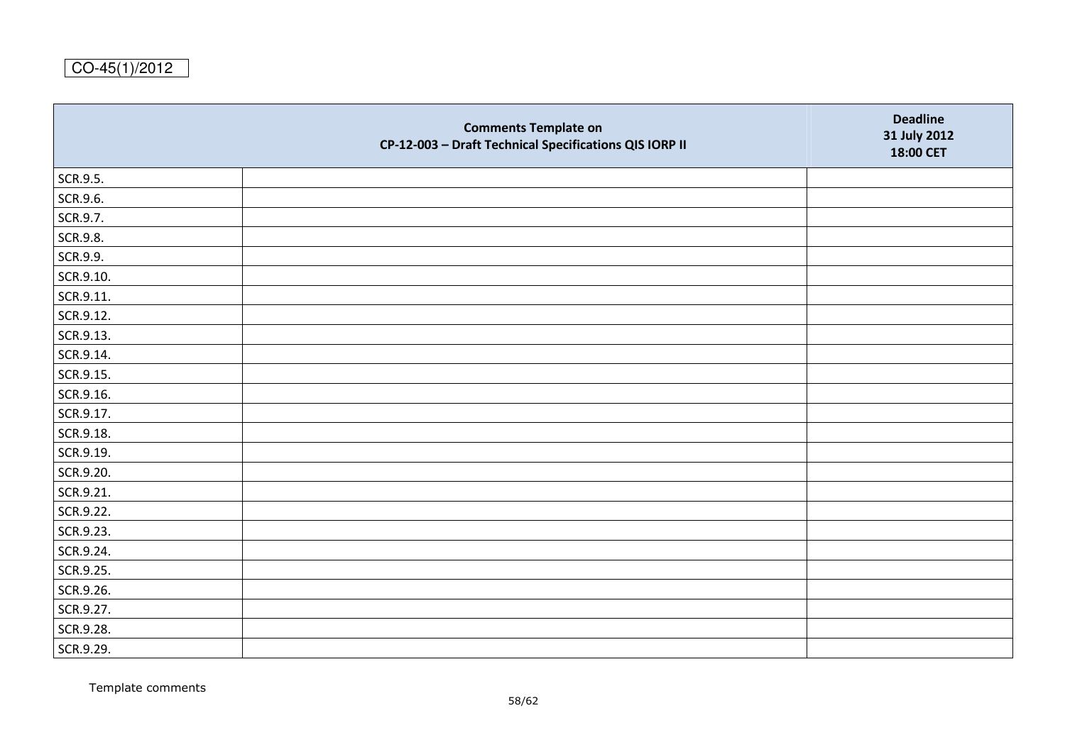CO-45(1)/2012

| Comments Template on<br>CP-12-003 – Draft Technical Specifications QIS IORP II | | Deadline<br>31 July 2012<br>18:00 CET |
|---|---|---|
| SCR.9.5. | | |
| SCR.9.6. | | |
| SCR.9.7. | | |
| SCR.9.8. | | |
| SCR.9.9. | | |
| SCR.9.10. | | |
| SCR.9.11. | | |
| SCR.9.12. | | |
| SCR.9.13. | | |
| SCR.9.14. | | |
| SCR.9.15. | | |
| SCR.9.16. | | |
| SCR.9.17. | | |
| SCR.9.18. | | |
| SCR.9.19. | | |
| SCR.9.20. | | |
| SCR.9.21. | | |
| SCR.9.22. | | |
| SCR.9.23. | | |
| SCR.9.24. | | |
| SCR.9.25. | | |
| SCR.9.26. | | |
| SCR.9.27. | | |
| SCR.9.28. | | |
| SCR.9.29. | | |

Template comments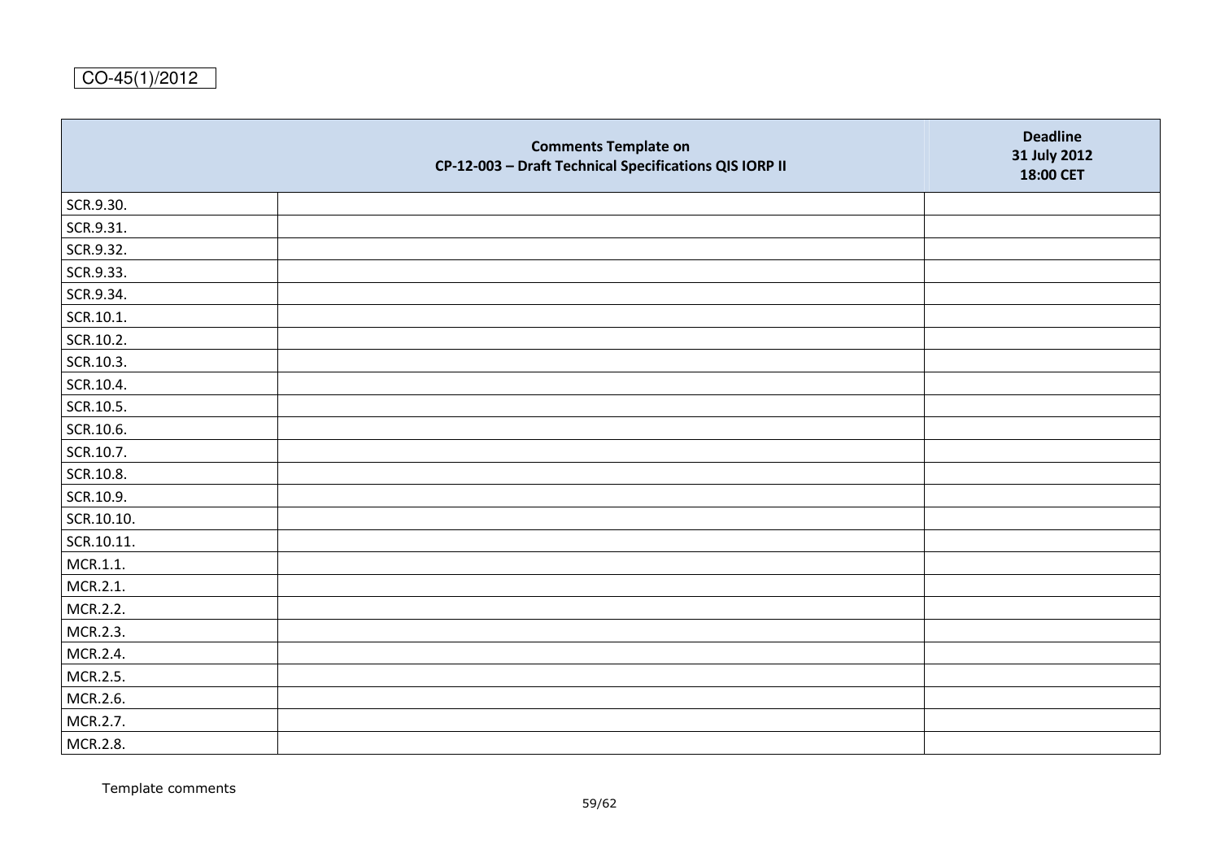CO-45(1)/2012

| Comments Template on CP-12-003 – Draft Technical Specifications QIS IORP II | | Deadline 31 July 2012 18:00 CET |
|---|---|---|
| SCR.9.30. | | |
| SCR.9.31. | | |
| SCR.9.32. | | |
| SCR.9.33. | | |
| SCR.9.34. | | |
| SCR.10.1. | | |
| SCR.10.2. | | |
| SCR.10.3. | | |
| SCR.10.4. | | |
| SCR.10.5. | | |
| SCR.10.6. | | |
| SCR.10.7. | | |
| SCR.10.8. | | |
| SCR.10.9. | | |
| SCR.10.10. | | |
| SCR.10.11. | | |
| MCR.1.1. | | |
| MCR.2.1. | | |
| MCR.2.2. | | |
| MCR.2.3. | | |
| MCR.2.4. | | |
| MCR.2.5. | | |
| MCR.2.6. | | |
| MCR.2.7. | | |
| MCR.2.8. | | |

Template comments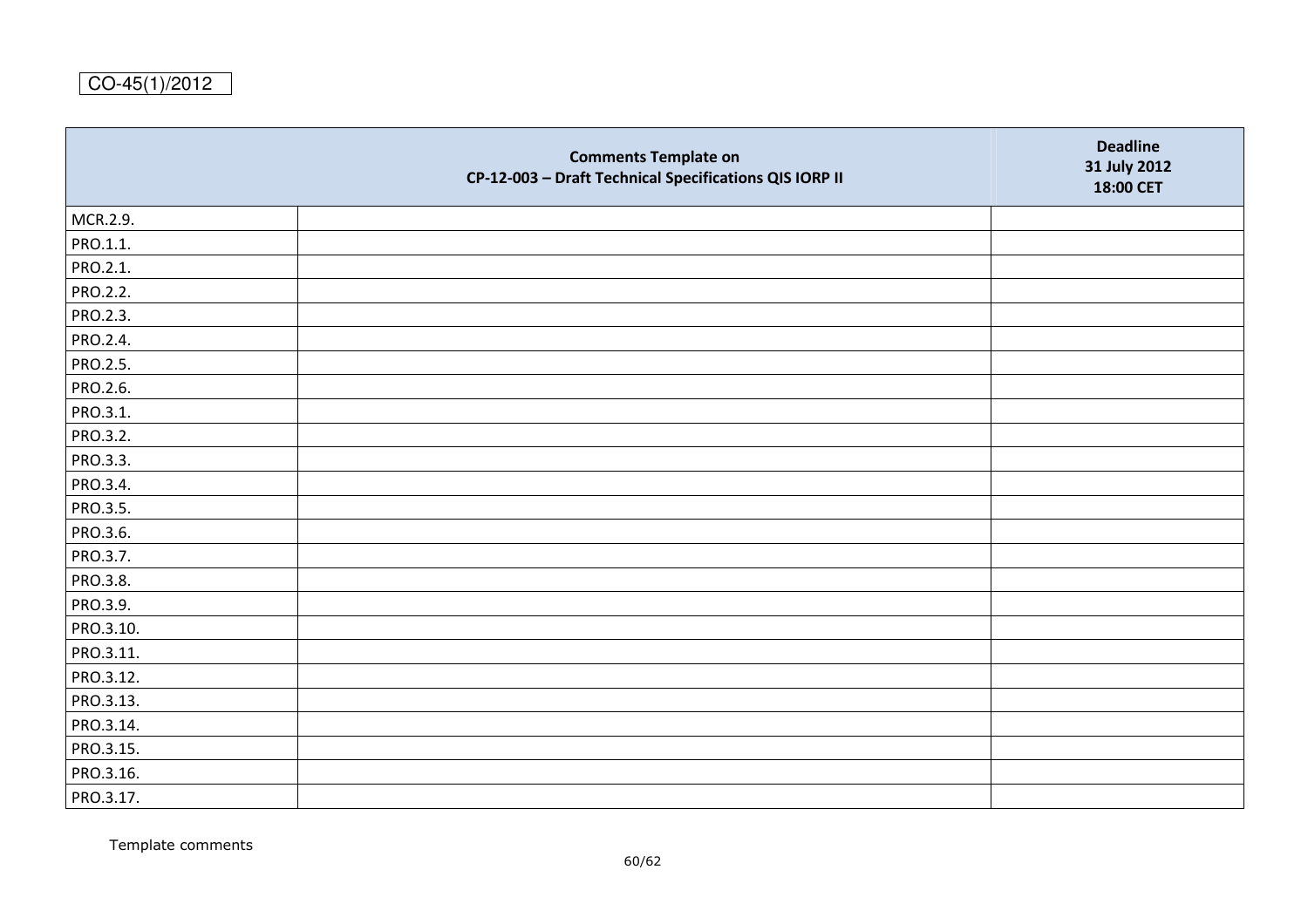CO-45(1)/2012

| | Comments Template on CP-12-003 – Draft Technical Specifications QIS IORP II | Deadline 31 July 2012 18:00 CET |
|---|---|---|
| MCR.2.9. | | |
| PRO.1.1. | | |
| PRO.2.1. | | |
| PRO.2.2. | | |
| PRO.2.3. | | |
| PRO.2.4. | | |
| PRO.2.5. | | |
| PRO.2.6. | | |
| PRO.3.1. | | |
| PRO.3.2. | | |
| PRO.3.3. | | |
| PRO.3.4. | | |
| PRO.3.5. | | |
| PRO.3.6. | | |
| PRO.3.7. | | |
| PRO.3.8. | | |
| PRO.3.9. | | |
| PRO.3.10. | | |
| PRO.3.11. | | |
| PRO.3.12. | | |
| PRO.3.13. | | |
| PRO.3.14. | | |
| PRO.3.15. | | |
| PRO.3.16. | | |
| PRO.3.17. | | |

Template comments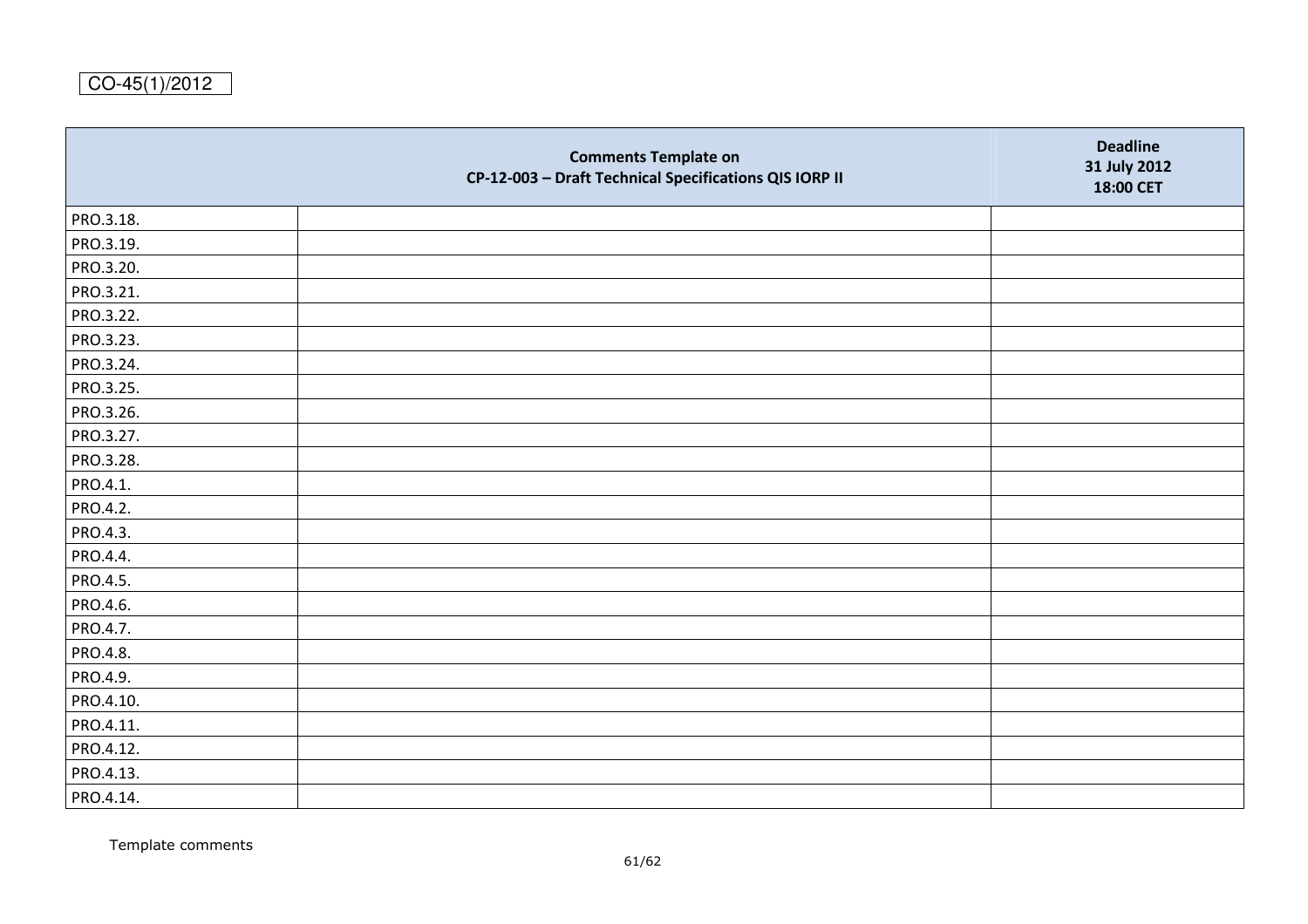CO-45(1)/2012

| Comments Template on CP-12-003 – Draft Technical Specifications QIS IORP II | | Deadline 31 July 2012 18:00 CET |
|---|---|---|
| PRO.3.18. | | |
| PRO.3.19. | | |
| PRO.3.20. | | |
| PRO.3.21. | | |
| PRO.3.22. | | |
| PRO.3.23. | | |
| PRO.3.24. | | |
| PRO.3.25. | | |
| PRO.3.26. | | |
| PRO.3.27. | | |
| PRO.3.28. | | |
| PRO.4.1. | | |
| PRO.4.2. | | |
| PRO.4.3. | | |
| PRO.4.4. | | |
| PRO.4.5. | | |
| PRO.4.6. | | |
| PRO.4.7. | | |
| PRO.4.8. | | |
| PRO.4.9. | | |
| PRO.4.10. | | |
| PRO.4.11. | | |
| PRO.4.12. | | |
| PRO.4.13. | | |
| PRO.4.14. | | |

Template comments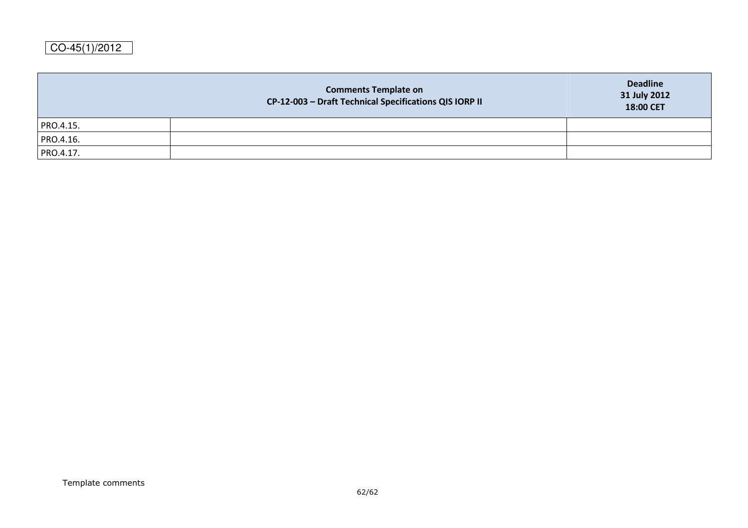CO-45(1)/2012

| Comments Template on CP-12-003 – Draft Technical Specifications QIS IORP II | | Deadline 31 July 2012 18:00 CET |
|---|---|---|
| PRO.4.15. | | |
| PRO.4.16. | | |
| PRO.4.17. | | |

Template comments